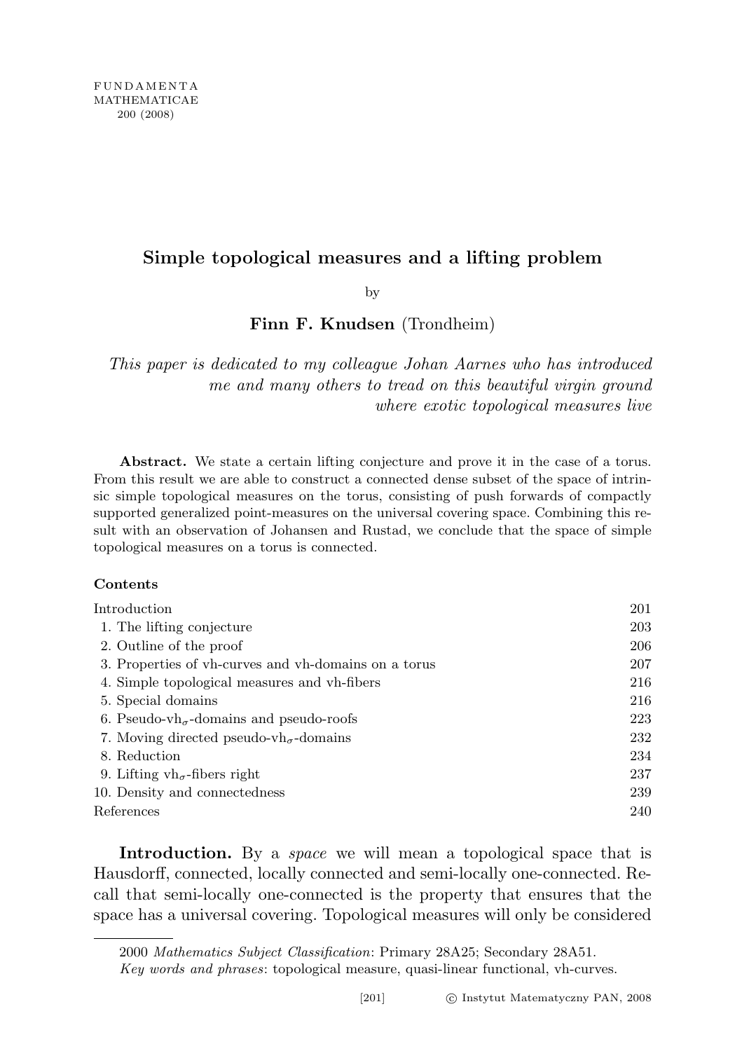# Simple topological measures and a lifting problem

by

**Finn F. Knudsen** (Trondheim)

*This paper is dedicated to my colleague Johan Aarnes who has introduced me and many others to tread on this beautiful virgin ground where exotic topological measures live*

**Abstract.** We state a certain lifting conjecture and prove it in the case of a torus. From this result we are able to construct a connected dense subset of the space of intrinsic simple topological measures on the torus, consisting of push forwards of compactly supported generalized point-measures on the universal covering space. Combining this result with an observation of Johansen and Rustad, we conclude that the space of simple topological measures on a torus is connected.

**Contents**

| | |
|---|---|
| Introduction | 201 |
| 1. The lifting conjecture | 203 |
| 2. Outline of the proof | 206 |
| 3. Properties of vh-curves and vh-domains on a torus | 207 |
| 4. Simple topological measures and vh-fibers | 216 |
| 5. Special domains | 216 |
| 6. Pseudo-vh$_\sigma$-domains and pseudo-roofs | 223 |
| 7. Moving directed pseudo-vh$_\sigma$-domains | 232 |
| 8. Reduction | 234 |
| 9. Lifting vh$_\sigma$-fibers right | 237 |
| 10. Density and connectedness | 239 |
| References | 240 |

**Introduction.** By a *space* we will mean a topological space that is Hausdorff, connected, locally connected and semi-locally one-connected. Recall that semi-locally one-connected is the property that ensures that the space has a universal covering. Topological measures will only be considered

---

2000 *Mathematics Subject Classification*: Primary 28A25; Secondary 28A51.

*Key words and phrases*: topological measure, quasi-linear functional, vh-curves.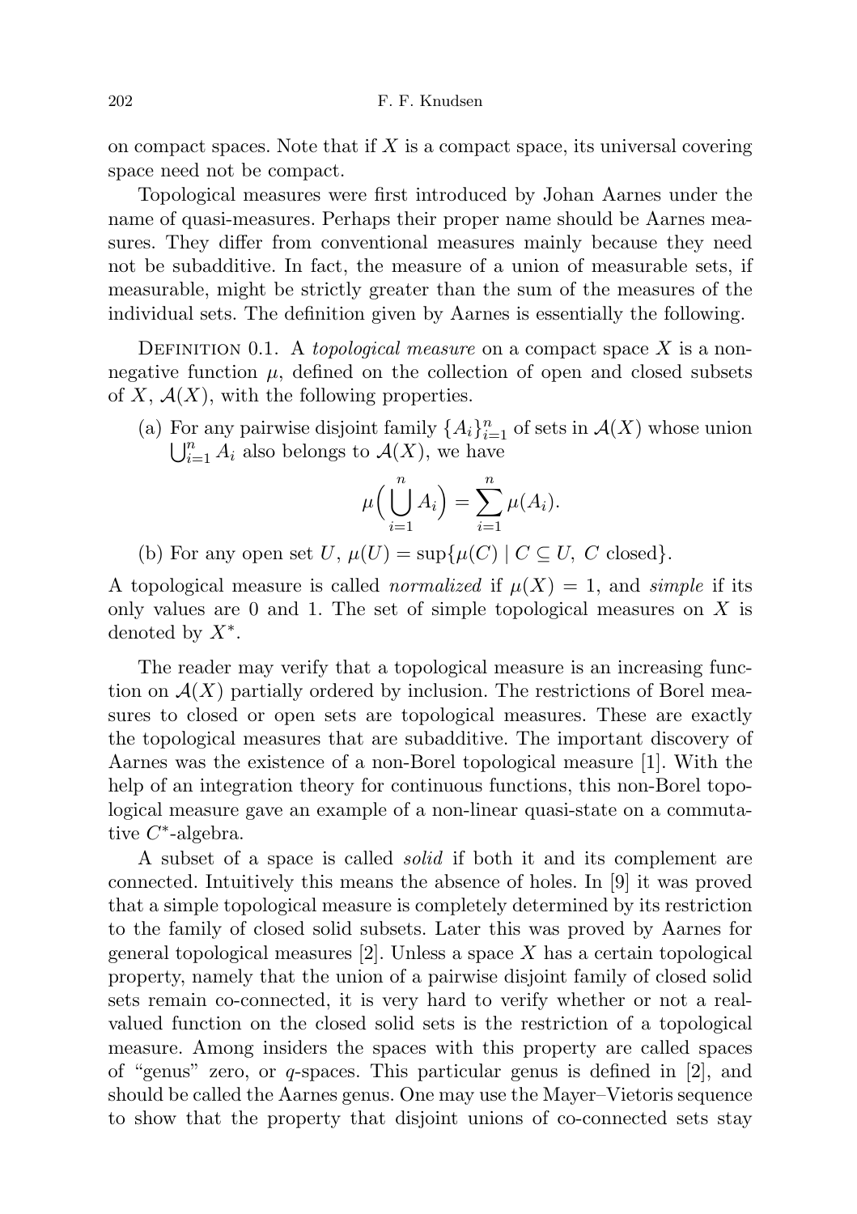on compact spaces. Note that if $X$ is a compact space, its universal covering space need not be compact.

Topological measures were first introduced by Johan Aarnes under the name of quasi-measures. Perhaps their proper name should be Aarnes measures. They differ from conventional measures mainly because they need not be subadditive. In fact, the measure of a union of measurable sets, if measurable, might be strictly greater than the sum of the measures of the individual sets. The definition given by Aarnes is essentially the following.

Definition 0.1. A *topological measure* on a compact space $X$ is a non-negative function $\mu$, defined on the collection of open and closed subsets of $X$, $\mathcal{A}(X)$, with the following properties.

(a) For any pairwise disjoint family $\{A_i\}_{i=1}^n$ of sets in $\mathcal{A}(X)$ whose union $\bigcup_{i=1}^n A_i$ also belongs to $\mathcal{A}(X)$, we have

$$\mu\Big(\bigcup_{i=1}^n A_i\Big) = \sum_{i=1}^n \mu(A_i).$$

(b) For any open set $U$, $\mu(U) = \sup\{\mu(C) \mid C \subseteq U,\ C \text{ closed}\}$.

A topological measure is called *normalized* if $\mu(X) = 1$, and *simple* if its only values are 0 and 1. The set of simple topological measures on $X$ is denoted by $X^*$.

The reader may verify that a topological measure is an increasing function on $\mathcal{A}(X)$ partially ordered by inclusion. The restrictions of Borel measures to closed or open sets are topological measures. These are exactly the topological measures that are subadditive. The important discovery of Aarnes was the existence of a non-Borel topological measure [1]. With the help of an integration theory for continuous functions, this non-Borel topological measure gave an example of a non-linear quasi-state on a commutative $C^*$-algebra.

A subset of a space is called *solid* if both it and its complement are connected. Intuitively this means the absence of holes. In [9] it was proved that a simple topological measure is completely determined by its restriction to the family of closed solid subsets. Later this was proved by Aarnes for general topological measures [2]. Unless a space $X$ has a certain topological property, namely that the union of a pairwise disjoint family of closed solid sets remain co-connected, it is very hard to verify whether or not a real-valued function on the closed solid sets is the restriction of a topological measure. Among insiders the spaces with this property are called spaces of "genus" zero, or $q$-spaces. This particular genus is defined in [2], and should be called the Aarnes genus. One may use the Mayer–Vietoris sequence to show that the property that disjoint unions of co-connected sets stay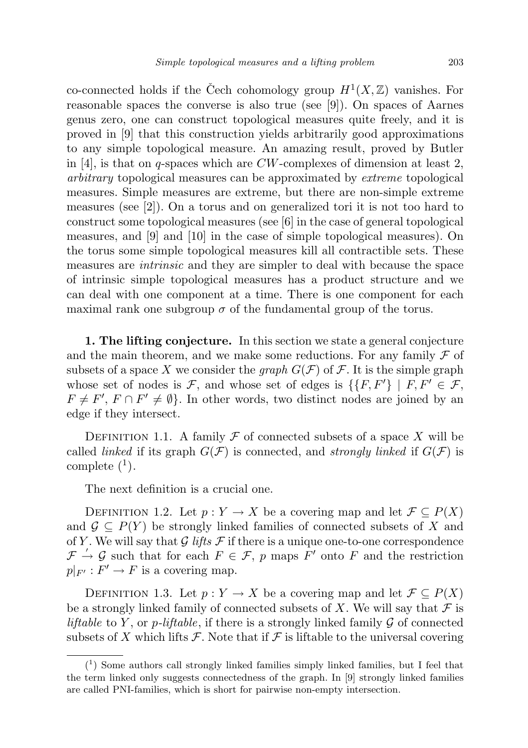co-connected holds if the Čech cohomology group $H^1(X, \mathbb{Z})$ vanishes. For reasonable spaces the converse is also true (see [9]). On spaces of Aarnes genus zero, one can construct topological measures quite freely, and it is proved in [9] that this construction yields arbitrarily good approximations to any simple topological measure. An amazing result, proved by Butler in [4], is that on $q$-spaces which are $CW$-complexes of dimension at least 2, *arbitrary* topological measures can be approximated by *extreme* topological measures. Simple measures are extreme, but there are non-simple extreme measures (see [2]). On a torus and on generalized tori it is not too hard to construct some topological measures (see [6] in the case of general topological measures, and [9] and [10] in the case of simple topological measures). On the torus some simple topological measures kill all contractible sets. These measures are *intrinsic* and they are simpler to deal with because the space of intrinsic simple topological measures has a product structure and we can deal with one component at a time. There is one component for each maximal rank one subgroup $\sigma$ of the fundamental group of the torus.

**1. The lifting conjecture.** In this section we state a general conjecture and the main theorem, and we make some reductions. For any family $\mathcal{F}$ of subsets of a space $X$ we consider the *graph* $G(\mathcal{F})$ of $\mathcal{F}$. It is the simple graph whose set of nodes is $\mathcal{F}$, and whose set of edges is $\{\{F, F'\} \mid F, F' \in \mathcal{F}, F \neq F', F \cap F' \neq \emptyset\}$. In other words, two distinct nodes are joined by an edge if they intersect.

Definition 1.1. A family $\mathcal{F}$ of connected subsets of a space $X$ will be called *linked* if its graph $G(\mathcal{F})$ is connected, and *strongly linked* if $G(\mathcal{F})$ is complete (1).

The next definition is a crucial one.

Definition 1.2. Let $p : Y \to X$ be a covering map and let $\mathcal{F} \subseteq P(X)$ and $\mathcal{G} \subseteq P(Y)$ be strongly linked families of connected subsets of $X$ and of $Y$. We will say that $\mathcal{G}$ *lifts* $\mathcal{F}$ if there is a unique one-to-one correspondence $\mathcal{F} \xrightarrow{'} \mathcal{G}$ such that for each $F \in \mathcal{F}$, $p$ maps $F'$ onto $F$ and the restriction $p|_{F'} : F' \to F$ is a covering map.

Definition 1.3. Let $p : Y \to X$ be a covering map and let $\mathcal{F} \subseteq P(X)$ be a strongly linked family of connected subsets of $X$. We will say that $\mathcal{F}$ is *liftable* to $Y$, or *$p$-liftable*, if there is a strongly linked family $\mathcal{G}$ of connected subsets of $X$ which lifts $\mathcal{F}$. Note that if $\mathcal{F}$ is liftable to the universal covering

(1) Some authors call strongly linked families simply linked families, but I feel that the term linked only suggests connectedness of the graph. In [9] strongly linked families are called PNI-families, which is short for pairwise non-empty intersection.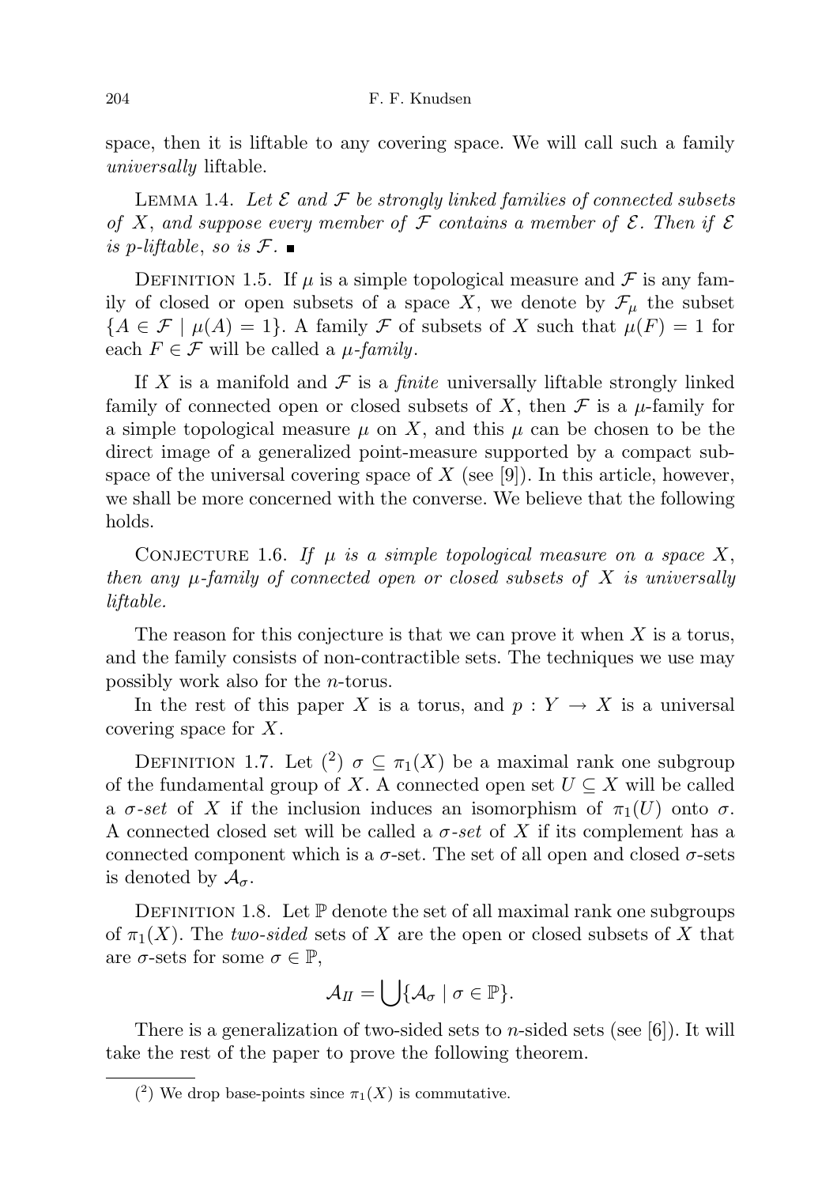space, then it is liftable to any covering space. We will call such a family *universally* liftable.

Lemma 1.4. *Let $\mathcal{E}$ and $\mathcal{F}$ be strongly linked families of connected subsets of $X$, and suppose every member of $\mathcal{F}$ contains a member of $\mathcal{E}$. Then if $\mathcal{E}$ is p-liftable, so is $\mathcal{F}$.* ∎

Definition 1.5. If $\mu$ is a simple topological measure and $\mathcal{F}$ is any family of closed or open subsets of a space $X$, we denote by $\mathcal{F}_\mu$ the subset $\{A \in \mathcal{F} \mid \mu(A) = 1\}$. A family $\mathcal{F}$ of subsets of $X$ such that $\mu(F) = 1$ for each $F \in \mathcal{F}$ will be called a *$\mu$-family*.

If $X$ is a manifold and $\mathcal{F}$ is a *finite* universally liftable strongly linked family of connected open or closed subsets of $X$, then $\mathcal{F}$ is a $\mu$-family for a simple topological measure $\mu$ on $X$, and this $\mu$ can be chosen to be the direct image of a generalized point-measure supported by a compact subspace of the universal covering space of $X$ (see [9]). In this article, however, we shall be more concerned with the converse. We believe that the following holds.

Conjecture 1.6. *If $\mu$ is a simple topological measure on a space $X$, then any $\mu$-family of connected open or closed subsets of $X$ is universally liftable.*

The reason for this conjecture is that we can prove it when $X$ is a torus, and the family consists of non-contractible sets. The techniques we use may possibly work also for the $n$-torus.

In the rest of this paper $X$ is a torus, and $p : Y \to X$ is a universal covering space for $X$.

Definition 1.7. Let (2) $\sigma \subseteq \pi_1(X)$ be a maximal rank one subgroup of the fundamental group of $X$. A connected open set $U \subseteq X$ will be called a *$\sigma$-set* of $X$ if the inclusion induces an isomorphism of $\pi_1(U)$ onto $\sigma$. A connected closed set will be called a *$\sigma$-set* of $X$ if its complement has a connected component which is a $\sigma$-set. The set of all open and closed $\sigma$-sets is denoted by $\mathcal{A}_\sigma$.

Definition 1.8. Let $\mathbb{P}$ denote the set of all maximal rank one subgroups of $\pi_1(X)$. The *two-sided* sets of $X$ are the open or closed subsets of $X$ that are $\sigma$-sets for some $\sigma \in \mathbb{P}$,

$$\mathcal{A}_{II} = \bigcup\{\mathcal{A}_\sigma \mid \sigma \in \mathbb{P}\}.$$

There is a generalization of two-sided sets to $n$-sided sets (see [6]). It will take the rest of the paper to prove the following theorem.

(2) We drop base-points since $\pi_1(X)$ is commutative.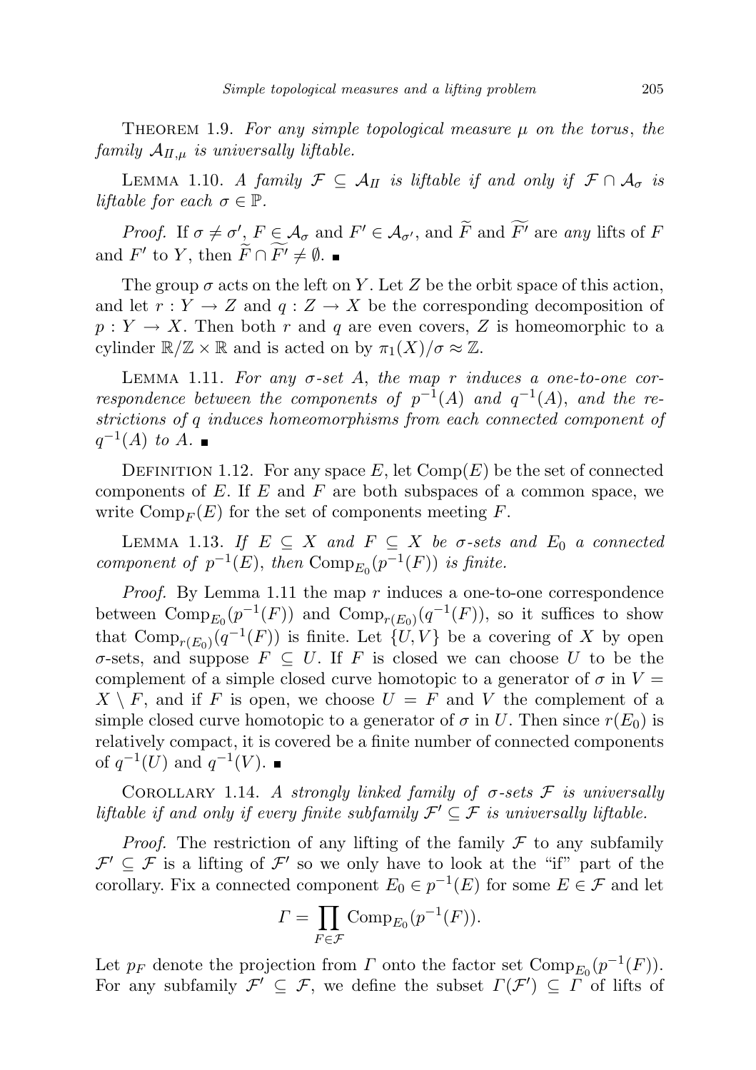THEOREM 1.9. *For any simple topological measure $\mu$ on the torus, the family $\mathcal{A}_{II,\mu}$ is universally liftable.*

LEMMA 1.10. *A family $\mathcal{F} \subseteq \mathcal{A}_{II}$ is liftable if and only if $\mathcal{F} \cap \mathcal{A}_\sigma$ is liftable for each $\sigma \in \mathbb{P}$.*

*Proof.* If $\sigma \neq \sigma'$, $F \in \mathcal{A}_\sigma$ and $F' \in \mathcal{A}_{\sigma'}$, and $\widetilde{F}$ and $\widetilde{F'}$ are *any* lifts of $F$ and $F'$ to $Y$, then $\widetilde{F} \cap \widetilde{F'} \neq \emptyset$. ∎

The group $\sigma$ acts on the left on $Y$. Let $Z$ be the orbit space of this action, and let $r : Y \to Z$ and $q : Z \to X$ be the corresponding decomposition of $p : Y \to X$. Then both $r$ and $q$ are even covers, $Z$ is homeomorphic to a cylinder $\mathbb{R}/\mathbb{Z} \times \mathbb{R}$ and is acted on by $\pi_1(X)/\sigma \approx \mathbb{Z}$.

LEMMA 1.11. *For any $\sigma$-set $A$, the map $r$ induces a one-to-one correspondence between the components of $p^{-1}(A)$ and $q^{-1}(A)$, and the restrictions of $q$ induces homeomorphisms from each connected component of $q^{-1}(A)$ to $A$.* ∎

DEFINITION 1.12. For any space $E$, let $\mathrm{Comp}(E)$ be the set of connected components of $E$. If $E$ and $F$ are both subspaces of a common space, we write $\mathrm{Comp}_F(E)$ for the set of components meeting $F$.

LEMMA 1.13. *If $E \subseteq X$ and $F \subseteq X$ be $\sigma$-sets and $E_0$ a connected component of $p^{-1}(E)$, then $\mathrm{Comp}_{E_0}(p^{-1}(F))$ is finite.*

*Proof.* By Lemma 1.11 the map $r$ induces a one-to-one correspondence between $\mathrm{Comp}_{E_0}(p^{-1}(F))$ and $\mathrm{Comp}_{r(E_0)}(q^{-1}(F))$, so it suffices to show that $\mathrm{Comp}_{r(E_0)}(q^{-1}(F))$ is finite. Let $\{U, V\}$ be a covering of $X$ by open $\sigma$-sets, and suppose $F \subseteq U$. If $F$ is closed we can choose $U$ to be the complement of a simple closed curve homotopic to a generator of $\sigma$ in $V = X \setminus F$, and if $F$ is open, we choose $U = F$ and $V$ the complement of a simple closed curve homotopic to a generator of $\sigma$ in $U$. Then since $r(E_0)$ is relatively compact, it is covered be a finite number of connected components of $q^{-1}(U)$ and $q^{-1}(V)$. ∎

COROLLARY 1.14. *A strongly linked family of $\sigma$-sets $\mathcal{F}$ is universally liftable if and only if every finite subfamily $\mathcal{F}' \subseteq \mathcal{F}$ is universally liftable.*

*Proof.* The restriction of any lifting of the family $\mathcal{F}$ to any subfamily $\mathcal{F}' \subseteq \mathcal{F}$ is a lifting of $\mathcal{F}'$ so we only have to look at the "if" part of the corollary. Fix a connected component $E_0 \in p^{-1}(E)$ for some $E \in \mathcal{F}$ and let

$$\Gamma = \prod_{F \in \mathcal{F}} \mathrm{Comp}_{E_0}(p^{-1}(F)).$$

Let $p_F$ denote the projection from $\Gamma$ onto the factor set $\mathrm{Comp}_{E_0}(p^{-1}(F))$. For any subfamily $\mathcal{F}' \subseteq \mathcal{F}$, we define the subset $\Gamma(\mathcal{F}') \subseteq \Gamma$ of lifts of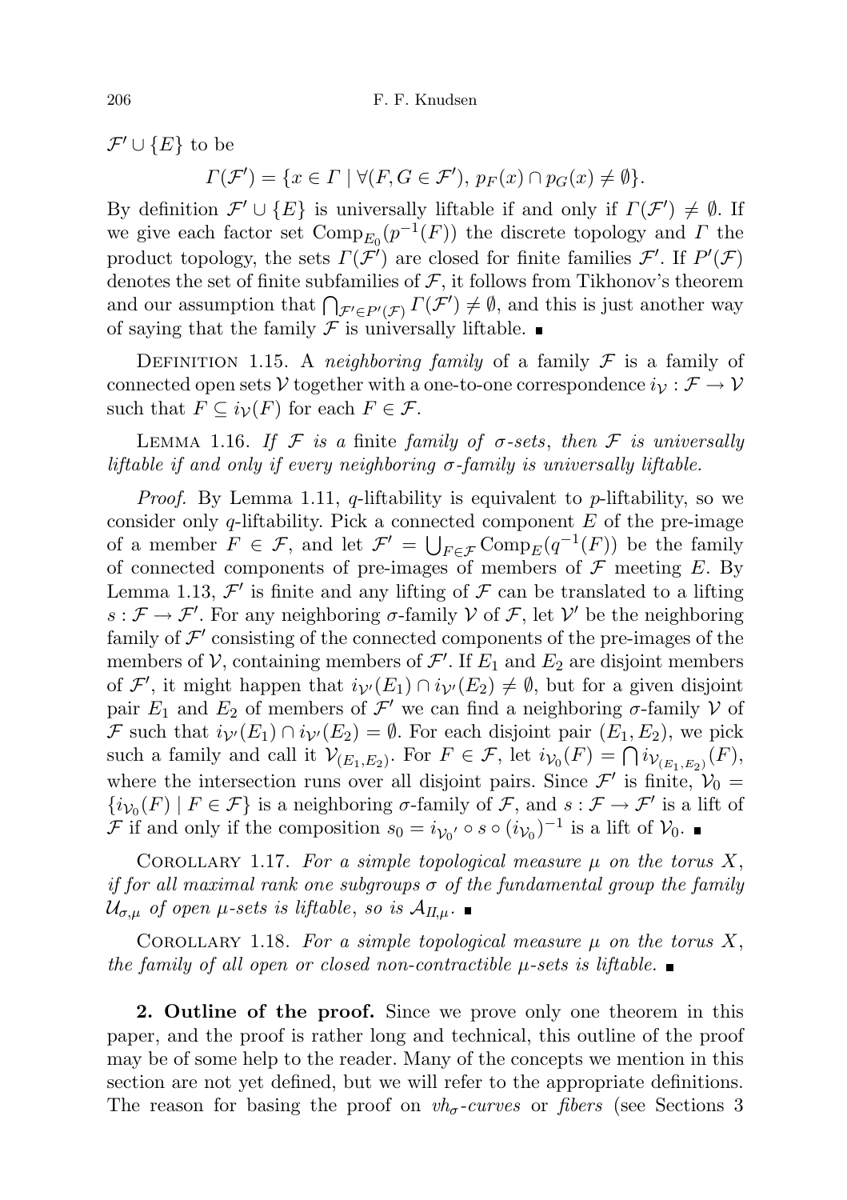$\mathcal{F}' \cup \{E\}$ to be

$$\Gamma(\mathcal{F}') = \{x \in \Gamma \mid \forall (F, G \in \mathcal{F}'),\ p_F(x) \cap p_G(x) \neq \emptyset\}.$$

By definition $\mathcal{F}' \cup \{E\}$ is universally liftable if and only if $\Gamma(\mathcal{F}') \neq \emptyset$. If we give each factor set $\mathrm{Comp}_{E_0}(p^{-1}(F))$ the discrete topology and $\Gamma$ the product topology, the sets $\Gamma(\mathcal{F}')$ are closed for finite families $\mathcal{F}'$. If $P'(\mathcal{F})$ denotes the set of finite subfamilies of $\mathcal{F}$, it follows from Tikhonov's theorem and our assumption that $\bigcap_{\mathcal{F}' \in P'(\mathcal{F})} \Gamma(\mathcal{F}') \neq \emptyset$, and this is just another way of saying that the family $\mathcal{F}$ is universally liftable. ∎

Definition 1.15. A *neighboring family* of a family $\mathcal{F}$ is a family of connected open sets $\mathcal{V}$ together with a one-to-one correspondence $i_{\mathcal{V}} : \mathcal{F} \to \mathcal{V}$ such that $F \subseteq i_{\mathcal{V}}(F)$ for each $F \in \mathcal{F}$.

Lemma 1.16. *If $\mathcal{F}$ is a* finite *family of $\sigma$-sets, then $\mathcal{F}$ is universally liftable if and only if every neighboring $\sigma$-family is universally liftable.*

*Proof.* By Lemma 1.11, $q$-liftability is equivalent to $p$-liftability, so we consider only $q$-liftability. Pick a connected component $E$ of the pre-image of a member $F \in \mathcal{F}$, and let $\mathcal{F}' = \bigcup_{F \in \mathcal{F}} \mathrm{Comp}_E(q^{-1}(F))$ be the family of connected components of pre-images of members of $\mathcal{F}$ meeting $E$. By Lemma 1.13, $\mathcal{F}'$ is finite and any lifting of $\mathcal{F}$ can be translated to a lifting $s : \mathcal{F} \to \mathcal{F}'$. For any neighboring $\sigma$-family $\mathcal{V}$ of $\mathcal{F}$, let $\mathcal{V}'$ be the neighboring family of $\mathcal{F}'$ consisting of the connected components of the pre-images of the members of $\mathcal{V}$, containing members of $\mathcal{F}'$. If $E_1$ and $E_2$ are disjoint members of $\mathcal{F}'$, it might happen that $i_{\mathcal{V}'}(E_1) \cap i_{\mathcal{V}'}(E_2) \neq \emptyset$, but for a given disjoint pair $E_1$ and $E_2$ of members of $\mathcal{F}'$ we can find a neighboring $\sigma$-family $\mathcal{V}$ of $\mathcal{F}$ such that $i_{\mathcal{V}'}(E_1) \cap i_{\mathcal{V}'}(E_2) = \emptyset$. For each disjoint pair $(E_1, E_2)$, we pick such a family and call it $\mathcal{V}_{(E_1,E_2)}$. For $F \in \mathcal{F}$, let $i_{\mathcal{V}_0}(F) = \bigcap i_{\mathcal{V}_{(E_1,E_2)}}(F)$, where the intersection runs over all disjoint pairs. Since $\mathcal{F}'$ is finite, $\mathcal{V}_0 = \{i_{\mathcal{V}_0}(F) \mid F \in \mathcal{F}\}$ is a neighboring $\sigma$-family of $\mathcal{F}$, and $s : \mathcal{F} \to \mathcal{F}'$ is a lift of $\mathcal{F}$ if and only if the composition $s_0 = i_{\mathcal{V}_0{}'} \circ s \circ (i_{\mathcal{V}_0})^{-1}$ is a lift of $\mathcal{V}_0$. ∎

Corollary 1.17. *For a simple topological measure $\mu$ on the torus $X$, if for all maximal rank one subgroups $\sigma$ of the fundamental group the family $\mathcal{U}_{\sigma,\mu}$ of open $\mu$-sets is liftable, so is $\mathcal{A}_{II,\mu}$.* ∎

Corollary 1.18. *For a simple topological measure $\mu$ on the torus $X$, the family of all open or closed non-contractible $\mu$-sets is liftable.* ∎

**2. Outline of the proof.** Since we prove only one theorem in this paper, and the proof is rather long and technical, this outline of the proof may be of some help to the reader. Many of the concepts we mention in this section are not yet defined, but we will refer to the appropriate definitions. The reason for basing the proof on *$vh_\sigma$-curves* or *fibers* (see Sections 3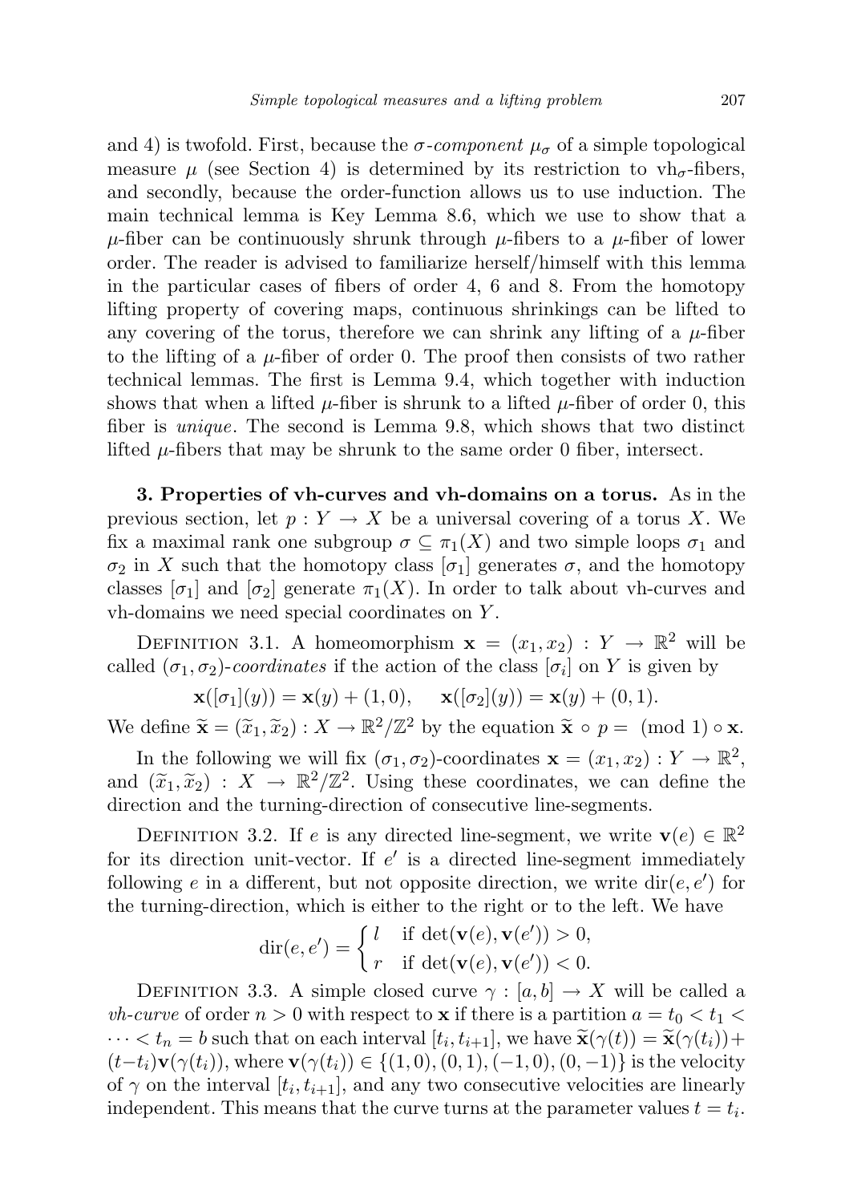and 4) is twofold. First, because the *σ-component* $\mu_\sigma$ of a simple topological measure $\mu$ (see Section 4) is determined by its restriction to $\mathrm{vh}_\sigma$-fibers, and secondly, because the order-function allows us to use induction. The main technical lemma is Key Lemma 8.6, which we use to show that a $\mu$-fiber can be continuously shrunk through $\mu$-fibers to a $\mu$-fiber of lower order. The reader is advised to familiarize herself/himself with this lemma in the particular cases of fibers of order 4, 6 and 8. From the homotopy lifting property of covering maps, continuous shrinkings can be lifted to any covering of the torus, therefore we can shrink any lifting of a $\mu$-fiber to the lifting of a $\mu$-fiber of order 0. The proof then consists of two rather technical lemmas. The first is Lemma 9.4, which together with induction shows that when a lifted $\mu$-fiber is shrunk to a lifted $\mu$-fiber of order 0, this fiber is *unique*. The second is Lemma 9.8, which shows that two distinct lifted $\mu$-fibers that may be shrunk to the same order 0 fiber, intersect.

**3. Properties of vh-curves and vh-domains on a torus.** As in the previous section, let $p : Y \to X$ be a universal covering of a torus $X$. We fix a maximal rank one subgroup $\sigma \subseteq \pi_1(X)$ and two simple loops $\sigma_1$ and $\sigma_2$ in $X$ such that the homotopy class $[\sigma_1]$ generates $\sigma$, and the homotopy classes $[\sigma_1]$ and $[\sigma_2]$ generate $\pi_1(X)$. In order to talk about vh-curves and vh-domains we need special coordinates on $Y$.

Definition 3.1. A homeomorphism $\mathbf{x} = (x_1, x_2) : Y \to \mathbb{R}^2$ will be called $(\sigma_1, \sigma_2)$-*coordinates* if the action of the class $[\sigma_i]$ on $Y$ is given by

$$\mathbf{x}([\sigma_1](y)) = \mathbf{x}(y) + (1, 0), \qquad \mathbf{x}([\sigma_2](y)) = \mathbf{x}(y) + (0, 1).$$

We define $\widetilde{\mathbf{x}} = (\widetilde{x}_1, \widetilde{x}_2) : X \to \mathbb{R}^2/\mathbb{Z}^2$ by the equation $\widetilde{\mathbf{x}} \circ p = \pmod 1 \circ \mathbf{x}$.

In the following we will fix $(\sigma_1, \sigma_2)$-coordinates $\mathbf{x} = (x_1, x_2) : Y \to \mathbb{R}^2$, and $(\widetilde{x}_1, \widetilde{x}_2) : X \to \mathbb{R}^2/\mathbb{Z}^2$. Using these coordinates, we can define the direction and the turning-direction of consecutive line-segments.

Definition 3.2. If $e$ is any directed line-segment, we write $\mathbf{v}(e) \in \mathbb{R}^2$ for its direction unit-vector. If $e'$ is a directed line-segment immediately following $e$ in a different, but not opposite direction, we write $\mathrm{dir}(e, e')$ for the turning-direction, which is either to the right or to the left. We have

$$\mathrm{dir}(e, e') = \begin{cases} l & \text{if } \det(\mathbf{v}(e), \mathbf{v}(e')) > 0, \\ r & \text{if } \det(\mathbf{v}(e), \mathbf{v}(e')) < 0. \end{cases}$$

Definition 3.3. A simple closed curve $\gamma : [a, b] \to X$ will be called a *vh-curve* of order $n > 0$ with respect to $\mathbf{x}$ if there is a partition $a = t_0 < t_1 < \cdots < t_n = b$ such that on each interval $[t_i, t_{i+1}]$, we have $\widetilde{\mathbf{x}}(\gamma(t)) = \widetilde{\mathbf{x}}(\gamma(t_i)) + (t - t_i)\mathbf{v}(\gamma(t_i))$, where $\mathbf{v}(\gamma(t_i)) \in \{(1, 0), (0, 1), (-1, 0), (0, -1)\}$ is the velocity of $\gamma$ on the interval $[t_i, t_{i+1}]$, and any two consecutive velocities are linearly independent. This means that the curve turns at the parameter values $t = t_i$.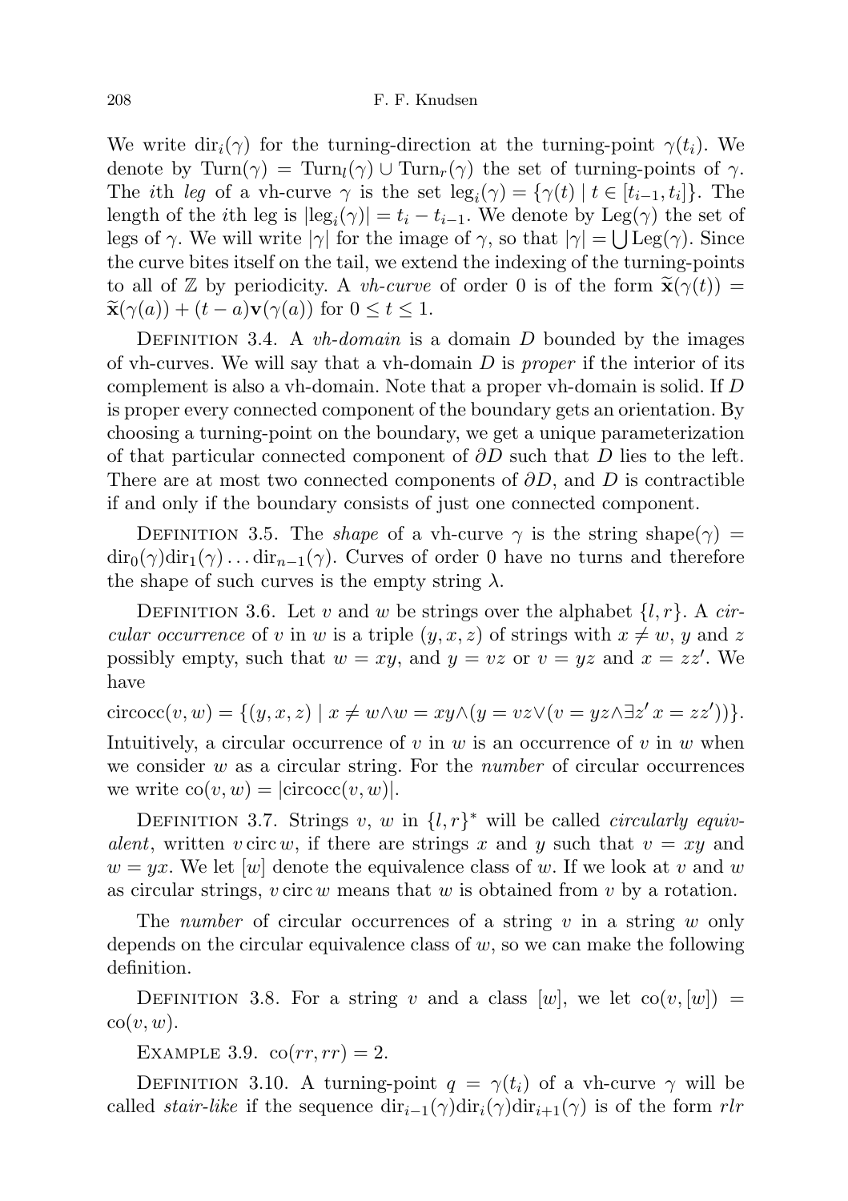We write $\mathrm{dir}_i(\gamma)$ for the turning-direction at the turning-point $\gamma(t_i)$. We denote by $\mathrm{Turn}(\gamma) = \mathrm{Turn}_l(\gamma) \cup \mathrm{Turn}_r(\gamma)$ the set of turning-points of $\gamma$. The $i$th *leg* of a vh-curve $\gamma$ is the set $\mathrm{leg}_i(\gamma) = \{\gamma(t) \mid t \in [t_{i-1}, t_i]\}$. The length of the $i$th leg is $|\mathrm{leg}_i(\gamma)| = t_i - t_{i-1}$. We denote by $\mathrm{Leg}(\gamma)$ the set of legs of $\gamma$. We will write $|\gamma|$ for the image of $\gamma$, so that $|\gamma| = \bigcup \mathrm{Leg}(\gamma)$. Since the curve bites itself on the tail, we extend the indexing of the turning-points to all of $\mathbb{Z}$ by periodicity. A *vh-curve* of order 0 is of the form $\widetilde{\mathbf{x}}(\gamma(t)) = \widetilde{\mathbf{x}}(\gamma(a)) + (t-a)\mathbf{v}(\gamma(a))$ for $0 \le t \le 1$.

Definition 3.4. A *vh-domain* is a domain $D$ bounded by the images of vh-curves. We will say that a vh-domain $D$ is *proper* if the interior of its complement is also a vh-domain. Note that a proper vh-domain is solid. If $D$ is proper every connected component of the boundary gets an orientation. By choosing a turning-point on the boundary, we get a unique parameterization of that particular connected component of $\partial D$ such that $D$ lies to the left. There are at most two connected components of $\partial D$, and $D$ is contractible if and only if the boundary consists of just one connected component.

Definition 3.5. The *shape* of a vh-curve $\gamma$ is the string $\mathrm{shape}(\gamma) = \mathrm{dir}_0(\gamma)\mathrm{dir}_1(\gamma)\ldots\mathrm{dir}_{n-1}(\gamma)$. Curves of order 0 have no turns and therefore the shape of such curves is the empty string $\lambda$.

Definition 3.6. Let $v$ and $w$ be strings over the alphabet $\{l, r\}$. A *circular occurrence* of $v$ in $w$ is a triple $(y, x, z)$ of strings with $x \neq w$, $y$ and $z$ possibly empty, such that $w = xy$, and $y = vz$ or $v = yz$ and $x = zz'$. We have

$$\mathrm{circocc}(v, w) = \{(y, x, z) \mid x \neq w \wedge w = xy \wedge (y = vz \vee (v = yz \wedge \exists z'\, x = zz'))\}.$$

Intuitively, a circular occurrence of $v$ in $w$ is an occurrence of $v$ in $w$ when we consider $w$ as a circular string. For the *number* of circular occurrences we write $\mathrm{co}(v, w) = |\mathrm{circocc}(v, w)|$.

Definition 3.7. Strings $v$, $w$ in $\{l, r\}^*$ will be called *circularly equivalent*, written $v \,\mathrm{circ}\, w$, if there are strings $x$ and $y$ such that $v = xy$ and $w = yx$. We let $[w]$ denote the equivalence class of $w$. If we look at $v$ and $w$ as circular strings, $v \,\mathrm{circ}\, w$ means that $w$ is obtained from $v$ by a rotation.

The *number* of circular occurrences of a string $v$ in a string $w$ only depends on the circular equivalence class of $w$, so we can make the following definition.

Definition 3.8. For a string $v$ and a class $[w]$, we let $\mathrm{co}(v, [w]) = \mathrm{co}(v, w)$.

Example 3.9. $\mathrm{co}(rr, rr) = 2$.

Definition 3.10. A turning-point $q = \gamma(t_i)$ of a vh-curve $\gamma$ will be called *stair-like* if the sequence $\mathrm{dir}_{i-1}(\gamma)\mathrm{dir}_i(\gamma)\mathrm{dir}_{i+1}(\gamma)$ is of the form $rlr$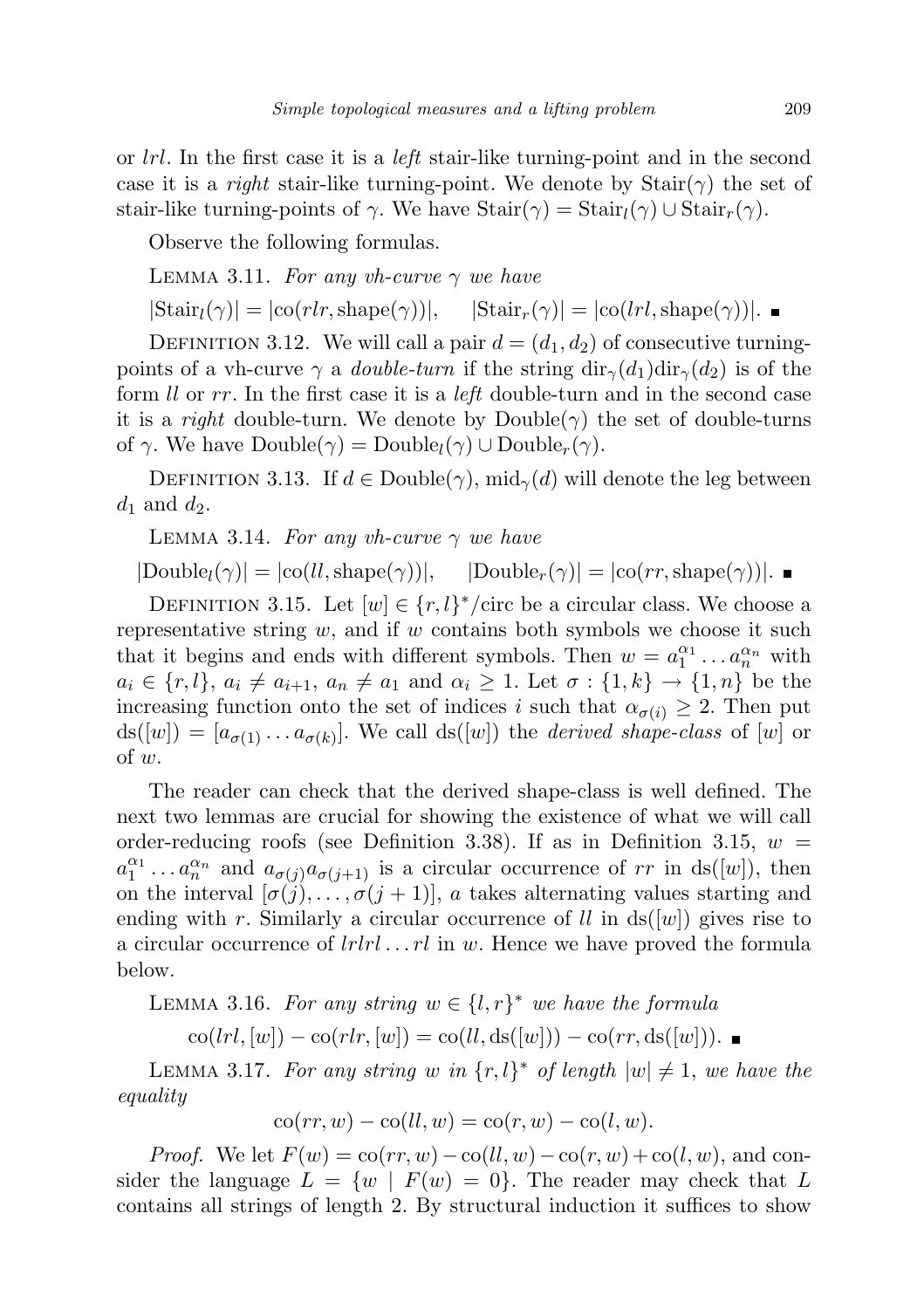or $lrl$. In the first case it is a *left* stair-like turning-point and in the second case it is a *right* stair-like turning-point. We denote by $\mathrm{Stair}(\gamma)$ the set of stair-like turning-points of $\gamma$. We have $\mathrm{Stair}(\gamma) = \mathrm{Stair}_l(\gamma) \cup \mathrm{Stair}_r(\gamma)$.

Observe the following formulas.

Lemma 3.11. *For any vh-curve $\gamma$ we have*

$$|\mathrm{Stair}_l(\gamma)| = |\mathrm{co}(rlr, \mathrm{shape}(\gamma))|, \qquad |\mathrm{Stair}_r(\gamma)| = |\mathrm{co}(lrl, \mathrm{shape}(\gamma))|. \ \blacksquare$$

Definition 3.12. We will call a pair $d = (d_1, d_2)$ of consecutive turning-points of a vh-curve $\gamma$ a *double-turn* if the string $\mathrm{dir}_\gamma(d_1)\mathrm{dir}_\gamma(d_2)$ is of the form $ll$ or $rr$. In the first case it is a *left* double-turn and in the second case it is a *right* double-turn. We denote by $\mathrm{Double}(\gamma)$ the set of double-turns of $\gamma$. We have $\mathrm{Double}(\gamma) = \mathrm{Double}_l(\gamma) \cup \mathrm{Double}_r(\gamma)$.

Definition 3.13. If $d \in \mathrm{Double}(\gamma)$, $\mathrm{mid}_\gamma(d)$ will denote the leg between $d_1$ and $d_2$.

Lemma 3.14. *For any vh-curve $\gamma$ we have*

$$|\mathrm{Double}_l(\gamma)| = |\mathrm{co}(ll, \mathrm{shape}(\gamma))|, \qquad |\mathrm{Double}_r(\gamma)| = |\mathrm{co}(rr, \mathrm{shape}(\gamma))|. \ \blacksquare$$

Definition 3.15. Let $[w] \in \{r, l\}^*/\mathrm{circ}$ be a circular class. We choose a representative string $w$, and if $w$ contains both symbols we choose it such that it begins and ends with different symbols. Then $w = a_1^{\alpha_1} \ldots a_n^{\alpha_n}$ with $a_i \in \{r, l\}$, $a_i \neq a_{i+1}$, $a_n \neq a_1$ and $\alpha_i \geq 1$. Let $\sigma : \{1, k\} \to \{1, n\}$ be the increasing function onto the set of indices $i$ such that $\alpha_{\sigma(i)} \geq 2$. Then put $\mathrm{ds}([w]) = [a_{\sigma(1)} \ldots a_{\sigma(k)}]$. We call $\mathrm{ds}([w])$ the *derived shape-class* of $[w]$ or of $w$.

The reader can check that the derived shape-class is well defined. The next two lemmas are crucial for showing the existence of what we will call order-reducing roofs (see Definition 3.38). If as in Definition 3.15, $w = a_1^{\alpha_1} \ldots a_n^{\alpha_n}$ and $a_{\sigma(j)}a_{\sigma(j+1)}$ is a circular occurrence of $rr$ in $\mathrm{ds}([w])$, then on the interval $[\sigma(j), \ldots, \sigma(j+1)]$, $a$ takes alternating values starting and ending with $r$. Similarly a circular occurrence of $ll$ in $\mathrm{ds}([w])$ gives rise to a circular occurrence of $lrlrl \ldots rl$ in $w$. Hence we have proved the formula below.

Lemma 3.16. *For any string $w \in \{l, r\}^*$ we have the formula*

$$\mathrm{co}(lrl, [w]) - \mathrm{co}(rlr, [w]) = \mathrm{co}(ll, \mathrm{ds}([w])) - \mathrm{co}(rr, \mathrm{ds}([w])). \ \blacksquare$$

Lemma 3.17. *For any string $w$ in $\{r, l\}^*$ of length $|w| \neq 1$, we have the equality*

$$\mathrm{co}(rr, w) - \mathrm{co}(ll, w) = \mathrm{co}(r, w) - \mathrm{co}(l, w).$$

*Proof.* We let $F(w) = \mathrm{co}(rr, w) - \mathrm{co}(ll, w) - \mathrm{co}(r, w) + \mathrm{co}(l, w)$, and consider the language $L = \{w \mid F(w) = 0\}$. The reader may check that $L$ contains all strings of length 2. By structural induction it suffices to show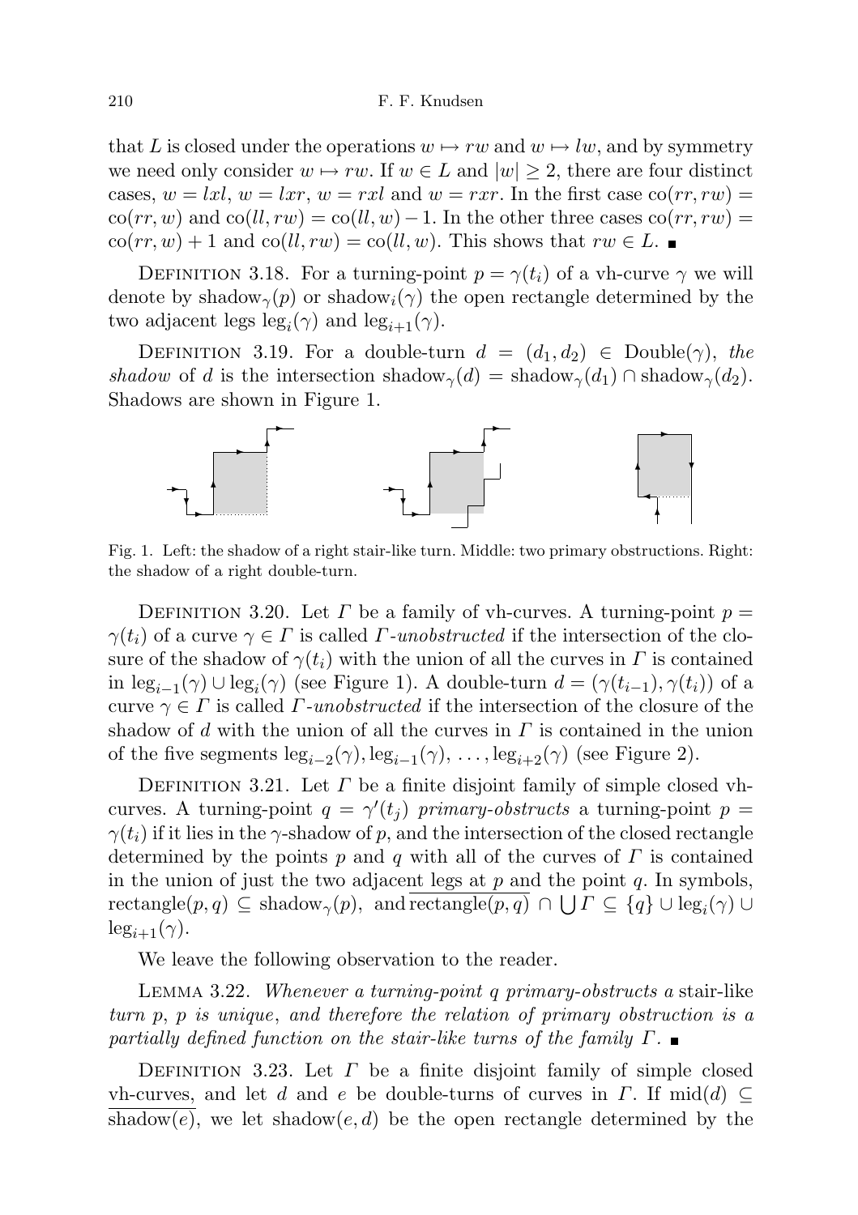that $L$ is closed under the operations $w \mapsto rw$ and $w \mapsto lw$, and by symmetry we need only consider $w \mapsto rw$. If $w \in L$ and $|w| \geq 2$, there are four distinct cases, $w = lxl$, $w = lxr$, $w = rxl$ and $w = rxr$. In the first case $\mathrm{co}(rr, rw) = \mathrm{co}(rr, w)$ and $\mathrm{co}(ll, rw) = \mathrm{co}(ll, w) - 1$. In the other three cases $\mathrm{co}(rr, rw) = \mathrm{co}(rr, w) + 1$ and $\mathrm{co}(ll, rw) = \mathrm{co}(ll, w)$. This shows that $rw \in L$. ∎

DEFINITION 3.18. For a turning-point $p = \gamma(t_i)$ of a vh-curve $\gamma$ we will denote by $\mathrm{shadow}_\gamma(p)$ or $\mathrm{shadow}_i(\gamma)$ the open rectangle determined by the two adjacent legs $\mathrm{leg}_i(\gamma)$ and $\mathrm{leg}_{i+1}(\gamma)$.

DEFINITION 3.19. For a double-turn $d = (d_1, d_2) \in \mathrm{Double}(\gamma)$, *the shadow* of $d$ is the intersection $\mathrm{shadow}_\gamma(d) = \mathrm{shadow}_\gamma(d_1) \cap \mathrm{shadow}_\gamma(d_2)$. Shadows are shown in Figure 1.

Fig. 1. Left: the shadow of a right stair-like turn. Middle: two primary obstructions. Right: the shadow of a right double-turn.

DEFINITION 3.20. Let $\Gamma$ be a family of vh-curves. A turning-point $p = \gamma(t_i)$ of a curve $\gamma \in \Gamma$ is called *$\Gamma$-unobstructed* if the intersection of the closure of the shadow of $\gamma(t_i)$ with the union of all the curves in $\Gamma$ is contained in $\mathrm{leg}_{i-1}(\gamma) \cup \mathrm{leg}_i(\gamma)$ (see Figure 1). A double-turn $d = (\gamma(t_{i-1}), \gamma(t_i))$ of a curve $\gamma \in \Gamma$ is called *$\Gamma$-unobstructed* if the intersection of the closure of the shadow of $d$ with the union of all the curves in $\Gamma$ is contained in the union of the five segments $\mathrm{leg}_{i-2}(\gamma), \mathrm{leg}_{i-1}(\gamma), \ldots, \mathrm{leg}_{i+2}(\gamma)$ (see Figure 2).

DEFINITION 3.21. Let $\Gamma$ be a finite disjoint family of simple closed vh-curves. A turning-point $q = \gamma'(t_j)$ *primary-obstructs* a turning-point $p = \gamma(t_i)$ if it lies in the $\gamma$-shadow of $p$, and the intersection of the closed rectangle determined by the points $p$ and $q$ with all of the curves of $\Gamma$ is contained in the union of just the two adjacent legs at $p$ and the point $q$. In symbols, $\mathrm{rectangle}(p, q) \subseteq \mathrm{shadow}_\gamma(p)$, and $\overline{\mathrm{rectangle}(p, q)} \cap \bigcup \Gamma \subseteq \{q\} \cup \mathrm{leg}_i(\gamma) \cup \mathrm{leg}_{i+1}(\gamma)$.

We leave the following observation to the reader.

LEMMA 3.22. *Whenever a turning-point $q$ primary-obstructs a* stair-like *turn $p$, $p$ is unique, and therefore the relation of primary obstruction is a partially defined function on the stair-like turns of the family $\Gamma$.* ∎

DEFINITION 3.23. Let $\Gamma$ be a finite disjoint family of simple closed vh-curves, and let $d$ and $e$ be double-turns of curves in $\Gamma$. If $\mathrm{mid}(d) \subseteq \overline{\mathrm{shadow}(e)}$, we let $\mathrm{shadow}(e, d)$ be the open rectangle determined by the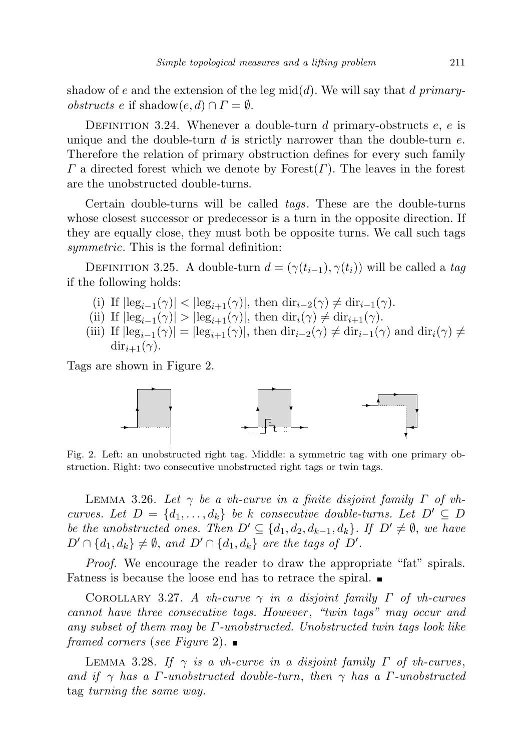shadow of $e$ and the extension of the leg $\mathrm{mid}(d)$. We will say that $d$ *primary-obstructs* $e$ if $\mathrm{shadow}(e, d) \cap \Gamma = \emptyset$.

DEFINITION 3.24. Whenever a double-turn $d$ primary-obstructs $e$, $e$ is unique and the double-turn $d$ is strictly narrower than the double-turn $e$. Therefore the relation of primary obstruction defines for every such family $\Gamma$ a directed forest which we denote by $\mathrm{Forest}(\Gamma)$. The leaves in the forest are the unobstructed double-turns.

Certain double-turns will be called *tags*. These are the double-turns whose closest successor or predecessor is a turn in the opposite direction. If they are equally close, they must both be opposite turns. We call such tags *symmetric*. This is the formal definition:

DEFINITION 3.25. A double-turn $d = (\gamma(t_{i-1}), \gamma(t_i))$ will be called a *tag* if the following holds:

(i) If $|\mathrm{leg}_{i-1}(\gamma)| < |\mathrm{leg}_{i+1}(\gamma)|$, then $\mathrm{dir}_{i-2}(\gamma) \neq \mathrm{dir}_{i-1}(\gamma)$.
(ii) If $|\mathrm{leg}_{i-1}(\gamma)| > |\mathrm{leg}_{i+1}(\gamma)|$, then $\mathrm{dir}_{i}(\gamma) \neq \mathrm{dir}_{i+1}(\gamma)$.
(iii) If $|\mathrm{leg}_{i-1}(\gamma)| = |\mathrm{leg}_{i+1}(\gamma)|$, then $\mathrm{dir}_{i-2}(\gamma) \neq \mathrm{dir}_{i-1}(\gamma)$ and $\mathrm{dir}_{i}(\gamma) \neq \mathrm{dir}_{i+1}(\gamma)$.

Tags are shown in Figure 2.

Fig. 2. Left: an unobstructed right tag. Middle: a symmetric tag with one primary obstruction. Right: two consecutive unobstructed right tags or twin tags.

LEMMA 3.26. *Let $\gamma$ be a vh-curve in a finite disjoint family $\Gamma$ of vh-curves. Let $D = \{d_1, \ldots, d_k\}$ be $k$ consecutive double-turns. Let $D' \subseteq D$ be the unobstructed ones. Then $D' \subseteq \{d_1, d_2, d_{k-1}, d_k\}$. If $D' \neq \emptyset$, we have $D' \cap \{d_1, d_k\} \neq \emptyset$, and $D' \cap \{d_1, d_k\}$ are the tags of $D'$.*

*Proof.* We encourage the reader to draw the appropriate "fat" spirals. Fatness is because the loose end has to retrace the spiral. ∎

COROLLARY 3.27. *A vh-curve $\gamma$ in a disjoint family $\Gamma$ of vh-curves cannot have three consecutive tags. However, "twin tags" may occur and any subset of them may be $\Gamma$-unobstructed. Unobstructed twin tags look like framed corners* (*see Figure* 2). ∎

LEMMA 3.28. *If $\gamma$ is a vh-curve in a disjoint family $\Gamma$ of vh-curves, and if $\gamma$ has a $\Gamma$-unobstructed double-turn, then $\gamma$ has a $\Gamma$-unobstructed* tag *turning the same way.*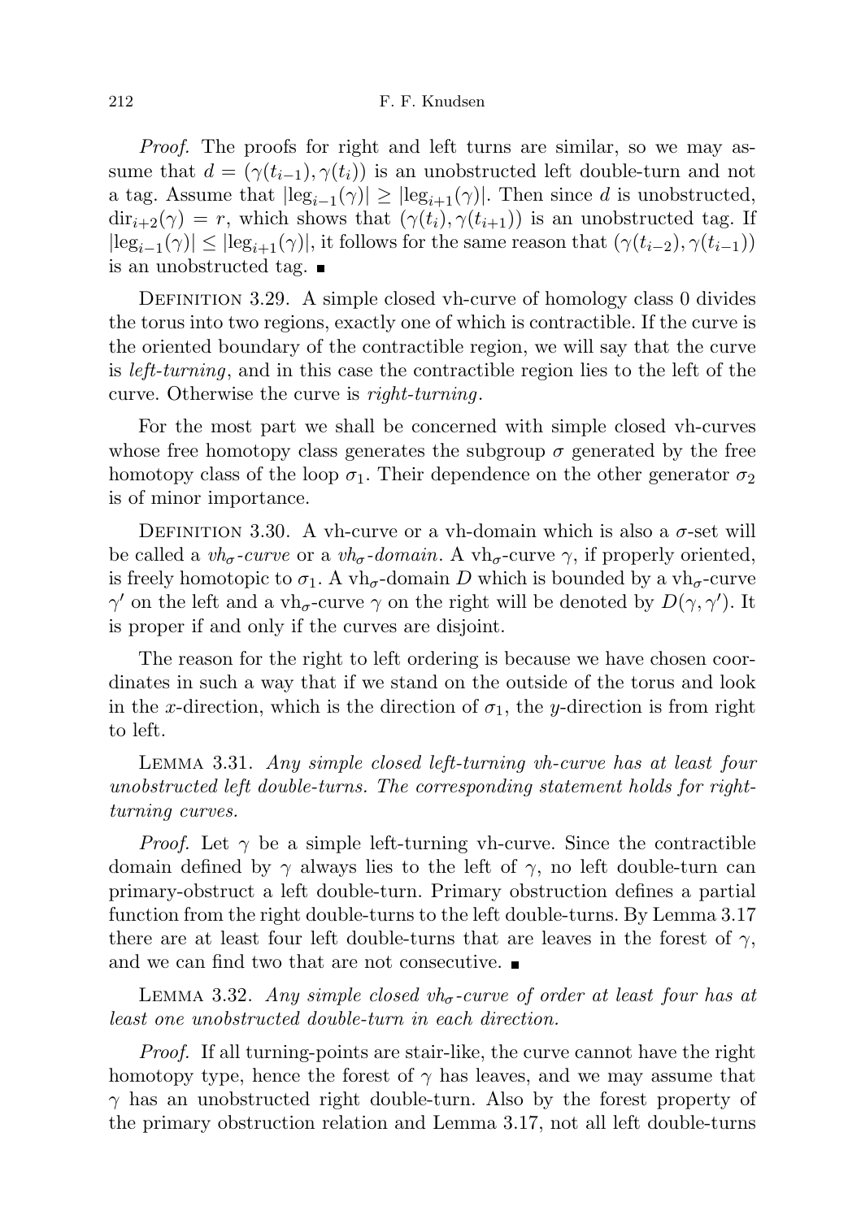*Proof.* The proofs for right and left turns are similar, so we may assume that $d = (\gamma(t_{i-1}), \gamma(t_i))$ is an unobstructed left double-turn and not a tag. Assume that $|\text{leg}_{i-1}(\gamma)| \geq |\text{leg}_{i+1}(\gamma)|$. Then since $d$ is unobstructed, $\text{dir}_{i+2}(\gamma) = r$, which shows that $(\gamma(t_i), \gamma(t_{i+1}))$ is an unobstructed tag. If $|\text{leg}_{i-1}(\gamma)| \leq |\text{leg}_{i+1}(\gamma)|$, it follows for the same reason that $(\gamma(t_{i-2}), \gamma(t_{i-1}))$ is an unobstructed tag. ∎

Definition 3.29. A simple closed vh-curve of homology class 0 divides the torus into two regions, exactly one of which is contractible. If the curve is the oriented boundary of the contractible region, we will say that the curve is *left-turning*, and in this case the contractible region lies to the left of the curve. Otherwise the curve is *right-turning*.

For the most part we shall be concerned with simple closed vh-curves whose free homotopy class generates the subgroup $\sigma$ generated by the free homotopy class of the loop $\sigma_1$. Their dependence on the other generator $\sigma_2$ is of minor importance.

Definition 3.30. A vh-curve or a vh-domain which is also a $\sigma$-set will be called a *vh$_\sigma$-curve* or a *vh$_\sigma$-domain*. A vh$_\sigma$-curve $\gamma$, if properly oriented, is freely homotopic to $\sigma_1$. A vh$_\sigma$-domain $D$ which is bounded by a vh$_\sigma$-curve $\gamma'$ on the left and a vh$_\sigma$-curve $\gamma$ on the right will be denoted by $D(\gamma, \gamma')$. It is proper if and only if the curves are disjoint.

The reason for the right to left ordering is because we have chosen coordinates in such a way that if we stand on the outside of the torus and look in the $x$-direction, which is the direction of $\sigma_1$, the $y$-direction is from right to left.

Lemma 3.31. *Any simple closed left-turning vh-curve has at least four unobstructed left double-turns. The corresponding statement holds for right-turning curves.*

*Proof.* Let $\gamma$ be a simple left-turning vh-curve. Since the contractible domain defined by $\gamma$ always lies to the left of $\gamma$, no left double-turn can primary-obstruct a left double-turn. Primary obstruction defines a partial function from the right double-turns to the left double-turns. By Lemma 3.17 there are at least four left double-turns that are leaves in the forest of $\gamma$, and we can find two that are not consecutive. ∎

Lemma 3.32. *Any simple closed vh$_\sigma$-curve of order at least four has at least one unobstructed double-turn in each direction.*

*Proof.* If all turning-points are stair-like, the curve cannot have the right homotopy type, hence the forest of $\gamma$ has leaves, and we may assume that $\gamma$ has an unobstructed right double-turn. Also by the forest property of the primary obstruction relation and Lemma 3.17, not all left double-turns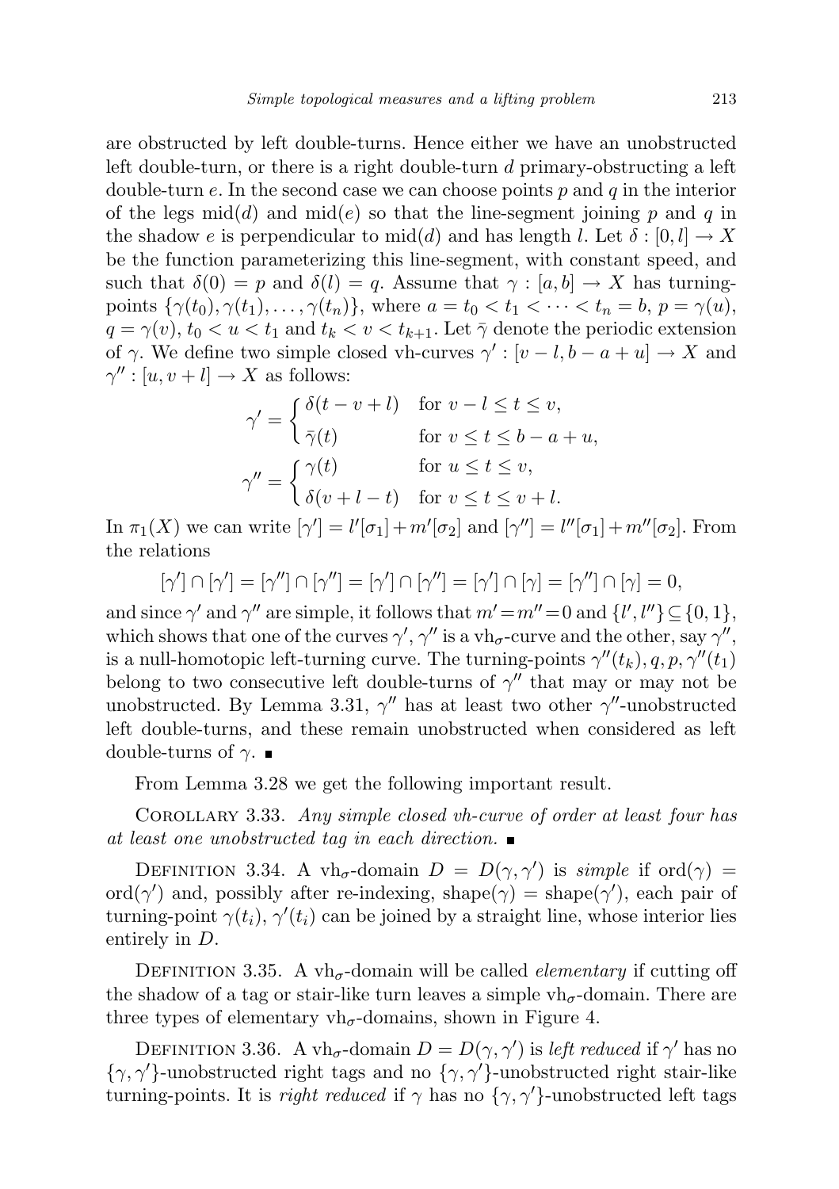are obstructed by left double-turns. Hence either we have an unobstructed left double-turn, or there is a right double-turn $d$ primary-obstructing a left double-turn $e$. In the second case we can choose points $p$ and $q$ in the interior of the legs $\mathrm{mid}(d)$ and $\mathrm{mid}(e)$ so that the line-segment joining $p$ and $q$ in the shadow $e$ is perpendicular to $\mathrm{mid}(d)$ and has length $l$. Let $\delta : [0, l] \to X$ be the function parameterizing this line-segment, with constant speed, and such that $\delta(0) = p$ and $\delta(l) = q$. Assume that $\gamma : [a, b] \to X$ has turning-points $\{\gamma(t_0), \gamma(t_1), \ldots, \gamma(t_n)\}$, where $a = t_0 < t_1 < \cdots < t_n = b$, $p = \gamma(u)$, $q = \gamma(v)$, $t_0 < u < t_1$ and $t_k < v < t_{k+1}$. Let $\bar{\gamma}$ denote the periodic extension of $\gamma$. We define two simple closed vh-curves $\gamma' : [v - l, b - a + u] \to X$ and $\gamma'' : [u, v + l] \to X$ as follows:

$$\gamma' = \begin{cases} \delta(t - v + l) & \text{for } v - l \le t \le v, \\ \bar{\gamma}(t) & \text{for } v \le t \le b - a + u, \end{cases}$$

$$\gamma'' = \begin{cases} \gamma(t) & \text{for } u \le t \le v, \\ \delta(v + l - t) & \text{for } v \le t \le v + l. \end{cases}$$

In $\pi_1(X)$ we can write $[\gamma'] = l'[\sigma_1] + m'[\sigma_2]$ and $[\gamma''] = l''[\sigma_1] + m''[\sigma_2]$. From the relations

$$[\gamma'] \cap [\gamma'] = [\gamma''] \cap [\gamma''] = [\gamma'] \cap [\gamma''] = [\gamma'] \cap [\gamma] = [\gamma''] \cap [\gamma] = 0,$$

and since $\gamma'$ and $\gamma''$ are simple, it follows that $m' = m'' = 0$ and $\{l', l''\} \subseteq \{0, 1\}$, which shows that one of the curves $\gamma'$, $\gamma''$ is a $\mathrm{vh}_\sigma$-curve and the other, say $\gamma''$, is a null-homotopic left-turning curve. The turning-points $\gamma''(t_k), q, p, \gamma''(t_1)$ belong to two consecutive left double-turns of $\gamma''$ that may or may not be unobstructed. By Lemma 3.31, $\gamma''$ has at least two other $\gamma''$-unobstructed left double-turns, and these remain unobstructed when considered as left double-turns of $\gamma$. ∎

From Lemma 3.28 we get the following important result.

Corollary 3.33. *Any simple closed vh-curve of order at least four has at least one unobstructed tag in each direction.* ∎

Definition 3.34. A $\mathrm{vh}_\sigma$-domain $D = D(\gamma, \gamma')$ is *simple* if $\mathrm{ord}(\gamma) = \mathrm{ord}(\gamma')$ and, possibly after re-indexing, $\mathrm{shape}(\gamma) = \mathrm{shape}(\gamma')$, each pair of turning-point $\gamma(t_i)$, $\gamma'(t_i)$ can be joined by a straight line, whose interior lies entirely in $D$.

Definition 3.35. A $\mathrm{vh}_\sigma$-domain will be called *elementary* if cutting off the shadow of a tag or stair-like turn leaves a simple $\mathrm{vh}_\sigma$-domain. There are three types of elementary $\mathrm{vh}_\sigma$-domains, shown in Figure 4.

Definition 3.36. A $\mathrm{vh}_\sigma$-domain $D = D(\gamma, \gamma')$ is *left reduced* if $\gamma'$ has no $\{\gamma, \gamma'\}$-unobstructed right tags and no $\{\gamma, \gamma'\}$-unobstructed right stair-like turning-points. It is *right reduced* if $\gamma$ has no $\{\gamma, \gamma'\}$-unobstructed left tags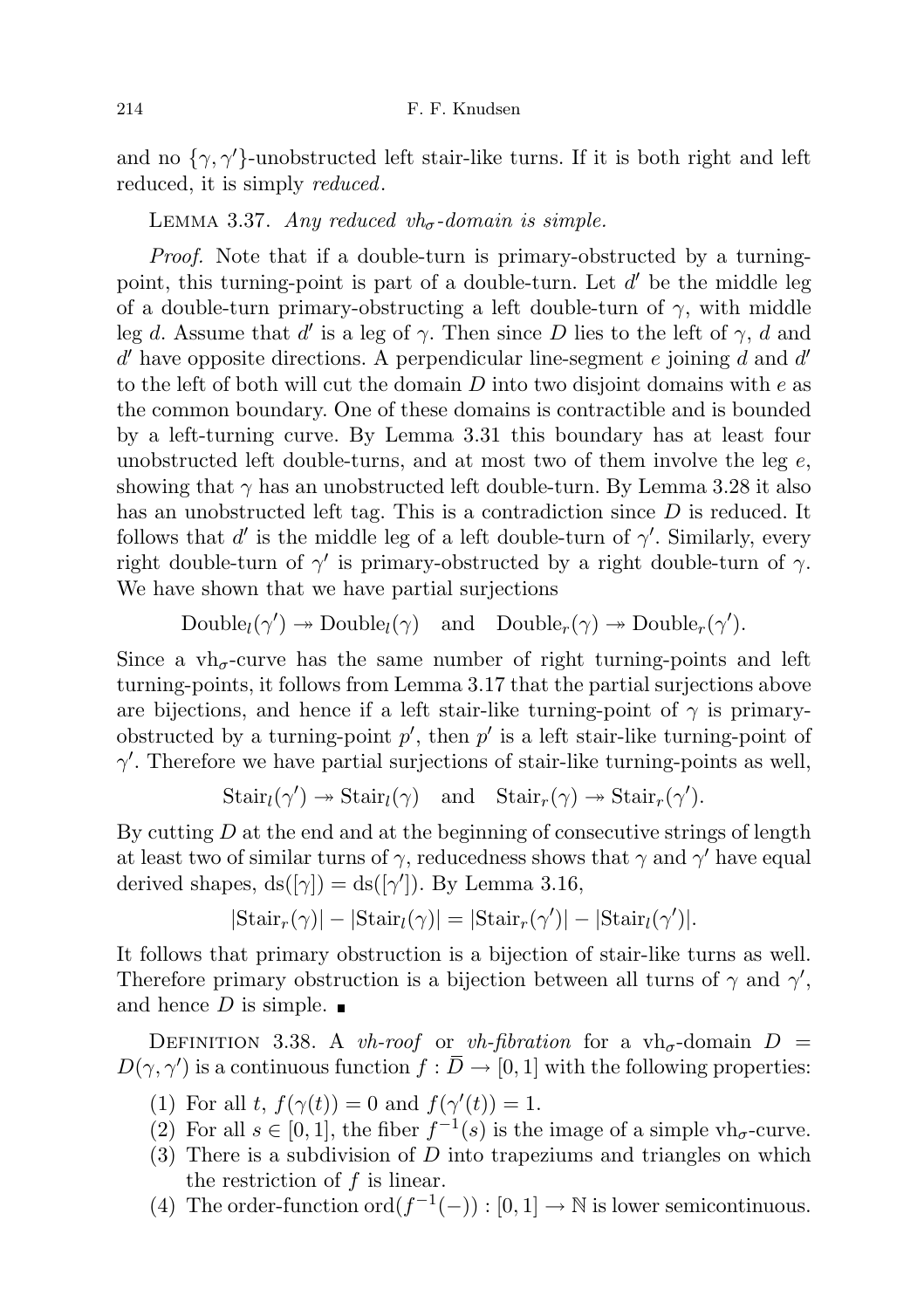and no $\{\gamma, \gamma'\}$-unobstructed left stair-like turns. If it is both right and left reduced, it is simply *reduced*.

LEMMA 3.37. *Any reduced* $vh_\sigma$*-domain is simple.*

*Proof.* Note that if a double-turn is primary-obstructed by a turning-point, this turning-point is part of a double-turn. Let $d'$ be the middle leg of a double-turn primary-obstructing a left double-turn of $\gamma$, with middle leg $d$. Assume that $d'$ is a leg of $\gamma$. Then since $D$ lies to the left of $\gamma$, $d$ and $d'$ have opposite directions. A perpendicular line-segment $e$ joining $d$ and $d'$ to the left of both will cut the domain $D$ into two disjoint domains with $e$ as the common boundary. One of these domains is contractible and is bounded by a left-turning curve. By Lemma 3.31 this boundary has at least four unobstructed left double-turns, and at most two of them involve the leg $e$, showing that $\gamma$ has an unobstructed left double-turn. By Lemma 3.28 it also has an unobstructed left tag. This is a contradiction since $D$ is reduced. It follows that $d'$ is the middle leg of a left double-turn of $\gamma'$. Similarly, every right double-turn of $\gamma'$ is primary-obstructed by a right double-turn of $\gamma$. We have shown that we have partial surjections

$$\mathrm{Double}_l(\gamma') \twoheadrightarrow \mathrm{Double}_l(\gamma) \quad \text{and} \quad \mathrm{Double}_r(\gamma) \twoheadrightarrow \mathrm{Double}_r(\gamma').$$

Since a $\mathrm{vh}_\sigma$-curve has the same number of right turning-points and left turning-points, it follows from Lemma 3.17 that the partial surjections above are bijections, and hence if a left stair-like turning-point of $\gamma$ is primary-obstructed by a turning-point $p'$, then $p'$ is a left stair-like turning-point of $\gamma'$. Therefore we have partial surjections of stair-like turning-points as well,

$$\mathrm{Stair}_l(\gamma') \twoheadrightarrow \mathrm{Stair}_l(\gamma) \quad \text{and} \quad \mathrm{Stair}_r(\gamma) \twoheadrightarrow \mathrm{Stair}_r(\gamma').$$

By cutting $D$ at the end and at the beginning of consecutive strings of length at least two of similar turns of $\gamma$, reducedness shows that $\gamma$ and $\gamma'$ have equal derived shapes, $\mathrm{ds}([\gamma]) = \mathrm{ds}([\gamma'])$. By Lemma 3.16,

$$|\mathrm{Stair}_r(\gamma)| - |\mathrm{Stair}_l(\gamma)| = |\mathrm{Stair}_r(\gamma')| - |\mathrm{Stair}_l(\gamma')|.$$

It follows that primary obstruction is a bijection of stair-like turns as well. Therefore primary obstruction is a bijection between all turns of $\gamma$ and $\gamma'$, and hence $D$ is simple. ∎

DEFINITION 3.38. A *vh-roof* or *vh-fibration* for a $\mathrm{vh}_\sigma$-domain $D = D(\gamma, \gamma')$ is a continuous function $f : \bar{D} \to [0, 1]$ with the following properties:

1. For all $t$, $f(\gamma(t)) = 0$ and $f(\gamma'(t)) = 1$.
2. For all $s \in [0, 1]$, the fiber $f^{-1}(s)$ is the image of a simple $\mathrm{vh}_\sigma$-curve.
3. There is a subdivision of $D$ into trapeziums and triangles on which the restriction of $f$ is linear.
4. The order-function $\mathrm{ord}(f^{-1}(-)) : [0, 1] \to \mathbb{N}$ is lower semicontinuous.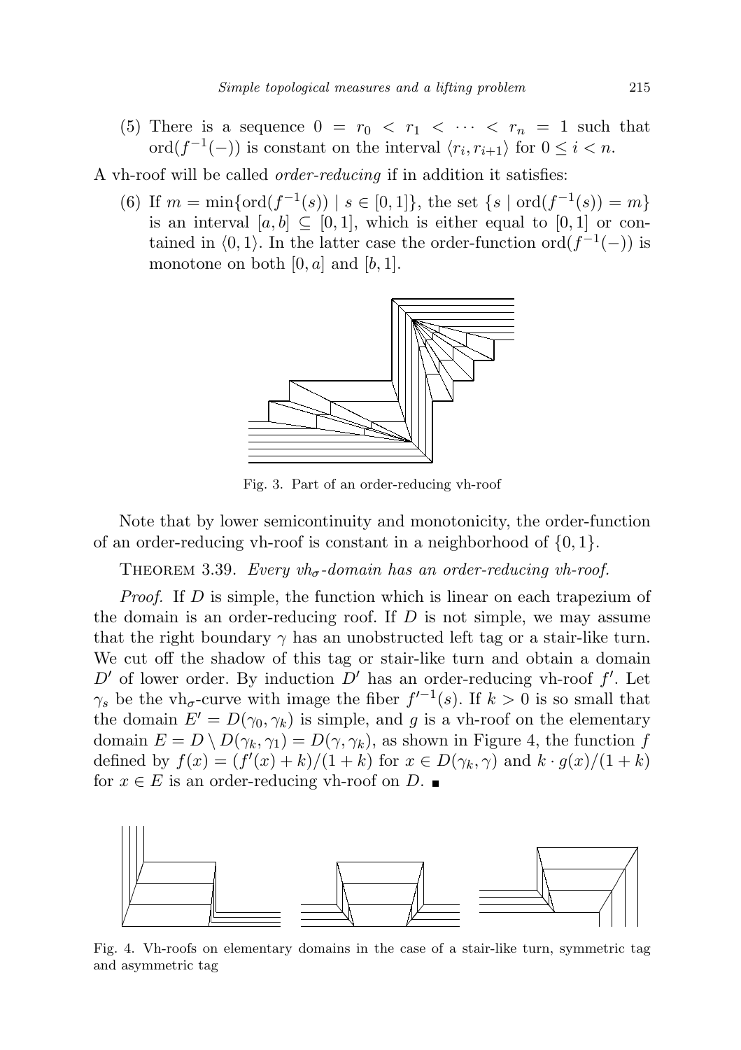(5) There is a sequence $0 = r_0 < r_1 < \cdots < r_n = 1$ such that $\mathrm{ord}(f^{-1}(-))$ is constant on the interval $\langle r_i, r_{i+1}\rangle$ for $0 \le i < n$.

A vh-roof will be called *order-reducing* if in addition it satisfies:

(6) If $m = \min\{\mathrm{ord}(f^{-1}(s)) \mid s \in [0,1]\}$, the set $\{s \mid \mathrm{ord}(f^{-1}(s)) = m\}$ is an interval $[a,b] \subseteq [0,1]$, which is either equal to $[0,1]$ or contained in $\langle 0,1\rangle$. In the latter case the order-function $\mathrm{ord}(f^{-1}(-))$ is monotone on both $[0,a]$ and $[b,1]$.

Fig. 3. Part of an order-reducing vh-roof

Note that by lower semicontinuity and monotonicity, the order-function of an order-reducing vh-roof is constant in a neighborhood of $\{0,1\}$.

THEOREM 3.39. *Every $vh_\sigma$-domain has an order-reducing vh-roof.*

*Proof.* If $D$ is simple, the function which is linear on each trapezium of the domain is an order-reducing roof. If $D$ is not simple, we may assume that the right boundary $\gamma$ has an unobstructed left tag or a stair-like turn. We cut off the shadow of this tag or stair-like turn and obtain a domain $D'$ of lower order. By induction $D'$ has an order-reducing vh-roof $f'$. Let $\gamma_s$ be the vh$_\sigma$-curve with image the fiber $f'^{-1}(s)$. If $k > 0$ is so small that the domain $E' = D(\gamma_0, \gamma_k)$ is simple, and $g$ is a vh-roof on the elementary domain $E = D \setminus D(\gamma_k, \gamma_1) = D(\gamma, \gamma_k)$, as shown in Figure 4, the function $f$ defined by $f(x) = (f'(x) + k)/(1 + k)$ for $x \in D(\gamma_k, \gamma)$ and $k \cdot g(x)/(1 + k)$ for $x \in E$ is an order-reducing vh-roof on $D$. ∎

Fig. 4. Vh-roofs on elementary domains in the case of a stair-like turn, symmetric tag and asymmetric tag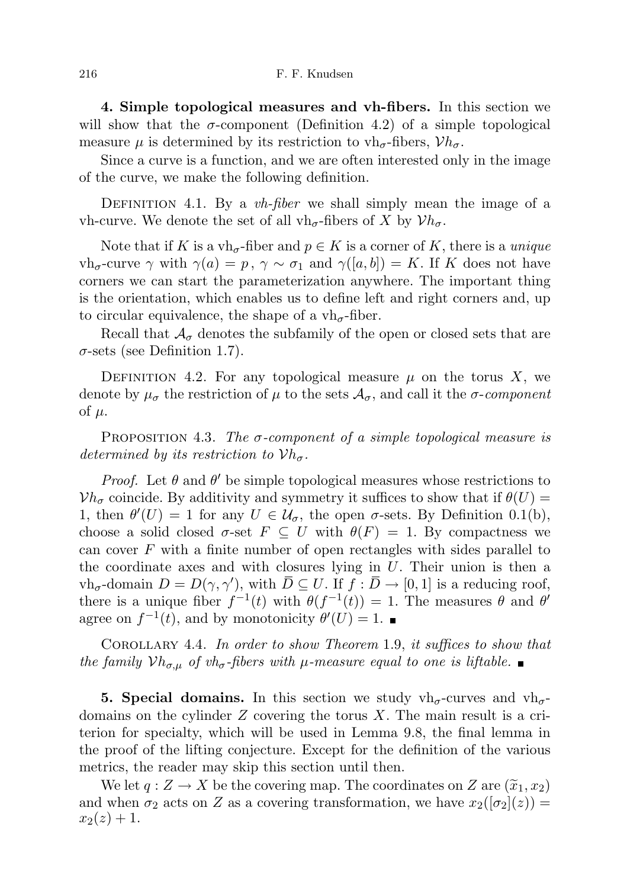**4. Simple topological measures and vh-fibers.** In this section we will show that the $\sigma$-component (Definition 4.2) of a simple topological measure $\mu$ is determined by its restriction to vh$_\sigma$-fibers, $\mathcal{V}h_\sigma$.

Since a curve is a function, and we are often interested only in the image of the curve, we make the following definition.

DEFINITION 4.1. By a *vh-fiber* we shall simply mean the image of a vh-curve. We denote the set of all vh$_\sigma$-fibers of $X$ by $\mathcal{V}h_\sigma$.

Note that if $K$ is a vh$_\sigma$-fiber and $p \in K$ is a corner of $K$, there is a *unique* vh$_\sigma$-curve $\gamma$ with $\gamma(a) = p$, $\gamma \sim \sigma_1$ and $\gamma([a,b]) = K$. If $K$ does not have corners we can start the parameterization anywhere. The important thing is the orientation, which enables us to define left and right corners and, up to circular equivalence, the shape of a vh$_\sigma$-fiber.

Recall that $\mathcal{A}_\sigma$ denotes the subfamily of the open or closed sets that are $\sigma$-sets (see Definition 1.7).

DEFINITION 4.2. For any topological measure $\mu$ on the torus $X$, we denote by $\mu_\sigma$ the restriction of $\mu$ to the sets $\mathcal{A}_\sigma$, and call it the *$\sigma$-component* of $\mu$.

PROPOSITION 4.3. *The $\sigma$-component of a simple topological measure is determined by its restriction to $\mathcal{V}h_\sigma$.*

*Proof.* Let $\theta$ and $\theta'$ be simple topological measures whose restrictions to $\mathcal{V}h_\sigma$ coincide. By additivity and symmetry it suffices to show that if $\theta(U) = 1$, then $\theta'(U) = 1$ for any $U \in \mathcal{U}_\sigma$, the open $\sigma$-sets. By Definition 0.1(b), choose a solid closed $\sigma$-set $F \subseteq U$ with $\theta(F) = 1$. By compactness we can cover $F$ with a finite number of open rectangles with sides parallel to the coordinate axes and with closures lying in $U$. Their union is then a vh$_\sigma$-domain $D = D(\gamma, \gamma')$, with $\overline{D} \subseteq U$. If $f : \overline{D} \to [0,1]$ is a reducing roof, there is a unique fiber $f^{-1}(t)$ with $\theta(f^{-1}(t)) = 1$. The measures $\theta$ and $\theta'$ agree on $f^{-1}(t)$, and by monotonicity $\theta'(U) = 1$. ∎

COROLLARY 4.4. *In order to show Theorem* 1.9, *it suffices to show that the family $\mathcal{V}h_{\sigma,\mu}$ of vh$_\sigma$-fibers with $\mu$-measure equal to one is liftable.* ∎

**5. Special domains.** In this section we study vh$_\sigma$-curves and vh$_\sigma$-domains on the cylinder $Z$ covering the torus $X$. The main result is a criterion for specialty, which will be used in Lemma 9.8, the final lemma in the proof of the lifting conjecture. Except for the definition of the various metrics, the reader may skip this section until then.

We let $q : Z \to X$ be the covering map. The coordinates on $Z$ are $(\widetilde{x}_1, x_2)$ and when $\sigma_2$ acts on $Z$ as a covering transformation, we have $x_2([\sigma_2](z)) = x_2(z) + 1$.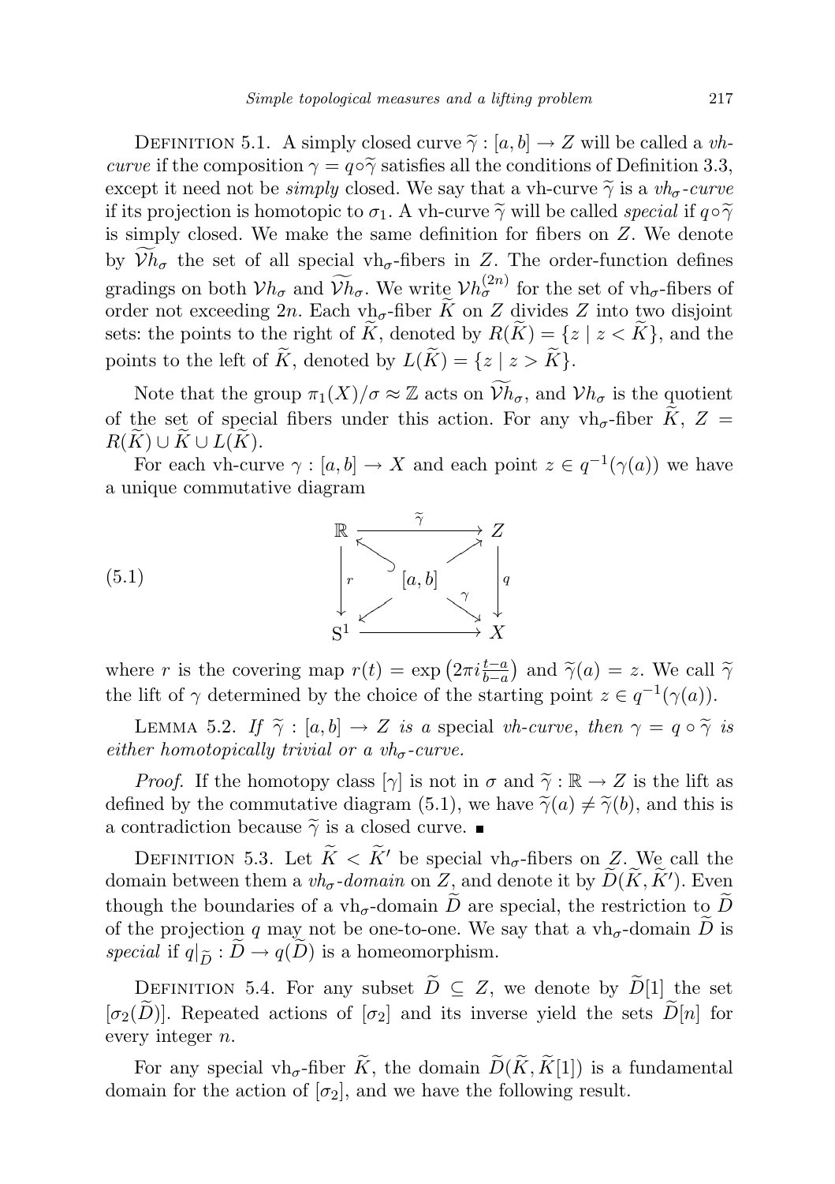DEFINITION 5.1. A simply closed curve $\widetilde{\gamma} : [a, b] \to Z$ will be called a *vh-curve* if the composition $\gamma = q \circ \widetilde{\gamma}$ satisfies all the conditions of Definition 3.3, except it need not be *simply* closed. We say that a vh-curve $\widetilde{\gamma}$ is a *vh$_\sigma$-curve* if its projection is homotopic to $\sigma_1$. A vh-curve $\widetilde{\gamma}$ will be called *special* if $q \circ \widetilde{\gamma}$ is simply closed. We make the same definition for fibers on $Z$. We denote by $\widetilde{\mathcal{V}h}_\sigma$ the set of all special vh$_\sigma$-fibers in $Z$. The order-function defines gradings on both $\mathcal{V}h_\sigma$ and $\widetilde{\mathcal{V}h}_\sigma$. We write $\mathcal{V}h_\sigma^{(2n)}$ for the set of vh$_\sigma$-fibers of order not exceeding $2n$. Each vh$_\sigma$-fiber $\widetilde{K}$ on $Z$ divides $Z$ into two disjoint sets: the points to the right of $\widetilde{K}$, denoted by $R(\widetilde{K}) = \{z \mid z < \widetilde{K}\}$, and the points to the left of $\widetilde{K}$, denoted by $L(\widetilde{K}) = \{z \mid z > \widetilde{K}\}$.

Note that the group $\pi_1(X)/\sigma \approx \mathbb{Z}$ acts on $\widetilde{\mathcal{V}h}_\sigma$, and $\mathcal{V}h_\sigma$ is the quotient of the set of special fibers under this action. For any vh$_\sigma$-fiber $\widetilde{K}$, $Z = R(\widetilde{K}) \cup \widetilde{K} \cup L(\widetilde{K})$.

For each vh-curve $\gamma : [a, b] \to X$ and each point $z \in q^{-1}(\gamma(a))$ we have a unique commutative diagram

$$
\begin{array}{ccc}
\mathbb{R} & \xrightarrow{\ \widetilde{\gamma}\ } & Z \\
\Big\downarrow r & [a,b] & \Big\downarrow q \\
S^1 & \xrightarrow{\qquad} & X
\end{array}
\tag{5.1}
$$

where $r$ is the covering map $r(t) = \exp\left(2\pi i \frac{t-a}{b-a}\right)$ and $\widetilde{\gamma}(a) = z$. We call $\widetilde{\gamma}$ the lift of $\gamma$ determined by the choice of the starting point $z \in q^{-1}(\gamma(a))$.

LEMMA 5.2. *If $\widetilde{\gamma} : [a, b] \to Z$ is a* special *vh-curve, then $\gamma = q \circ \widetilde{\gamma}$ is either homotopically trivial or a vh$_\sigma$-curve.*

*Proof.* If the homotopy class $[\gamma]$ is not in $\sigma$ and $\widetilde{\gamma} : \mathbb{R} \to Z$ is the lift as defined by the commutative diagram (5.1), we have $\widetilde{\gamma}(a) \neq \widetilde{\gamma}(b)$, and this is a contradiction because $\widetilde{\gamma}$ is a closed curve. ∎

DEFINITION 5.3. Let $\widetilde{K} < \widetilde{K}'$ be special vh$_\sigma$-fibers on $Z$. We call the domain between them a *vh$_\sigma$-domain* on $Z$, and denote it by $\widetilde{D}(\widetilde{K}, \widetilde{K}')$. Even though the boundaries of a vh$_\sigma$-domain $\widetilde{D}$ are special, the restriction to $\widetilde{D}$ of the projection $q$ may not be one-to-one. We say that a vh$_\sigma$-domain $\widetilde{D}$ is *special* if $q|_{\widetilde{D}} : \widetilde{D} \to q(\widetilde{D})$ is a homeomorphism.

DEFINITION 5.4. For any subset $\widetilde{D} \subseteq Z$, we denote by $\widetilde{D}[1]$ the set $[\sigma_2(\widetilde{D})]$. Repeated actions of $[\sigma_2]$ and its inverse yield the sets $\widetilde{D}[n]$ for every integer $n$.

For any special vh$_\sigma$-fiber $\widetilde{K}$, the domain $\widetilde{D}(\widetilde{K}, \widetilde{K}[1])$ is a fundamental domain for the action of $[\sigma_2]$, and we have the following result.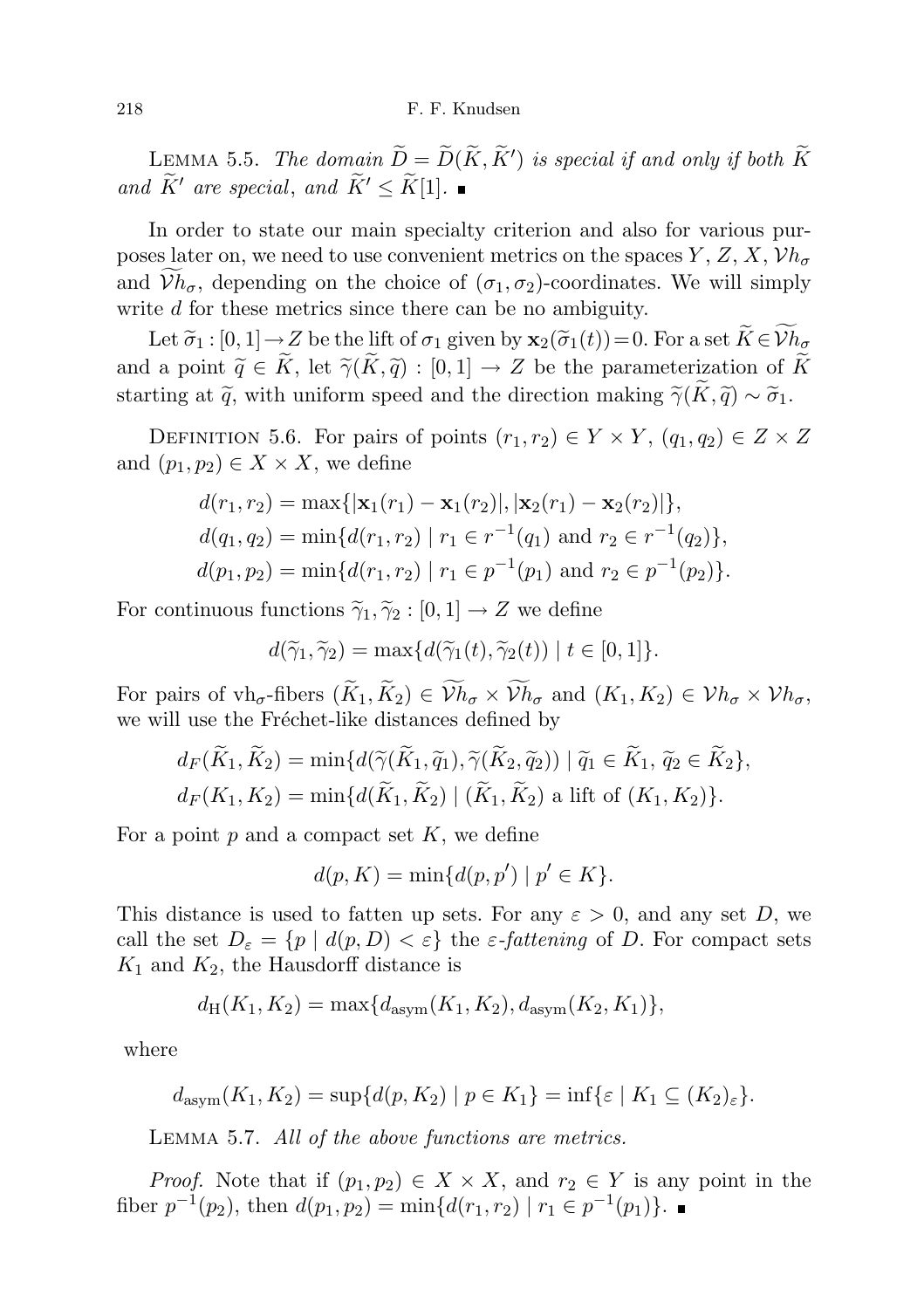LEMMA 5.5. *The domain $\widetilde{D} = \widetilde{D}(\widetilde{K}, \widetilde{K}')$ is special if and only if both $\widetilde{K}$ and $\widetilde{K}'$ are special*, *and $\widetilde{K}' \leq \widetilde{K}[1]$.* ∎

In order to state our main specialty criterion and also for various purposes later on, we need to use convenient metrics on the spaces $Y$, $Z$, $X$, $\mathcal{V}h_\sigma$ and $\widetilde{\mathcal{V}h}_\sigma$, depending on the choice of $(\sigma_1, \sigma_2)$-coordinates. We will simply write $d$ for these metrics since there can be no ambiguity.

Let $\widetilde{\sigma}_1 : [0,1] \to Z$ be the lift of $\sigma_1$ given by $\mathbf{x}_2(\widetilde{\sigma}_1(t)) = 0$. For a set $\widetilde{K} \in \widetilde{\mathcal{V}h}_\sigma$ and a point $\widetilde{q} \in \widetilde{K}$, let $\widetilde{\gamma}(\widetilde{K}, \widetilde{q}) : [0,1] \to Z$ be the parameterization of $\widetilde{K}$ starting at $\widetilde{q}$, with uniform speed and the direction making $\widetilde{\gamma}(\widetilde{K}, \widetilde{q}) \sim \widetilde{\sigma}_1$.

DEFINITION 5.6. For pairs of points $(r_1, r_2) \in Y \times Y$, $(q_1, q_2) \in Z \times Z$ and $(p_1, p_2) \in X \times X$, we define

$$d(r_1, r_2) = \max\{|\mathbf{x}_1(r_1) - \mathbf{x}_1(r_2)|, |\mathbf{x}_2(r_1) - \mathbf{x}_2(r_2)|\},$$
$$d(q_1, q_2) = \min\{d(r_1, r_2) \mid r_1 \in r^{-1}(q_1) \text{ and } r_2 \in r^{-1}(q_2)\},$$
$$d(p_1, p_2) = \min\{d(r_1, r_2) \mid r_1 \in p^{-1}(p_1) \text{ and } r_2 \in p^{-1}(p_2)\}.$$

For continuous functions $\widetilde{\gamma}_1, \widetilde{\gamma}_2 : [0,1] \to Z$ we define

$$d(\widetilde{\gamma}_1, \widetilde{\gamma}_2) = \max\{d(\widetilde{\gamma}_1(t), \widetilde{\gamma}_2(t)) \mid t \in [0,1]\}.$$

For pairs of vh$_\sigma$-fibers $(\widetilde{K}_1, \widetilde{K}_2) \in \widetilde{\mathcal{V}h}_\sigma \times \widetilde{\mathcal{V}h}_\sigma$ and $(K_1, K_2) \in \mathcal{V}h_\sigma \times \mathcal{V}h_\sigma$, we will use the Fréchet-like distances defined by

$$d_F(\widetilde{K}_1, \widetilde{K}_2) = \min\{d(\widetilde{\gamma}(\widetilde{K}_1, \widetilde{q}_1), \widetilde{\gamma}(\widetilde{K}_2, \widetilde{q}_2)) \mid \widetilde{q}_1 \in \widetilde{K}_1,\, \widetilde{q}_2 \in \widetilde{K}_2\},$$
$$d_F(K_1, K_2) = \min\{d(\widetilde{K}_1, \widetilde{K}_2) \mid (\widetilde{K}_1, \widetilde{K}_2) \text{ a lift of } (K_1, K_2)\}.$$

For a point $p$ and a compact set $K$, we define

$$d(p, K) = \min\{d(p, p') \mid p' \in K\}.$$

This distance is used to fatten up sets. For any $\varepsilon > 0$, and any set $D$, we call the set $D_\varepsilon = \{p \mid d(p, D) < \varepsilon\}$ the *$\varepsilon$-fattening* of $D$. For compact sets $K_1$ and $K_2$, the Hausdorff distance is

$$d_{\mathrm{H}}(K_1, K_2) = \max\{d_{\mathrm{asym}}(K_1, K_2), d_{\mathrm{asym}}(K_2, K_1)\},$$

where

$$d_{\mathrm{asym}}(K_1, K_2) = \sup\{d(p, K_2) \mid p \in K_1\} = \inf\{\varepsilon \mid K_1 \subseteq (K_2)_\varepsilon\}.$$

LEMMA 5.7. *All of the above functions are metrics.*

*Proof.* Note that if $(p_1, p_2) \in X \times X$, and $r_2 \in Y$ is any point in the fiber $p^{-1}(p_2)$, then $d(p_1, p_2) = \min\{d(r_1, r_2) \mid r_1 \in p^{-1}(p_1)\}$. ∎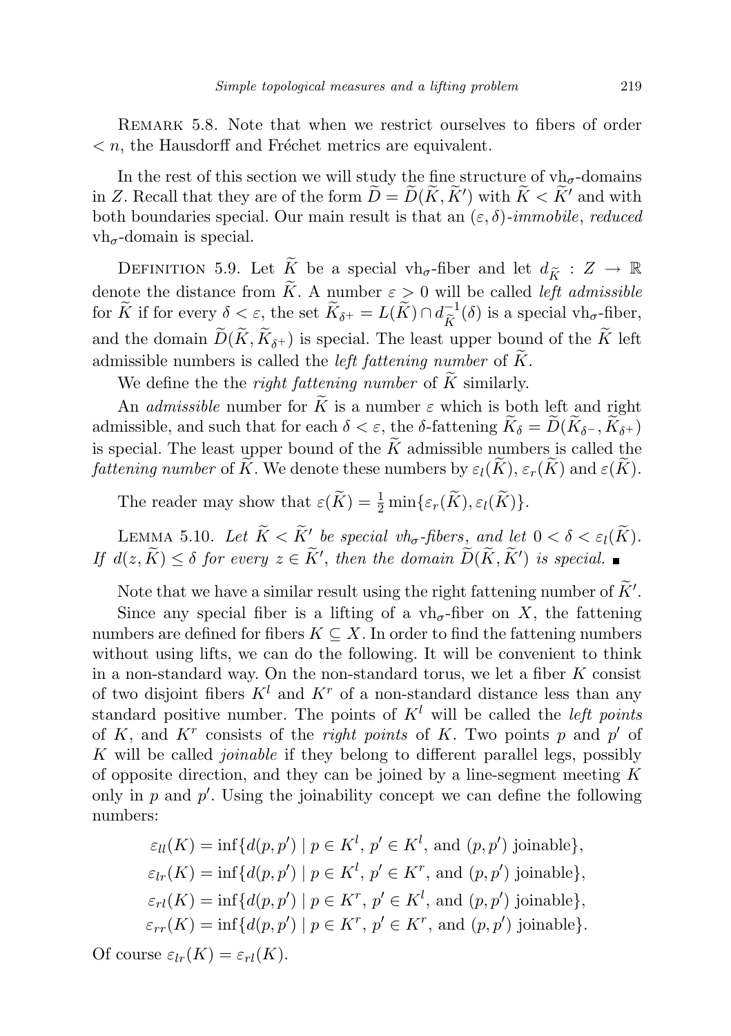Remark 5.8. Note that when we restrict ourselves to fibers of order $< n$, the Hausdorff and Fréchet metrics are equivalent.

In the rest of this section we will study the fine structure of $\mathrm{vh}_\sigma$-domains in $Z$. Recall that they are of the form $\widetilde{D} = \widetilde{D}(\widetilde{K}, \widetilde{K}')$ with $\widetilde{K} < \widetilde{K}'$ and with both boundaries special. Our main result is that an $(\varepsilon, \delta)$-*immobile*, *reduced* $\mathrm{vh}_\sigma$-domain is special.

Definition 5.9. Let $\widetilde{K}$ be a special $\mathrm{vh}_\sigma$-fiber and let $d_{\widetilde{K}} : Z \to \mathbb{R}$ denote the distance from $\widetilde{K}$. A number $\varepsilon > 0$ will be called *left admissible* for $\widetilde{K}$ if for every $\delta < \varepsilon$, the set $\widetilde{K}_{\delta+} = L(\widetilde{K}) \cap d_{\widetilde{K}}^{-1}(\delta)$ is a special $\mathrm{vh}_\sigma$-fiber, and the domain $\widetilde{D}(\widetilde{K}, \widetilde{K}_{\delta+})$ is special. The least upper bound of the $\widetilde{K}$ left admissible numbers is called the *left fattening number* of $\widetilde{K}$.

We define the the *right fattening number* of $\widetilde{K}$ similarly.

An *admissible* number for $\widetilde{K}$ is a number $\varepsilon$ which is both left and right admissible, and such that for each $\delta < \varepsilon$, the $\delta$-fattening $\widetilde{K}_\delta = \widetilde{D}(\widetilde{K}_{\delta-}, \widetilde{K}_{\delta+})$ is special. The least upper bound of the $\widetilde{K}$ admissible numbers is called the *fattening number* of $\widetilde{K}$. We denote these numbers by $\varepsilon_l(\widetilde{K})$, $\varepsilon_r(\widetilde{K})$ and $\varepsilon(\widetilde{K})$.

The reader may show that $\varepsilon(\widetilde{K}) = \frac{1}{2}\min\{\varepsilon_r(\widetilde{K}), \varepsilon_l(\widetilde{K})\}$.

Lemma 5.10. *Let $\widetilde{K} < \widetilde{K}'$ be special $vh_\sigma$-fibers, and let $0 < \delta < \varepsilon_l(\widetilde{K})$. If $d(z, \widetilde{K}) \leq \delta$ for every $z \in \widetilde{K}'$, then the domain $\widetilde{D}(\widetilde{K}, \widetilde{K}')$ is special.* ∎

Note that we have a similar result using the right fattening number of $\widetilde{K}'$.

Since any special fiber is a lifting of a $\mathrm{vh}_\sigma$-fiber on $X$, the fattening numbers are defined for fibers $K \subseteq X$. In order to find the fattening numbers without using lifts, we can do the following. It will be convenient to think in a non-standard way. On the non-standard torus, we let a fiber $K$ consist of two disjoint fibers $K^l$ and $K^r$ of a non-standard distance less than any standard positive number. The points of $K^l$ will be called the *left points* of $K$, and $K^r$ consists of the *right points* of $K$. Two points $p$ and $p'$ of $K$ will be called *joinable* if they belong to different parallel legs, possibly of opposite direction, and they can be joined by a line-segment meeting $K$ only in $p$ and $p'$. Using the joinability concept we can define the following numbers:

$$\varepsilon_{ll}(K) = \inf\{d(p, p') \mid p \in K^l,\ p' \in K^l, \text{ and } (p, p') \text{ joinable}\},$$
$$\varepsilon_{lr}(K) = \inf\{d(p, p') \mid p \in K^l,\ p' \in K^r, \text{ and } (p, p') \text{ joinable}\},$$
$$\varepsilon_{rl}(K) = \inf\{d(p, p') \mid p \in K^r,\ p' \in K^l, \text{ and } (p, p') \text{ joinable}\},$$
$$\varepsilon_{rr}(K) = \inf\{d(p, p') \mid p \in K^r,\ p' \in K^r, \text{ and } (p, p') \text{ joinable}\}.$$

Of course $\varepsilon_{lr}(K) = \varepsilon_{rl}(K)$.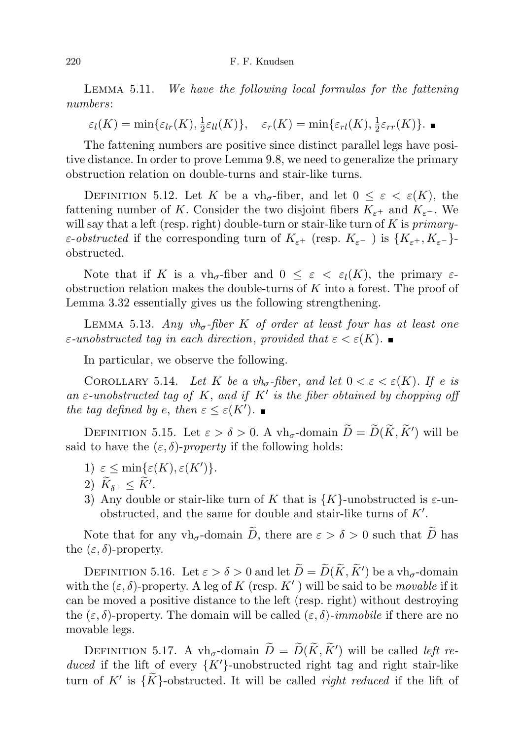LEMMA 5.11. *We have the following local formulas for the fattening numbers*:

$$\varepsilon_l(K) = \min\{\varepsilon_{lr}(K), \tfrac{1}{2}\varepsilon_{ll}(K)\}, \quad \varepsilon_r(K) = \min\{\varepsilon_{rl}(K), \tfrac{1}{2}\varepsilon_{rr}(K)\}. \ \blacksquare$$

The fattening numbers are positive since distinct parallel legs have positive distance. In order to prove Lemma 9.8, we need to generalize the primary obstruction relation on double-turns and stair-like turns.

DEFINITION 5.12. Let $K$ be a vh$_\sigma$-fiber, and let $0 \le \varepsilon < \varepsilon(K)$, the fattening number of $K$. Consider the two disjoint fibers $K_{\varepsilon^+}$ and $K_{\varepsilon^-}$. We will say that a left (resp. right) double-turn or stair-like turn of $K$ is *primary-$\varepsilon$-obstructed* if the corresponding turn of $K_{\varepsilon^+}$ (resp. $K_{\varepsilon^-}$ ) is $\{K_{\varepsilon^+}, K_{\varepsilon^-}\}$-obstructed.

Note that if $K$ is a vh$_\sigma$-fiber and $0 \le \varepsilon < \varepsilon_l(K)$, the primary $\varepsilon$-obstruction relation makes the double-turns of $K$ into a forest. The proof of Lemma 3.32 essentially gives us the following strengthening.

LEMMA 5.13. *Any vh$_\sigma$-fiber $K$ of order at least four has at least one $\varepsilon$-unobstructed tag in each direction*, *provided that $\varepsilon < \varepsilon(K)$.* $\blacksquare$

In particular, we observe the following.

COROLLARY 5.14. *Let $K$ be a vh$_\sigma$-fiber*, *and let $0 < \varepsilon < \varepsilon(K)$. If $e$ is an $\varepsilon$-unobstructed tag of $K$*, *and if $K'$ is the fiber obtained by chopping off the tag defined by $e$*, *then $\varepsilon \le \varepsilon(K')$.* $\blacksquare$

DEFINITION 5.15. Let $\varepsilon > \delta > 0$. A vh$_\sigma$-domain $\widetilde{D} = \widetilde{D}(\widetilde{K}, \widetilde{K}')$ will be said to have the *$(\varepsilon, \delta)$-property* if the following holds:

1) $\varepsilon \le \min\{\varepsilon(K), \varepsilon(K')\}$.
2) $\widetilde{K}_{\delta^+} \le \widetilde{K}'$.
3) Any double or stair-like turn of $K$ that is $\{K\}$-unobstructed is $\varepsilon$-unobstructed, and the same for double and stair-like turns of $K'$.

Note that for any vh$_\sigma$-domain $\widetilde{D}$, there are $\varepsilon > \delta > 0$ such that $\widetilde{D}$ has the $(\varepsilon, \delta)$-property.

DEFINITION 5.16. Let $\varepsilon > \delta > 0$ and let $\widetilde{D} = \widetilde{D}(\widetilde{K}, \widetilde{K}')$ be a vh$_\sigma$-domain with the $(\varepsilon, \delta)$-property. A leg of $K$ (resp. $K'$ ) will be said to be *movable* if it can be moved a positive distance to the left (resp. right) without destroying the $(\varepsilon, \delta)$-property. The domain will be called *$(\varepsilon, \delta)$-immobile* if there are no movable legs.

DEFINITION 5.17. A vh$_\sigma$-domain $\widetilde{D} = \widetilde{D}(\widetilde{K}, \widetilde{K}')$ will be called *left reduced* if the lift of every $\{K'\}$-unobstructed right tag and right stair-like turn of $K'$ is $\{\widetilde{K}\}$-obstructed. It will be called *right reduced* if the lift of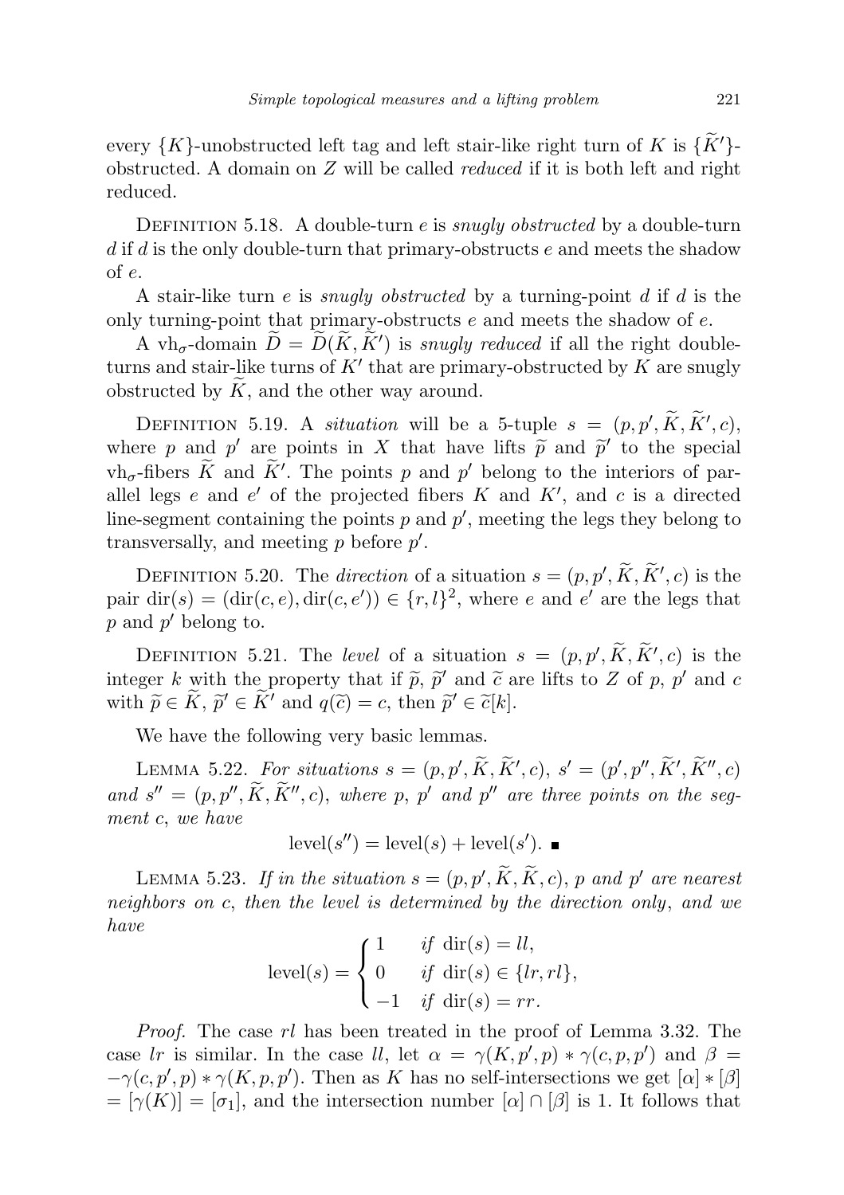every $\{K\}$-unobstructed left tag and left stair-like right turn of $K$ is $\{\widetilde{K}'\}$-obstructed. A domain on $Z$ will be called *reduced* if it is both left and right reduced.

Definition 5.18. A double-turn $e$ is *snugly obstructed* by a double-turn $d$ if $d$ is the only double-turn that primary-obstructs $e$ and meets the shadow of $e$.

A stair-like turn $e$ is *snugly obstructed* by a turning-point $d$ if $d$ is the only turning-point that primary-obstructs $e$ and meets the shadow of $e$.

A vh$_\sigma$-domain $\widetilde{D} = \widetilde{D}(\widetilde{K}, \widetilde{K}')$ is *snugly reduced* if all the right double-turns and stair-like turns of $K'$ that are primary-obstructed by $K$ are snugly obstructed by $\widetilde{K}$, and the other way around.

Definition 5.19. A *situation* will be a 5-tuple $s = (p, p', \widetilde{K}, \widetilde{K}', c)$, where $p$ and $p'$ are points in $X$ that have lifts $\widetilde{p}$ and $\widetilde{p}'$ to the special vh$_\sigma$-fibers $\widetilde{K}$ and $\widetilde{K}'$. The points $p$ and $p'$ belong to the interiors of parallel legs $e$ and $e'$ of the projected fibers $K$ and $K'$, and $c$ is a directed line-segment containing the points $p$ and $p'$, meeting the legs they belong to transversally, and meeting $p$ before $p'$.

Definition 5.20. The *direction* of a situation $s = (p, p', \widetilde{K}, \widetilde{K}', c)$ is the pair $\mathrm{dir}(s) = (\mathrm{dir}(c, e), \mathrm{dir}(c, e')) \in \{r, l\}^2$, where $e$ and $e'$ are the legs that $p$ and $p'$ belong to.

Definition 5.21. The *level* of a situation $s = (p, p', \widetilde{K}, \widetilde{K}', c)$ is the integer $k$ with the property that if $\widetilde{p}$, $\widetilde{p}'$ and $\widetilde{c}$ are lifts to $Z$ of $p$, $p'$ and $c$ with $\widetilde{p} \in \widetilde{K}$, $\widetilde{p}' \in \widetilde{K}'$ and $q(\widetilde{c}) = c$, then $\widetilde{p}' \in \widetilde{c}[k]$.

We have the following very basic lemmas.

Lemma 5.22. *For situations $s = (p, p', \widetilde{K}, \widetilde{K}', c)$, $s' = (p', p'', \widetilde{K}', \widetilde{K}'', c)$ and $s'' = (p, p'', \widetilde{K}, \widetilde{K}'', c)$, where $p$, $p'$ and $p''$ are three points on the segment $c$, we have*

$$\mathrm{level}(s'') = \mathrm{level}(s) + \mathrm{level}(s'). \ \blacksquare$$

Lemma 5.23. *If in the situation $s = (p, p', \widetilde{K}, \widetilde{K}, c)$, $p$ and $p'$ are nearest neighbors on $c$, then the level is determined by the direction only, and we have*

$$\mathrm{level}(s) = \begin{cases} 1 & \text{if } \mathrm{dir}(s) = ll, \\ 0 & \text{if } \mathrm{dir}(s) \in \{lr, rl\}, \\ -1 & \text{if } \mathrm{dir}(s) = rr. \end{cases}$$

*Proof.* The case $rl$ has been treated in the proof of Lemma 3.32. The case $lr$ is similar. In the case $ll$, let $\alpha = \gamma(K, p', p) * \gamma(c, p, p')$ and $\beta = -\gamma(c, p', p) * \gamma(K, p, p')$. Then as $K$ has no self-intersections we get $[\alpha] * [\beta] = [\gamma(K)] = [\sigma_1]$, and the intersection number $[\alpha] \cap [\beta]$ is 1. It follows that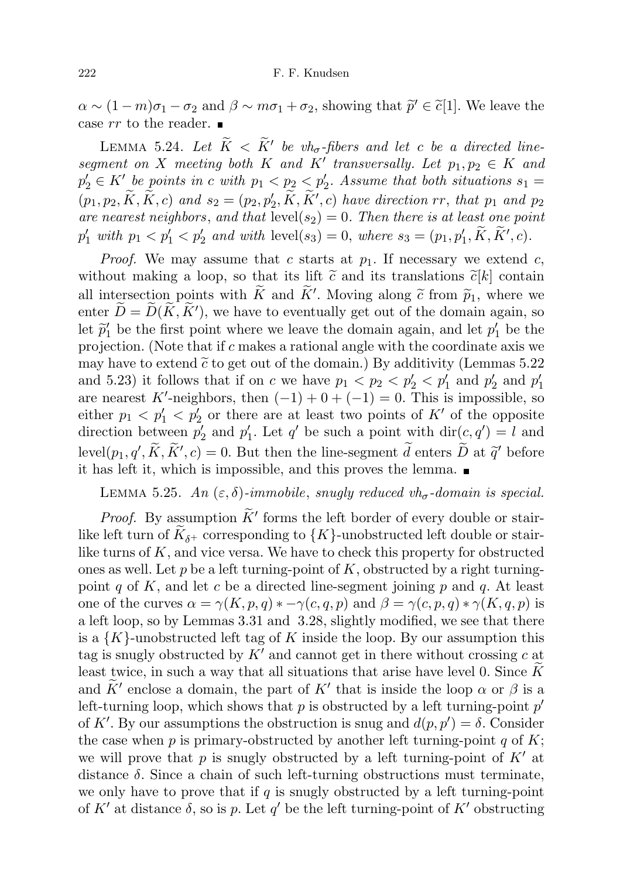$\alpha \sim (1-m)\sigma_1 - \sigma_2$ and $\beta \sim m\sigma_1 + \sigma_2$, showing that $\widetilde{p}' \in \widetilde{c}[1]$. We leave the case $rr$ to the reader. ∎

LEMMA 5.24. *Let $\widetilde{K} < \widetilde{K}'$ be $vh_\sigma$-fibers and let $c$ be a directed line-segment on $X$ meeting both $K$ and $K'$ transversally. Let $p_1, p_2 \in K$ and $p_2' \in K'$ be points in $c$ with $p_1 < p_2 < p_2'$. Assume that both situations $s_1 = (p_1, p_2, \widetilde{K}, \widetilde{K}, c)$ and $s_2 = (p_2, p_2', \widetilde{K}, \widetilde{K}', c)$ have direction $rr$, that $p_1$ and $p_2$ are nearest neighbors, and that $\operatorname{level}(s_2) = 0$. Then there is at least one point $p_1'$ with $p_1 < p_1' < p_2'$ and with $\operatorname{level}(s_3) = 0$, where $s_3 = (p_1, p_1', \widetilde{K}, \widetilde{K}', c)$.*

*Proof.* We may assume that $c$ starts at $p_1$. If necessary we extend $c$, without making a loop, so that its lift $\widetilde{c}$ and its translations $\widetilde{c}[k]$ contain all intersection points with $\widetilde{K}$ and $\widetilde{K}'$. Moving along $\widetilde{c}$ from $\widetilde{p}_1$, where we enter $\widetilde{D} = \widetilde{D}(\widetilde{K}, \widetilde{K}')$, we have to eventually get out of the domain again, so let $\widetilde{p}_1'$ be the first point where we leave the domain again, and let $p_1'$ be the projection. (Note that if $c$ makes a rational angle with the coordinate axis we may have to extend $\widetilde{c}$ to get out of the domain.) By additivity (Lemmas 5.22 and 5.23) it follows that if on $c$ we have $p_1 < p_2 < p_2' < p_1'$ and $p_2'$ and $p_1'$ are nearest $K'$-neighbors, then $(-1) + 0 + (-1) = 0$. This is impossible, so either $p_1 < p_1' < p_2'$ or there are at least two points of $K'$ of the opposite direction between $p_2'$ and $p_1'$. Let $q'$ be such a point with $\operatorname{dir}(c, q') = l$ and $\operatorname{level}(p_1, q', \widetilde{K}, \widetilde{K}', c) = 0$. But then the line-segment $\widetilde{d}$ enters $\widetilde{D}$ at $\widetilde{q}'$ before it has left it, which is impossible, and this proves the lemma. ∎

LEMMA 5.25. *An $(\varepsilon, \delta)$-immobile, snugly reduced $vh_\sigma$-domain is special.*

*Proof.* By assumption $\widetilde{K}'$ forms the left border of every double or stair-like left turn of $\widetilde{K}_{\delta+}$ corresponding to $\{K\}$-unobstructed left double or stair-like turns of $K$, and vice versa. We have to check this property for obstructed ones as well. Let $p$ be a left turning-point of $K$, obstructed by a right turning-point $q$ of $K$, and let $c$ be a directed line-segment joining $p$ and $q$. At least one of the curves $\alpha = \gamma(K, p, q) * -\gamma(c, q, p)$ and $\beta = \gamma(c, p, q) * \gamma(K, q, p)$ is a left loop, so by Lemmas 3.31 and 3.28, slightly modified, we see that there is a $\{K\}$-unobstructed left tag of $K$ inside the loop. By our assumption this tag is snugly obstructed by $K'$ and cannot get in there without crossing $c$ at least twice, in such a way that all situations that arise have level 0. Since $\widetilde{K}$ and $\widetilde{K}'$ enclose a domain, the part of $K'$ that is inside the loop $\alpha$ or $\beta$ is a left-turning loop, which shows that $p$ is obstructed by a left turning-point $p'$ of $K'$. By our assumptions the obstruction is snug and $d(p, p') = \delta$. Consider the case when $p$ is primary-obstructed by another left turning-point $q$ of $K$; we will prove that $p$ is snugly obstructed by a left turning-point of $K'$ at distance $\delta$. Since a chain of such left-turning obstructions must terminate, we only have to prove that if $q$ is snugly obstructed by a left turning-point of $K'$ at distance $\delta$, so is $p$. Let $q'$ be the left turning-point of $K'$ obstructing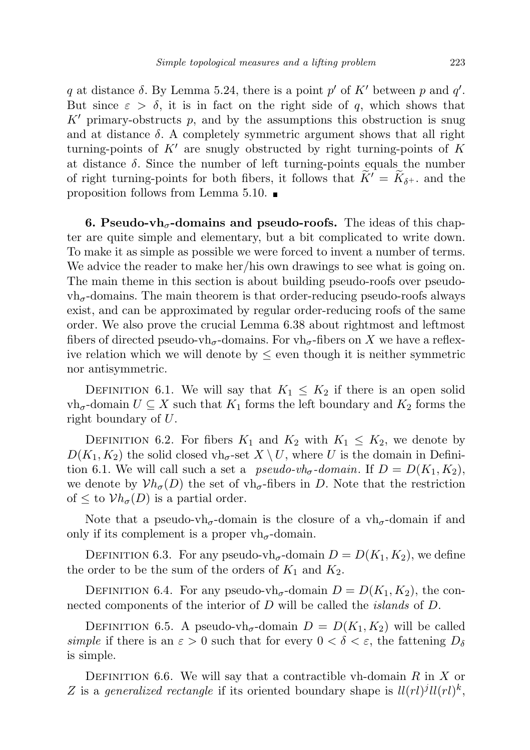$q$ at distance $\delta$. By Lemma 5.24, there is a point $p'$ of $K'$ between $p$ and $q'$. But since $\varepsilon > \delta$, it is in fact on the right side of $q$, which shows that $K'$ primary-obstructs $p$, and by the assumptions this obstruction is snug and at distance $\delta$. A completely symmetric argument shows that all right turning-points of $K'$ are snugly obstructed by right turning-points of $K$ at distance $\delta$. Since the number of left turning-points equals the number of right turning-points for both fibers, it follows that $\widetilde{K}' = \widetilde{K}_{\delta+}$. and the proposition follows from Lemma 5.10. ∎

**6. Pseudo-vh$_\sigma$-domains and pseudo-roofs.** The ideas of this chapter are quite simple and elementary, but a bit complicated to write down. To make it as simple as possible we were forced to invent a number of terms. We advice the reader to make her/his own drawings to see what is going on. The main theme in this section is about building pseudo-roofs over pseudo-vh$_\sigma$-domains. The main theorem is that order-reducing pseudo-roofs always exist, and can be approximated by regular order-reducing roofs of the same order. We also prove the crucial Lemma 6.38 about rightmost and leftmost fibers of directed pseudo-vh$_\sigma$-domains. For vh$_\sigma$-fibers on $X$ we have a reflexive relation which we will denote by $\le$ even though it is neither symmetric nor antisymmetric.

Definition 6.1. We will say that $K_1 \le K_2$ if there is an open solid vh$_\sigma$-domain $U \subseteq X$ such that $K_1$ forms the left boundary and $K_2$ forms the right boundary of $U$.

Definition 6.2. For fibers $K_1$ and $K_2$ with $K_1 \le K_2$, we denote by $D(K_1, K_2)$ the solid closed vh$_\sigma$-set $X \setminus U$, where $U$ is the domain in Definition 6.1. We will call such a set a *pseudo-vh$_\sigma$-domain*. If $D = D(K_1, K_2)$, we denote by $\mathcal{V}h_\sigma(D)$ the set of vh$_\sigma$-fibers in $D$. Note that the restriction of $\le$ to $\mathcal{V}h_\sigma(D)$ is a partial order.

Note that a pseudo-vh$_\sigma$-domain is the closure of a vh$_\sigma$-domain if and only if its complement is a proper vh$_\sigma$-domain.

Definition 6.3. For any pseudo-vh$_\sigma$-domain $D = D(K_1, K_2)$, we define the order to be the sum of the orders of $K_1$ and $K_2$.

Definition 6.4. For any pseudo-vh$_\sigma$-domain $D = D(K_1, K_2)$, the connected components of the interior of $D$ will be called the *islands* of $D$.

Definition 6.5. A pseudo-vh$_\sigma$-domain $D = D(K_1, K_2)$ will be called *simple* if there is an $\varepsilon > 0$ such that for every $0 < \delta < \varepsilon$, the fattening $D_\delta$ is simple.

Definition 6.6. We will say that a contractible vh-domain $R$ in $X$ or $Z$ is a *generalized rectangle* if its oriented boundary shape is $ll(rl)^j ll(rl)^k$,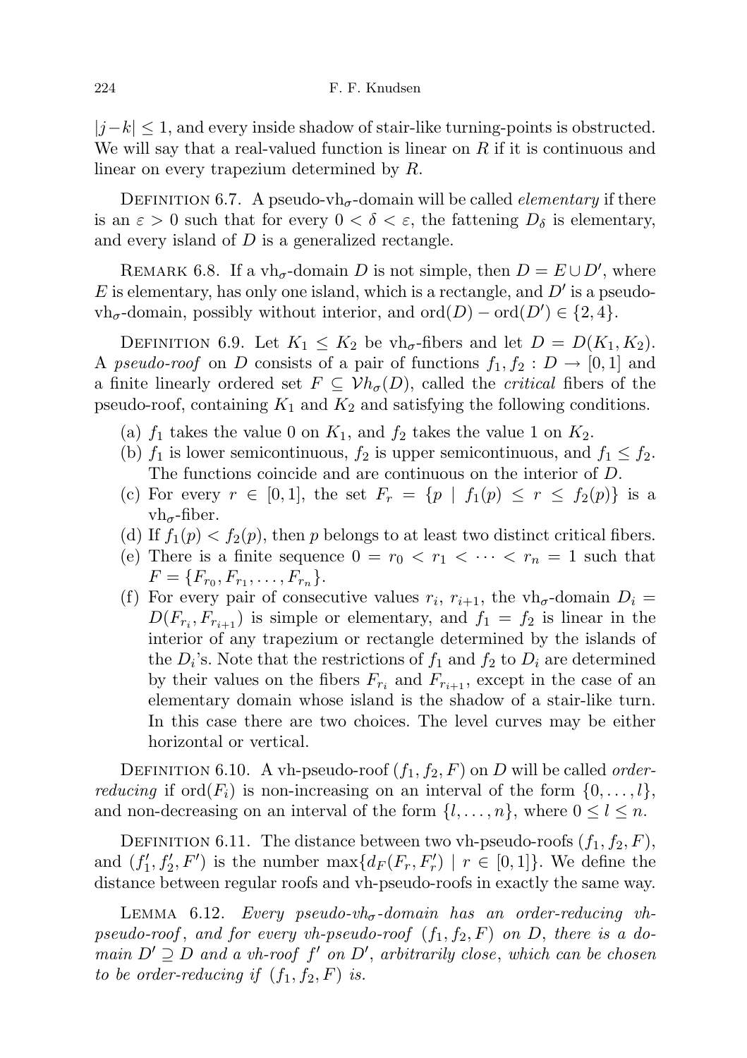$|j-k| \leq 1$, and every inside shadow of stair-like turning-points is obstructed. We will say that a real-valued function is linear on $R$ if it is continuous and linear on every trapezium determined by $R$.

Definition 6.7. A pseudo-vh$_\sigma$-domain will be called *elementary* if there is an $\varepsilon > 0$ such that for every $0 < \delta < \varepsilon$, the fattening $D_\delta$ is elementary, and every island of $D$ is a generalized rectangle.

Remark 6.8. If a vh$_\sigma$-domain $D$ is not simple, then $D = E \cup D'$, where $E$ is elementary, has only one island, which is a rectangle, and $D'$ is a pseudo-vh$_\sigma$-domain, possibly without interior, and $\mathrm{ord}(D) - \mathrm{ord}(D') \in \{2, 4\}$.

Definition 6.9. Let $K_1 \leq K_2$ be vh$_\sigma$-fibers and let $D = D(K_1, K_2)$. A *pseudo-roof* on $D$ consists of a pair of functions $f_1, f_2 : D \to [0,1]$ and a finite linearly ordered set $F \subseteq \mathcal{V}h_\sigma(D)$, called the *critical* fibers of the pseudo-roof, containing $K_1$ and $K_2$ and satisfying the following conditions.

(a) $f_1$ takes the value 0 on $K_1$, and $f_2$ takes the value 1 on $K_2$.
(b) $f_1$ is lower semicontinuous, $f_2$ is upper semicontinuous, and $f_1 \leq f_2$. The functions coincide and are continuous on the interior of $D$.
(c) For every $r \in [0,1]$, the set $F_r = \{p \mid f_1(p) \leq r \leq f_2(p)\}$ is a vh$_\sigma$-fiber.
(d) If $f_1(p) < f_2(p)$, then $p$ belongs to at least two distinct critical fibers.
(e) There is a finite sequence $0 = r_0 < r_1 < \cdots < r_n = 1$ such that $F = \{F_{r_0}, F_{r_1}, \ldots, F_{r_n}\}$.
(f) For every pair of consecutive values $r_i$, $r_{i+1}$, the vh$_\sigma$-domain $D_i = D(F_{r_i}, F_{r_{i+1}})$ is simple or elementary, and $f_1 = f_2$ is linear in the interior of any trapezium or rectangle determined by the islands of the $D_i$'s. Note that the restrictions of $f_1$ and $f_2$ to $D_i$ are determined by their values on the fibers $F_{r_i}$ and $F_{r_{i+1}}$, except in the case of an elementary domain whose island is the shadow of a stair-like turn. In this case there are two choices. The level curves may be either horizontal or vertical.

Definition 6.10. A vh-pseudo-roof $(f_1, f_2, F)$ on $D$ will be called *order-reducing* if $\mathrm{ord}(F_i)$ is non-increasing on an interval of the form $\{0, \ldots, l\}$, and non-decreasing on an interval of the form $\{l, \ldots, n\}$, where $0 \leq l \leq n$.

Definition 6.11. The distance between two vh-pseudo-roofs $(f_1, f_2, F)$, and $(f_1', f_2', F')$ is the number $\max\{d_F(F_r, F_r') \mid r \in [0,1]\}$. We define the distance between regular roofs and vh-pseudo-roofs in exactly the same way.

Lemma 6.12. *Every pseudo-vh$_\sigma$-domain has an order-reducing vh-pseudo-roof, and for every vh-pseudo-roof $(f_1, f_2, F)$ on $D$, there is a domain $D' \supseteq D$ and a vh-roof $f'$ on $D'$, arbitrarily close, which can be chosen to be order-reducing if $(f_1, f_2, F)$ is.*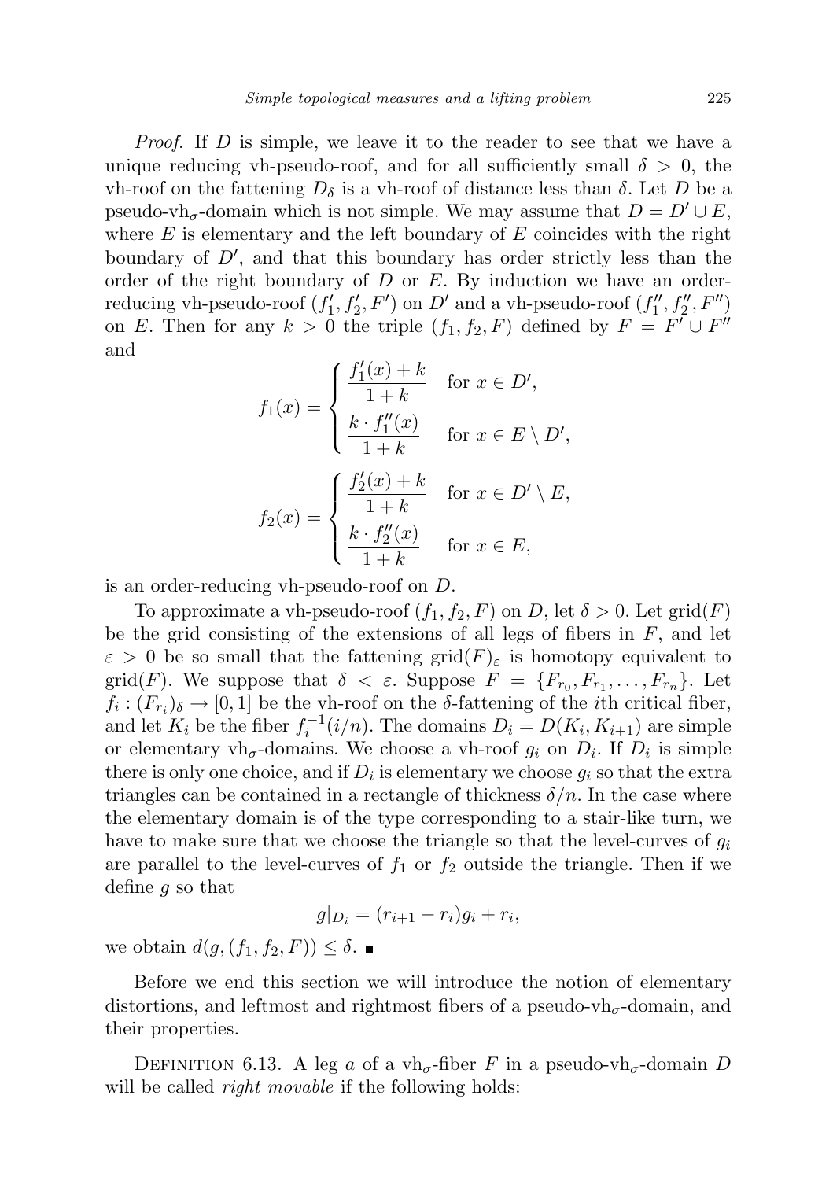*Proof.* If $D$ is simple, we leave it to the reader to see that we have a unique reducing vh-pseudo-roof, and for all sufficiently small $\delta > 0$, the vh-roof on the fattening $D_\delta$ is a vh-roof of distance less than $\delta$. Let $D$ be a pseudo-vh$_\sigma$-domain which is not simple. We may assume that $D = D' \cup E$, where $E$ is elementary and the left boundary of $E$ coincides with the right boundary of $D'$, and that this boundary has order strictly less than the order of the right boundary of $D$ or $E$. By induction we have an order-reducing vh-pseudo-roof $(f_1', f_2', F')$ on $D'$ and a vh-pseudo-roof $(f_1'', f_2'', F'')$ on $E$. Then for any $k > 0$ the triple $(f_1, f_2, F)$ defined by $F = F' \cup F''$ and

$$f_1(x) = \begin{cases} \dfrac{f_1'(x) + k}{1 + k} & \text{for } x \in D', \\ \dfrac{k \cdot f_1''(x)}{1 + k} & \text{for } x \in E \setminus D', \end{cases}$$

$$f_2(x) = \begin{cases} \dfrac{f_2'(x) + k}{1 + k} & \text{for } x \in D' \setminus E, \\ \dfrac{k \cdot f_2''(x)}{1 + k} & \text{for } x \in E, \end{cases}$$

is an order-reducing vh-pseudo-roof on $D$.

To approximate a vh-pseudo-roof $(f_1, f_2, F)$ on $D$, let $\delta > 0$. Let $\mathrm{grid}(F)$ be the grid consisting of the extensions of all legs of fibers in $F$, and let $\varepsilon > 0$ be so small that the fattening $\mathrm{grid}(F)_\varepsilon$ is homotopy equivalent to $\mathrm{grid}(F)$. We suppose that $\delta < \varepsilon$. Suppose $F = \{F_{r_0}, F_{r_1}, \ldots, F_{r_n}\}$. Let $f_i : (F_{r_i})_\delta \to [0, 1]$ be the vh-roof on the $\delta$-fattening of the $i$th critical fiber, and let $K_i$ be the fiber $f_i^{-1}(i/n)$. The domains $D_i = D(K_i, K_{i+1})$ are simple or elementary vh$_\sigma$-domains. We choose a vh-roof $g_i$ on $D_i$. If $D_i$ is simple there is only one choice, and if $D_i$ is elementary we choose $g_i$ so that the extra triangles can be contained in a rectangle of thickness $\delta/n$. In the case where the elementary domain is of the type corresponding to a stair-like turn, we have to make sure that we choose the triangle so that the level-curves of $g_i$ are parallel to the level-curves of $f_1$ or $f_2$ outside the triangle. Then if we define $g$ so that

$$g|_{D_i} = (r_{i+1} - r_i) g_i + r_i,$$

we obtain $d(g, (f_1, f_2, F)) \leq \delta$. ∎

Before we end this section we will introduce the notion of elementary distortions, and leftmost and rightmost fibers of a pseudo-vh$_\sigma$-domain, and their properties.

Definition 6.13. A leg $a$ of a vh$_\sigma$-fiber $F$ in a pseudo-vh$_\sigma$-domain $D$ will be called *right movable* if the following holds: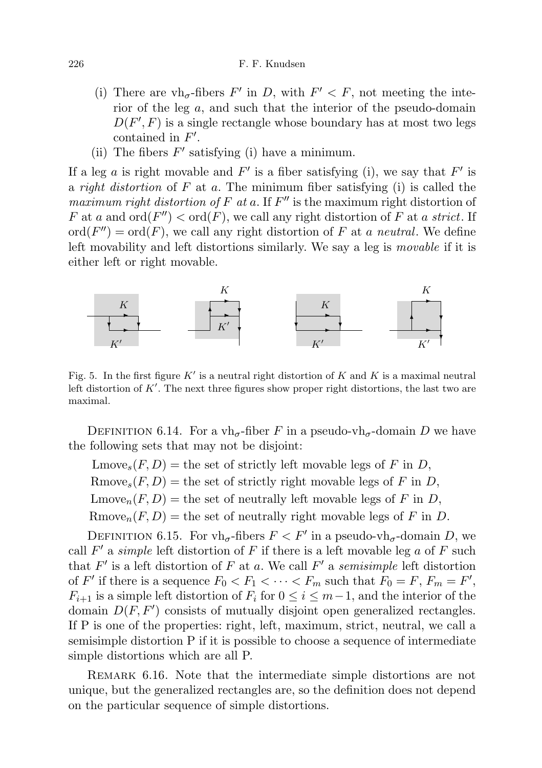(i) There are $\mathrm{vh}_\sigma$-fibers $F'$ in $D$, with $F' < F$, not meeting the interior of the leg $a$, and such that the interior of the pseudo-domain $D(F', F)$ is a single rectangle whose boundary has at most two legs contained in $F'$.

(ii) The fibers $F'$ satisfying (i) have a minimum.

If a leg $a$ is right movable and $F'$ is a fiber satisfying (i), we say that $F'$ is a *right distortion* of $F$ at $a$. The minimum fiber satisfying (i) is called the *maximum right distortion of* $F$ *at* $a$. If $F''$ is the maximum right distortion of $F$ at $a$ and $\mathrm{ord}(F'') < \mathrm{ord}(F)$, we call any right distortion of $F$ at $a$ *strict*. If $\mathrm{ord}(F'') = \mathrm{ord}(F)$, we call any right distortion of $F$ at $a$ *neutral*. We define left movability and left distortions similarly. We say a leg is *movable* if it is either left or right movable.

Fig. 5. In the first figure $K'$ is a neutral right distortion of $K$ and $K$ is a maximal neutral left distortion of $K'$. The next three figures show proper right distortions, the last two are maximal.

DEFINITION 6.14. For a $\mathrm{vh}_\sigma$-fiber $F$ in a pseudo-$\mathrm{vh}_\sigma$-domain $D$ we have the following sets that may not be disjoint:

$\mathrm{Lmove}_s(F, D)$ = the set of strictly left movable legs of $F$ in $D$,

$\mathrm{Rmove}_s(F, D)$ = the set of strictly right movable legs of $F$ in $D$,

$\mathrm{Lmove}_n(F, D)$ = the set of neutrally left movable legs of $F$ in $D$,

$\mathrm{Rmove}_n(F, D)$ = the set of neutrally right movable legs of $F$ in $D$.

DEFINITION 6.15. For $\mathrm{vh}_\sigma$-fibers $F < F'$ in a pseudo-$\mathrm{vh}_\sigma$-domain $D$, we call $F'$ a *simple* left distortion of $F$ if there is a left movable leg $a$ of $F$ such that $F'$ is a left distortion of $F$ at $a$. We call $F'$ a *semisimple* left distortion of $F'$ if there is a sequence $F_0 < F_1 < \cdots < F_m$ such that $F_0 = F$, $F_m = F'$, $F_{i+1}$ is a simple left distortion of $F_i$ for $0 \le i \le m-1$, and the interior of the domain $D(F, F')$ consists of mutually disjoint open generalized rectangles. If P is one of the properties: right, left, maximum, strict, neutral, we call a semisimple distortion P if it is possible to choose a sequence of intermediate simple distortions which are all P.

REMARK 6.16. Note that the intermediate simple distortions are not unique, but the generalized rectangles are, so the definition does not depend on the particular sequence of simple distortions.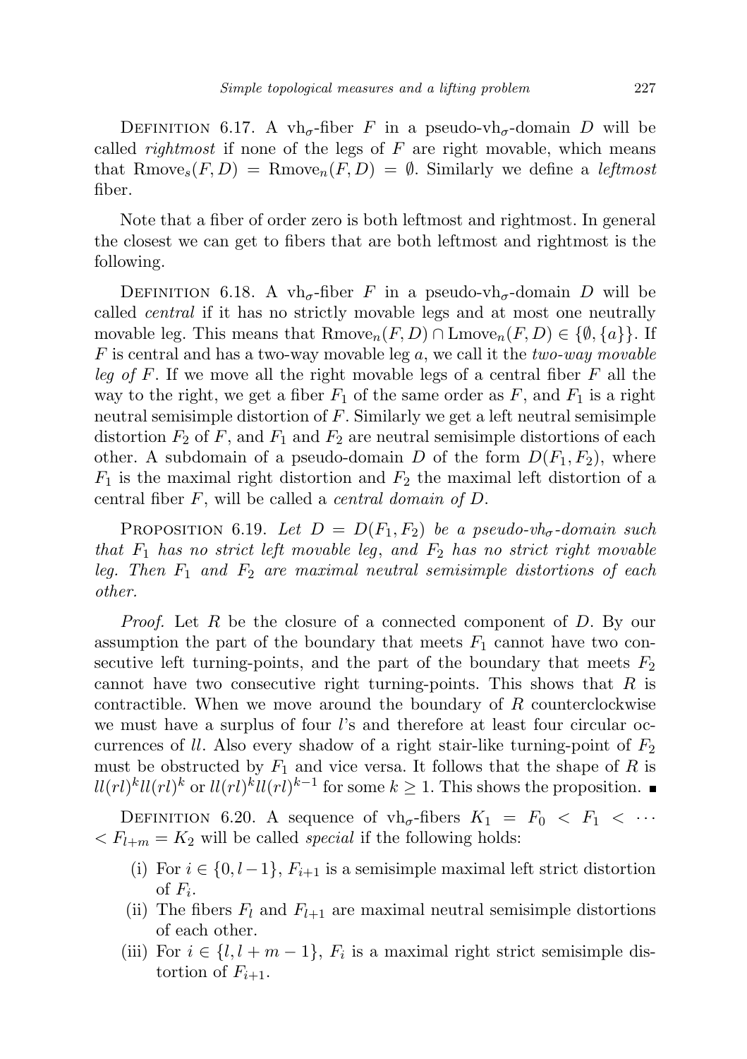Definition 6.17. A $vh_\sigma$-fiber $F$ in a pseudo-$vh_\sigma$-domain $D$ will be called *rightmost* if none of the legs of $F$ are right movable, which means that $\mathrm{Rmove}_s(F,D) = \mathrm{Rmove}_n(F,D) = \emptyset$. Similarly we define a *leftmost* fiber.

Note that a fiber of order zero is both leftmost and rightmost. In general the closest we can get to fibers that are both leftmost and rightmost is the following.

Definition 6.18. A $vh_\sigma$-fiber $F$ in a pseudo-$vh_\sigma$-domain $D$ will be called *central* if it has no strictly movable legs and at most one neutrally movable leg. This means that $\mathrm{Rmove}_n(F,D) \cap \mathrm{Lmove}_n(F,D) \in \{\emptyset, \{a\}\}$. If $F$ is central and has a two-way movable leg $a$, we call it the *two-way movable leg of $F$*. If we move all the right movable legs of a central fiber $F$ all the way to the right, we get a fiber $F_1$ of the same order as $F$, and $F_1$ is a right neutral semisimple distortion of $F$. Similarly we get a left neutral semisimple distortion $F_2$ of $F$, and $F_1$ and $F_2$ are neutral semisimple distortions of each other. A subdomain of a pseudo-domain $D$ of the form $D(F_1, F_2)$, where $F_1$ is the maximal right distortion and $F_2$ the maximal left distortion of a central fiber $F$, will be called a *central domain of $D$*.

Proposition 6.19. *Let $D = D(F_1, F_2)$ be a pseudo-$vh_\sigma$-domain such that $F_1$ has no strict left movable leg, and $F_2$ has no strict right movable leg. Then $F_1$ and $F_2$ are maximal neutral semisimple distortions of each other.*

*Proof.* Let $R$ be the closure of a connected component of $D$. By our assumption the part of the boundary that meets $F_1$ cannot have two consecutive left turning-points, and the part of the boundary that meets $F_2$ cannot have two consecutive right turning-points. This shows that $R$ is contractible. When we move around the boundary of $R$ counterclockwise we must have a surplus of four $l$'s and therefore at least four circular occurrences of $ll$. Also every shadow of a right stair-like turning-point of $F_2$ must be obstructed by $F_1$ and vice versa. It follows that the shape of $R$ is $ll(rl)^k ll(rl)^k$ or $ll(rl)^k ll(rl)^{k-1}$ for some $k \geq 1$. This shows the proposition. ∎

Definition 6.20. A sequence of $vh_\sigma$-fibers $K_1 = F_0 < F_1 < \cdots < F_{l+m} = K_2$ will be called *special* if the following holds:

(i) For $i \in \{0, l-1\}$, $F_{i+1}$ is a semisimple maximal left strict distortion of $F_i$.

(ii) The fibers $F_l$ and $F_{l+1}$ are maximal neutral semisimple distortions of each other.

(iii) For $i \in \{l, l+m-1\}$, $F_i$ is a maximal right strict semisimple distortion of $F_{i+1}$.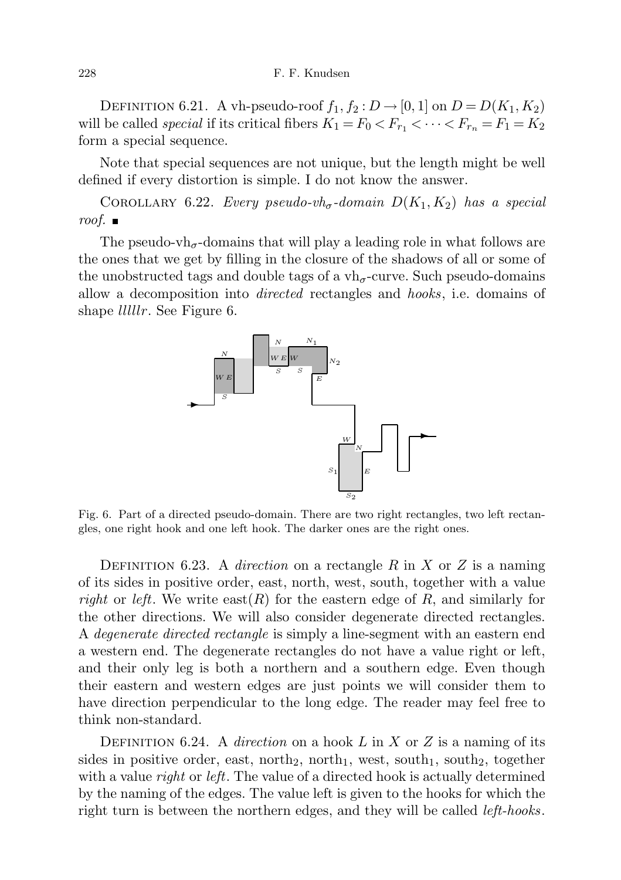Definition 6.21. A vh-pseudo-roof $f_1, f_2 : D \to [0,1]$ on $D = D(K_1, K_2)$ will be called *special* if its critical fibers $K_1 = F_0 < F_{r_1} < \cdots < F_{r_n} = F_1 = K_2$ form a special sequence.

Note that special sequences are not unique, but the length might be well defined if every distortion is simple. I do not know the answer.

Corollary 6.22. *Every pseudo-vh$_\sigma$-domain $D(K_1, K_2)$ has a special roof.* ∎

The pseudo-vh$_\sigma$-domains that will play a leading role in what follows are the ones that we get by filling in the closure of the shadows of all or some of the unobstructed tags and double tags of a vh$_\sigma$-curve. Such pseudo-domains allow a decomposition into *directed* rectangles and *hooks*, i.e. domains of shape *lllllr*. See Figure 6.

Fig. 6. Part of a directed pseudo-domain. There are two right rectangles, two left rectangles, one right hook and one left hook. The darker ones are the right ones.

Definition 6.23. A *direction* on a rectangle $R$ in $X$ or $Z$ is a naming of its sides in positive order, east, north, west, south, together with a value *right* or *left*. We write $\mathrm{east}(R)$ for the eastern edge of $R$, and similarly for the other directions. We will also consider degenerate directed rectangles. A *degenerate directed rectangle* is simply a line-segment with an eastern end a western end. The degenerate rectangles do not have a value right or left, and their only leg is both a northern and a southern edge. Even though their eastern and western edges are just points we will consider them to have direction perpendicular to the long edge. The reader may feel free to think non-standard.

Definition 6.24. A *direction* on a hook $L$ in $X$ or $Z$ is a naming of its sides in positive order, east, north$_2$, north$_1$, west, south$_1$, south$_2$, together with a value *right* or *left*. The value of a directed hook is actually determined by the naming of the edges. The value left is given to the hooks for which the right turn is between the northern edges, and they will be called *left-hooks*.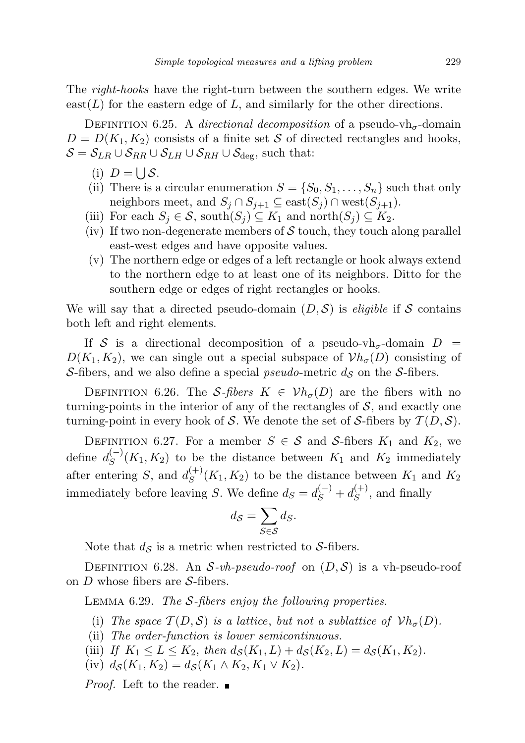The *right-hooks* have the right-turn between the southern edges. We write $\mathrm{east}(L)$ for the eastern edge of $L$, and similarly for the other directions.

DEFINITION 6.25. A *directional decomposition* of a pseudo-vh$_\sigma$-domain $D = D(K_1, K_2)$ consists of a finite set $\mathcal{S}$ of directed rectangles and hooks, $\mathcal{S} = \mathcal{S}_{LR} \cup \mathcal{S}_{RR} \cup \mathcal{S}_{LH} \cup \mathcal{S}_{RH} \cup \mathcal{S}_{\deg}$, such that:

- (i) $D = \bigcup \mathcal{S}$.
- (ii) There is a circular enumeration $S = \{S_0, S_1, \ldots, S_n\}$ such that only neighbors meet, and $S_j \cap S_{j+1} \subseteq \mathrm{east}(S_j) \cap \mathrm{west}(S_{j+1})$.
- (iii) For each $S_j \in \mathcal{S}$, $\mathrm{south}(S_j) \subseteq K_1$ and $\mathrm{north}(S_j) \subseteq K_2$.
- (iv) If two non-degenerate members of $\mathcal{S}$ touch, they touch along parallel east-west edges and have opposite values.
- (v) The northern edge or edges of a left rectangle or hook always extend to the northern edge to at least one of its neighbors. Ditto for the southern edge or edges of right rectangles or hooks.

We will say that a directed pseudo-domain $(D, \mathcal{S})$ is *eligible* if $\mathcal{S}$ contains both left and right elements.

If $\mathcal{S}$ is a directional decomposition of a pseudo-vh$_\sigma$-domain $D = D(K_1, K_2)$, we can single out a special subspace of $\mathcal{V}h_\sigma(D)$ consisting of $\mathcal{S}$-fibers, and we also define a special *pseudo*-metric $d_{\mathcal{S}}$ on the $\mathcal{S}$-fibers.

DEFINITION 6.26. The *$\mathcal{S}$-fibers* $K \in \mathcal{V}h_\sigma(D)$ are the fibers with no turning-points in the interior of any of the rectangles of $\mathcal{S}$, and exactly one turning-point in every hook of $\mathcal{S}$. We denote the set of $\mathcal{S}$-fibers by $\mathcal{T}(D, \mathcal{S})$.

DEFINITION 6.27. For a member $S \in \mathcal{S}$ and $\mathcal{S}$-fibers $K_1$ and $K_2$, we define $d_S^{(-)}(K_1, K_2)$ to be the distance between $K_1$ and $K_2$ immediately after entering $S$, and $d_S^{(+)}(K_1, K_2)$ to be the distance between $K_1$ and $K_2$ immediately before leaving $S$. We define $d_S = d_S^{(-)} + d_S^{(+)}$, and finally

$$d_{\mathcal{S}} = \sum_{S \in \mathcal{S}} d_S.$$

Note that $d_{\mathcal{S}}$ is a metric when restricted to $\mathcal{S}$-fibers.

DEFINITION 6.28. An *$\mathcal{S}$-vh-pseudo-roof* on $(D, \mathcal{S})$ is a vh-pseudo-roof on $D$ whose fibers are $\mathcal{S}$-fibers.

LEMMA 6.29. *The $\mathcal{S}$-fibers enjoy the following properties.*

- (i) *The space $\mathcal{T}(D, \mathcal{S})$ is a lattice, but not a sublattice of $\mathcal{V}h_\sigma(D)$.*
- (ii) *The order-function is lower semicontinuous.*
- (iii) *If $K_1 \le L \le K_2$, then $d_{\mathcal{S}}(K_1, L) + d_{\mathcal{S}}(K_2, L) = d_{\mathcal{S}}(K_1, K_2)$.*
- (iv) $d_{\mathcal{S}}(K_1, K_2) = d_{\mathcal{S}}(K_1 \wedge K_2, K_1 \vee K_2)$.

*Proof.* Left to the reader. ∎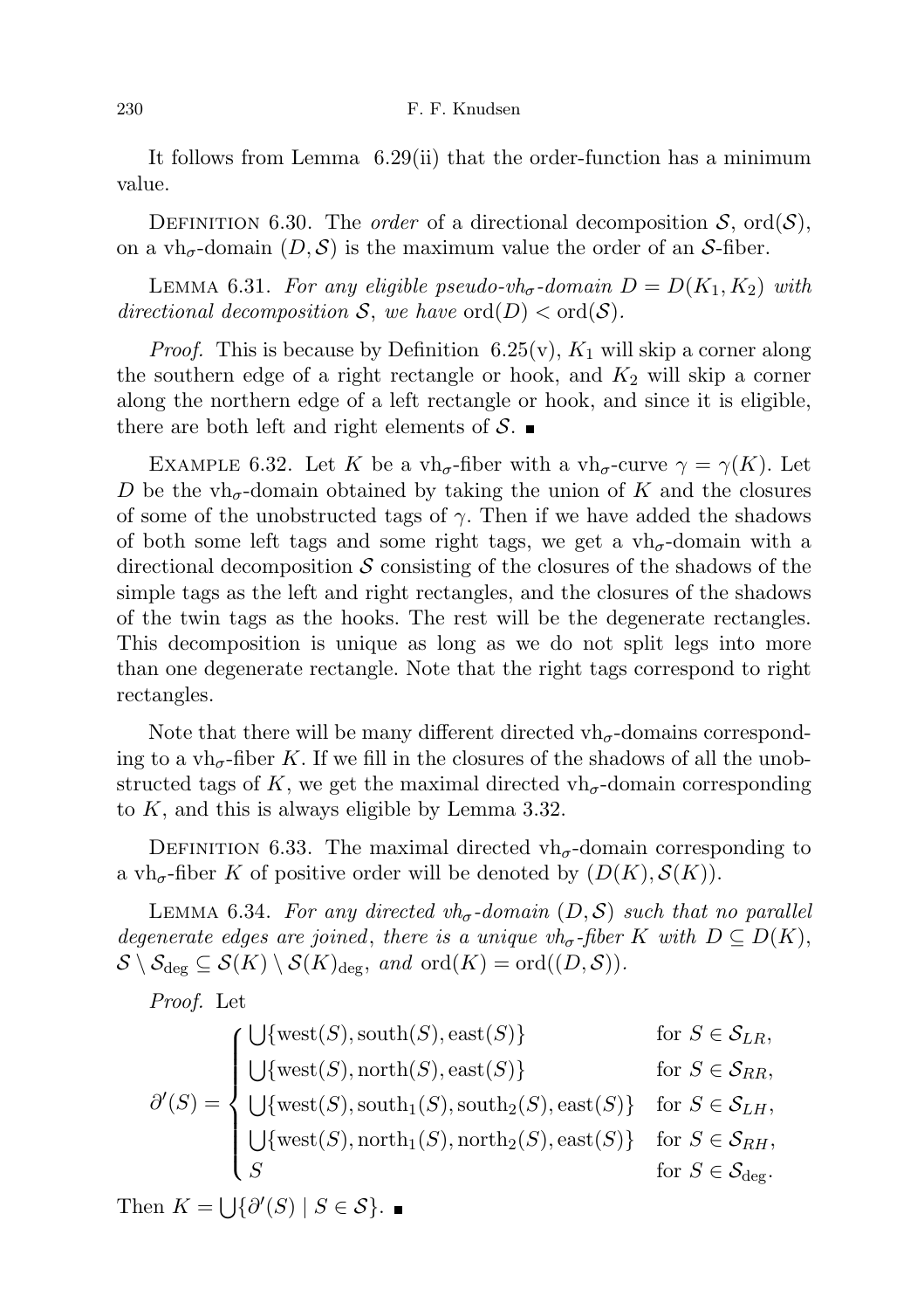It follows from Lemma 6.29(ii) that the order-function has a minimum value.

DEFINITION 6.30. The *order* of a directional decomposition $\mathcal{S}$, $\mathrm{ord}(\mathcal{S})$, on a vh$_\sigma$-domain $(D, \mathcal{S})$ is the maximum value the order of an $\mathcal{S}$-fiber.

LEMMA 6.31. *For any eligible pseudo-vh$_\sigma$-domain $D = D(K_1, K_2)$ with directional decomposition $\mathcal{S}$, we have $\mathrm{ord}(D) < \mathrm{ord}(\mathcal{S})$.*

*Proof.* This is because by Definition 6.25(v), $K_1$ will skip a corner along the southern edge of a right rectangle or hook, and $K_2$ will skip a corner along the northern edge of a left rectangle or hook, and since it is eligible, there are both left and right elements of $\mathcal{S}$. ■

EXAMPLE 6.32. Let $K$ be a vh$_\sigma$-fiber with a vh$_\sigma$-curve $\gamma = \gamma(K)$. Let $D$ be the vh$_\sigma$-domain obtained by taking the union of $K$ and the closures of some of the unobstructed tags of $\gamma$. Then if we have added the shadows of both some left tags and some right tags, we get a vh$_\sigma$-domain with a directional decomposition $\mathcal{S}$ consisting of the closures of the shadows of the simple tags as the left and right rectangles, and the closures of the shadows of the twin tags as the hooks. The rest will be the degenerate rectangles. This decomposition is unique as long as we do not split legs into more than one degenerate rectangle. Note that the right tags correspond to right rectangles.

Note that there will be many different directed vh$_\sigma$-domains corresponding to a vh$_\sigma$-fiber $K$. If we fill in the closures of the shadows of all the unobstructed tags of $K$, we get the maximal directed vh$_\sigma$-domain corresponding to $K$, and this is always eligible by Lemma 3.32.

DEFINITION 6.33. The maximal directed vh$_\sigma$-domain corresponding to a vh$_\sigma$-fiber $K$ of positive order will be denoted by $(D(K), \mathcal{S}(K))$.

LEMMA 6.34. *For any directed vh$_\sigma$-domain $(D, \mathcal{S})$ such that no parallel degenerate edges are joined, there is a unique vh$_\sigma$-fiber $K$ with $D \subseteq D(K)$, $\mathcal{S} \setminus \mathcal{S}_{\deg} \subseteq \mathcal{S}(K) \setminus \mathcal{S}(K)_{\deg}$, and $\mathrm{ord}(K) = \mathrm{ord}((D, \mathcal{S}))$.*

*Proof.* Let

$$\partial'(S) = \begin{cases} \bigcup\{\mathrm{west}(S), \mathrm{south}(S), \mathrm{east}(S)\} & \text{for } S \in \mathcal{S}_{LR}, \\ \bigcup\{\mathrm{west}(S), \mathrm{north}(S), \mathrm{east}(S)\} & \text{for } S \in \mathcal{S}_{RR}, \\ \bigcup\{\mathrm{west}(S), \mathrm{south}_1(S), \mathrm{south}_2(S), \mathrm{east}(S)\} & \text{for } S \in \mathcal{S}_{LH}, \\ \bigcup\{\mathrm{west}(S), \mathrm{north}_1(S), \mathrm{north}_2(S), \mathrm{east}(S)\} & \text{for } S \in \mathcal{S}_{RH}, \\ S & \text{for } S \in \mathcal{S}_{\deg}. \end{cases}$$

Then $K = \bigcup\{\partial'(S) \mid S \in \mathcal{S}\}$. ■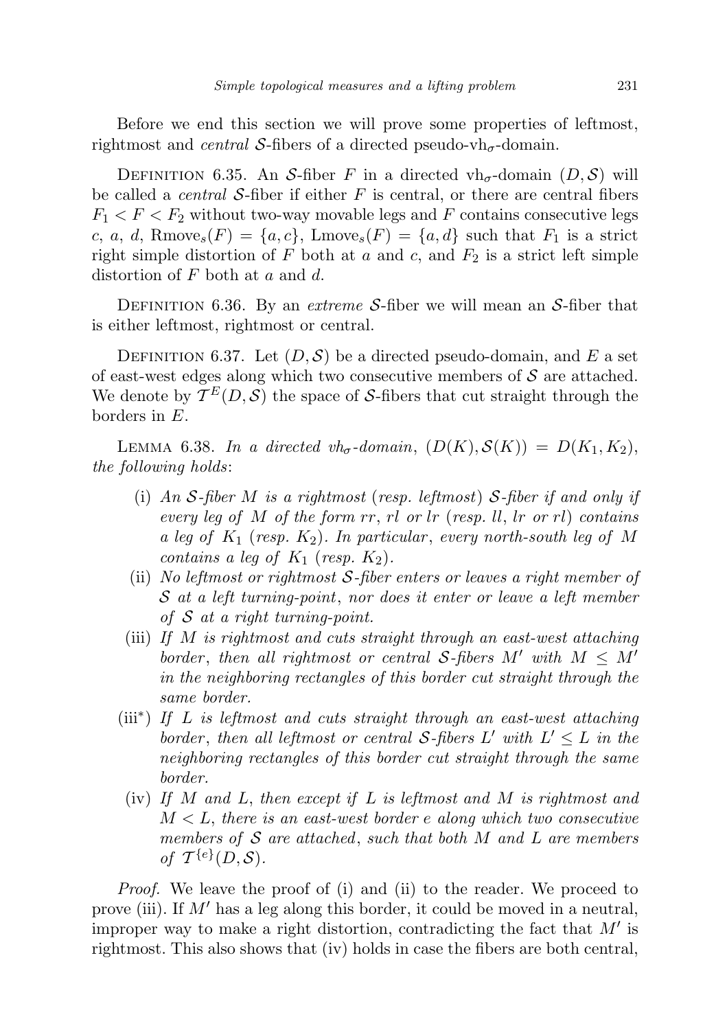Before we end this section we will prove some properties of leftmost, rightmost and *central* $\mathcal{S}$-fibers of a directed pseudo-vh$_\sigma$-domain.

Definition 6.35. An $\mathcal{S}$-fiber $F$ in a directed vh$_\sigma$-domain $(D, \mathcal{S})$ will be called a *central* $\mathcal{S}$-fiber if either $F$ is central, or there are central fibers $F_1 < F < F_2$ without two-way movable legs and $F$ contains consecutive legs $c$, $a$, $d$, $\mathrm{Rmove}_s(F) = \{a, c\}$, $\mathrm{Lmove}_s(F) = \{a, d\}$ such that $F_1$ is a strict right simple distortion of $F$ both at $a$ and $c$, and $F_2$ is a strict left simple distortion of $F$ both at $a$ and $d$.

Definition 6.36. By an *extreme* $\mathcal{S}$-fiber we will mean an $\mathcal{S}$-fiber that is either leftmost, rightmost or central.

Definition 6.37. Let $(D, \mathcal{S})$ be a directed pseudo-domain, and $E$ a set of east-west edges along which two consecutive members of $\mathcal{S}$ are attached. We denote by $\mathcal{T}^E(D, \mathcal{S})$ the space of $\mathcal{S}$-fibers that cut straight through the borders in $E$.

Lemma 6.38. *In a directed vh$_\sigma$-domain*, $(D(K), \mathcal{S}(K)) = D(K_1, K_2)$, *the following holds*:

- (i) *An $\mathcal{S}$-fiber $M$ is a rightmost* (*resp. leftmost*) *$\mathcal{S}$-fiber if and only if every leg of $M$ of the form $rr$, $rl$ or $lr$* (*resp. $ll$, $lr$ or $rl$*) *contains a leg of $K_1$* (*resp. $K_2$*). *In particular*, *every north-south leg of $M$ contains a leg of $K_1$* (*resp. $K_2$*).
- (ii) *No leftmost or rightmost $\mathcal{S}$-fiber enters or leaves a right member of $\mathcal{S}$ at a left turning-point*, *nor does it enter or leave a left member of $\mathcal{S}$ at a right turning-point.*
- (iii) *If $M$ is rightmost and cuts straight through an east-west attaching border*, *then all rightmost or central $\mathcal{S}$-fibers $M'$ with $M \leq M'$ in the neighboring rectangles of this border cut straight through the same border.*
- (iii$^*$) *If $L$ is leftmost and cuts straight through an east-west attaching border*, *then all leftmost or central $\mathcal{S}$-fibers $L'$ with $L' \leq L$ in the neighboring rectangles of this border cut straight through the same border.*
- (iv) *If $M$ and $L$*, *then except if $L$ is leftmost and $M$ is rightmost and $M < L$*, *there is an east-west border $e$ along which two consecutive members of $\mathcal{S}$ are attached*, *such that both $M$ and $L$ are members of $\mathcal{T}^{\{e\}}(D, \mathcal{S})$.*

*Proof.* We leave the proof of (i) and (ii) to the reader. We proceed to prove (iii). If $M'$ has a leg along this border, it could be moved in a neutral, improper way to make a right distortion, contradicting the fact that $M'$ is rightmost. This also shows that (iv) holds in case the fibers are both central,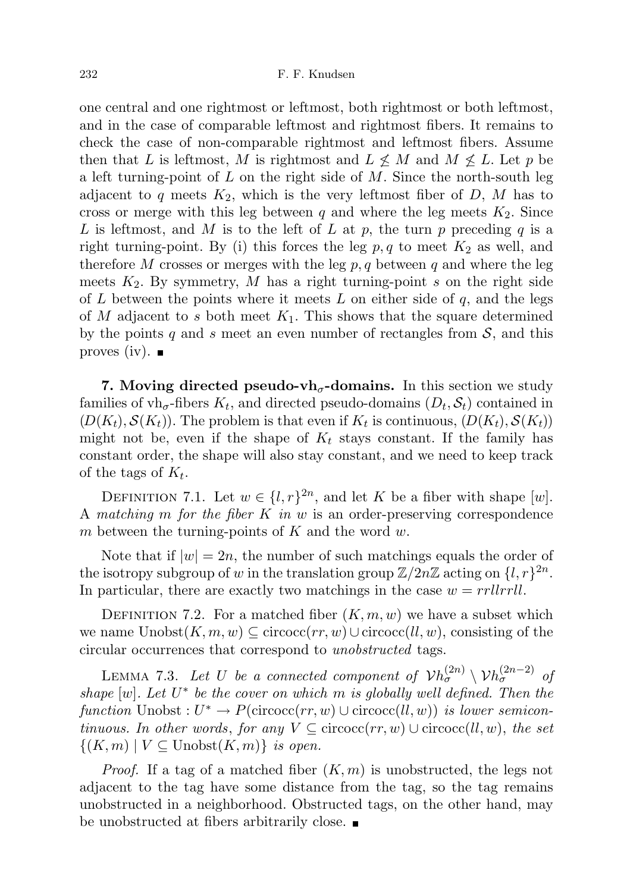one central and one rightmost or leftmost, both rightmost or both leftmost, and in the case of comparable leftmost and rightmost fibers. It remains to check the case of non-comparable rightmost and leftmost fibers. Assume then that $L$ is leftmost, $M$ is rightmost and $L \not\leq M$ and $M \not\leq L$. Let $p$ be a left turning-point of $L$ on the right side of $M$. Since the north-south leg adjacent to $q$ meets $K_2$, which is the very leftmost fiber of $D$, $M$ has to cross or merge with this leg between $q$ and where the leg meets $K_2$. Since $L$ is leftmost, and $M$ is to the left of $L$ at $p$, the turn $p$ preceding $q$ is a right turning-point. By (i) this forces the leg $p, q$ to meet $K_2$ as well, and therefore $M$ crosses or merges with the leg $p, q$ between $q$ and where the leg meets $K_2$. By symmetry, $M$ has a right turning-point $s$ on the right side of $L$ between the points where it meets $L$ on either side of $q$, and the legs of $M$ adjacent to $s$ both meet $K_1$. This shows that the square determined by the points $q$ and $s$ meet an even number of rectangles from $\mathcal{S}$, and this proves (iv). ∎

## 7. Moving directed pseudo-vh$_\sigma$-domains.

In this section we study families of vh$_\sigma$-fibers $K_t$, and directed pseudo-domains $(D_t, \mathcal{S}_t)$ contained in $(D(K_t), \mathcal{S}(K_t))$. The problem is that even if $K_t$ is continuous, $(D(K_t), \mathcal{S}(K_t))$ might not be, even if the shape of $K_t$ stays constant. If the family has constant order, the shape will also stay constant, and we need to keep track of the tags of $K_t$.

Definition 7.1. Let $w \in \{l, r\}^{2n}$, and let $K$ be a fiber with shape $[w]$. A *matching $m$ for the fiber $K$ in $w$* is an order-preserving correspondence $m$ between the turning-points of $K$ and the word $w$.

Note that if $|w| = 2n$, the number of such matchings equals the order of the isotropy subgroup of $w$ in the translation group $\mathbb{Z}/2n\mathbb{Z}$ acting on $\{l, r\}^{2n}$. In particular, there are exactly two matchings in the case $w = rrllrrll$.

Definition 7.2. For a matched fiber $(K, m, w)$ we have a subset which we name $\mathrm{Unobst}(K, m, w) \subseteq \mathrm{circocc}(rr, w) \cup \mathrm{circocc}(ll, w)$, consisting of the circular occurrences that correspond to *unobstructed* tags.

Lemma 7.3. *Let $U$ be a connected component of $\mathcal{V}h_\sigma^{(2n)} \setminus \mathcal{V}h_\sigma^{(2n-2)}$ of shape $[w]$. Let $U^*$ be the cover on which $m$ is globally well defined. Then the function $\mathrm{Unobst} : U^* \to P(\mathrm{circocc}(rr, w) \cup \mathrm{circocc}(ll, w))$ is lower semicontinuous. In other words, for any $V \subseteq \mathrm{circocc}(rr, w) \cup \mathrm{circocc}(ll, w)$, the set $\{(K, m) \mid V \subseteq \mathrm{Unobst}(K, m)\}$ is open.*

*Proof.* If a tag of a matched fiber $(K, m)$ is unobstructed, the legs not adjacent to the tag have some distance from the tag, so the tag remains unobstructed in a neighborhood. Obstructed tags, on the other hand, may be unobstructed at fibers arbitrarily close. ∎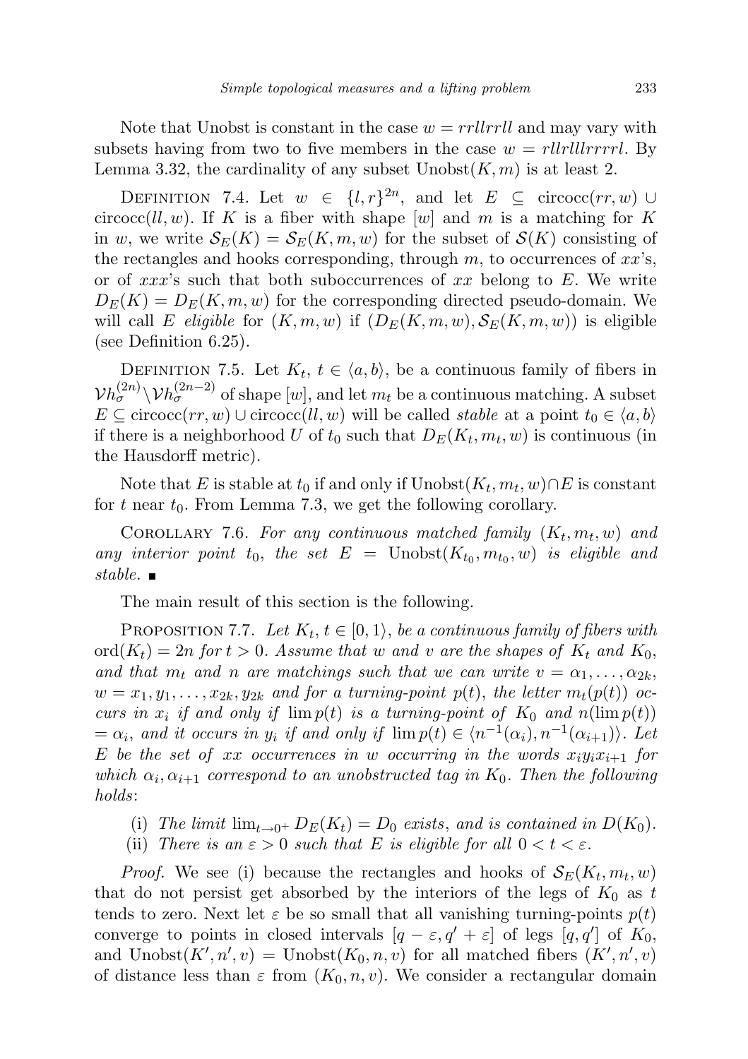Note that Unobst is constant in the case $w = rrllrrll$ and may vary with subsets having from two to five members in the case $w = rllrlllrrrrl$. By Lemma 3.32, the cardinality of any subset $\mathrm{Unobst}(K, m)$ is at least 2.

Definition 7.4. Let $w \in \{l, r\}^{2n}$, and let $E \subseteq \mathrm{circocc}(rr, w) \cup \mathrm{circocc}(ll, w)$. If $K$ is a fiber with shape $[w]$ and $m$ is a matching for $K$ in $w$, we write $\mathcal{S}_E(K) = \mathcal{S}_E(K, m, w)$ for the subset of $\mathcal{S}(K)$ consisting of the rectangles and hooks corresponding, through $m$, to occurrences of $xx$'s, or of $xxx$'s such that both suboccurrences of $xx$ belong to $E$. We write $D_E(K) = D_E(K, m, w)$ for the corresponding directed pseudo-domain. We will call $E$ *eligible* for $(K, m, w)$ if $(D_E(K, m, w), \mathcal{S}_E(K, m, w))$ is eligible (see Definition 6.25).

Definition 7.5. Let $K_t$, $t \in \langle a, b\rangle$, be a continuous family of fibers in $\mathcal{V}h_\sigma^{(2n)} \setminus \mathcal{V}h_\sigma^{(2n-2)}$ of shape $[w]$, and let $m_t$ be a continuous matching. A subset $E \subseteq \mathrm{circocc}(rr, w) \cup \mathrm{circocc}(ll, w)$ will be called *stable* at a point $t_0 \in \langle a, b\rangle$ if there is a neighborhood $U$ of $t_0$ such that $D_E(K_t, m_t, w)$ is continuous (in the Hausdorff metric).

Note that $E$ is stable at $t_0$ if and only if $\mathrm{Unobst}(K_t, m_t, w) \cap E$ is constant for $t$ near $t_0$. From Lemma 7.3, we get the following corollary.

Corollary 7.6. *For any continuous matched family $(K_t, m_t, w)$ and any interior point $t_0$, the set $E = \mathrm{Unobst}(K_{t_0}, m_{t_0}, w)$ is eligible and stable.* ∎

The main result of this section is the following.

Proposition 7.7. *Let $K_t$, $t \in [0, 1\rangle$, be a continuous family of fibers with $\mathrm{ord}(K_t) = 2n$ for $t > 0$. Assume that $w$ and $v$ are the shapes of $K_t$ and $K_0$, and that $m_t$ and $n$ are matchings such that we can write $v = \alpha_1, \ldots, \alpha_{2k}$, $w = x_1, y_1, \ldots, x_{2k}, y_{2k}$ and for a turning-point $p(t)$, the letter $m_t(p(t))$ occurs in $x_i$ if and only if $\lim p(t)$ is a turning-point of $K_0$ and $n(\lim p(t)) = \alpha_i$, and it occurs in $y_i$ if and only if $\lim p(t) \in \langle n^{-1}(\alpha_i), n^{-1}(\alpha_{i+1})\rangle$. Let $E$ be the set of $xx$ occurrences in $w$ occurring in the words $x_i y_i x_{i+1}$ for which $\alpha_i, \alpha_{i+1}$ correspond to an unobstructed tag in $K_0$. Then the following holds*:

(i) *The limit $\lim_{t\to 0^+} D_E(K_t) = D_0$ exists, and is contained in $D(K_0)$.*

(ii) *There is an $\varepsilon > 0$ such that $E$ is eligible for all $0 < t < \varepsilon$.*

*Proof.* We see (i) because the rectangles and hooks of $\mathcal{S}_E(K_t, m_t, w)$ that do not persist get absorbed by the interiors of the legs of $K_0$ as $t$ tends to zero. Next let $\varepsilon$ be so small that all vanishing turning-points $p(t)$ converge to points in closed intervals $[q - \varepsilon, q' + \varepsilon]$ of legs $[q, q']$ of $K_0$, and $\mathrm{Unobst}(K', n', v) = \mathrm{Unobst}(K_0, n, v)$ for all matched fibers $(K', n', v)$ of distance less than $\varepsilon$ from $(K_0, n, v)$. We consider a rectangular domain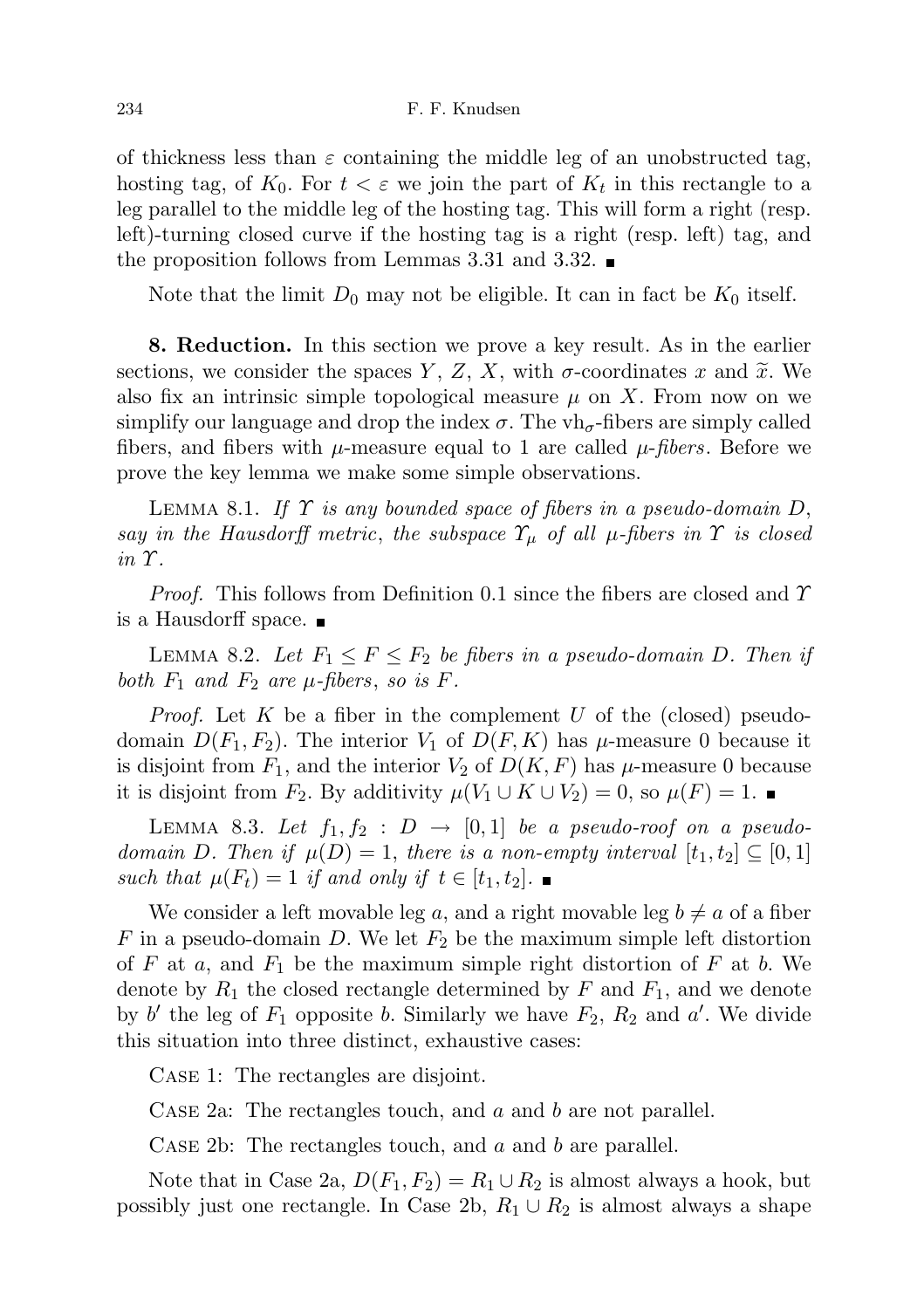of thickness less than $\varepsilon$ containing the middle leg of an unobstructed tag, hosting tag, of $K_0$. For $t < \varepsilon$ we join the part of $K_t$ in this rectangle to a leg parallel to the middle leg of the hosting tag. This will form a right (resp. left)-turning closed curve if the hosting tag is a right (resp. left) tag, and the proposition follows from Lemmas 3.31 and 3.32. ∎

Note that the limit $D_0$ may not be eligible. It can in fact be $K_0$ itself.

**8. Reduction.** In this section we prove a key result. As in the earlier sections, we consider the spaces $Y$, $Z$, $X$, with $\sigma$-coordinates $x$ and $\widetilde{x}$. We also fix an intrinsic simple topological measure $\mu$ on $X$. From now on we simplify our language and drop the index $\sigma$. The $\mathrm{vh}_\sigma$-fibers are simply called fibers, and fibers with $\mu$-measure equal to 1 are called *$\mu$-fibers*. Before we prove the key lemma we make some simple observations.

LEMMA 8.1. *If $\Upsilon$ is any bounded space of fibers in a pseudo-domain $D$, say in the Hausdorff metric, the subspace $\Upsilon_\mu$ of all $\mu$-fibers in $\Upsilon$ is closed in $\Upsilon$.*

*Proof.* This follows from Definition 0.1 since the fibers are closed and $\Upsilon$ is a Hausdorff space. ∎

LEMMA 8.2. *Let $F_1 \leq F \leq F_2$ be fibers in a pseudo-domain $D$. Then if both $F_1$ and $F_2$ are $\mu$-fibers, so is $F$.*

*Proof.* Let $K$ be a fiber in the complement $U$ of the (closed) pseudo-domain $D(F_1, F_2)$. The interior $V_1$ of $D(F, K)$ has $\mu$-measure 0 because it is disjoint from $F_1$, and the interior $V_2$ of $D(K, F)$ has $\mu$-measure 0 because it is disjoint from $F_2$. By additivity $\mu(V_1 \cup K \cup V_2) = 0$, so $\mu(F) = 1$. ∎

LEMMA 8.3. *Let $f_1, f_2 : D \to [0, 1]$ be a pseudo-roof on a pseudo-domain $D$. Then if $\mu(D) = 1$, there is a non-empty interval $[t_1, t_2] \subseteq [0, 1]$ such that $\mu(F_t) = 1$ if and only if $t \in [t_1, t_2]$.* ∎

We consider a left movable leg $a$, and a right movable leg $b \neq a$ of a fiber $F$ in a pseudo-domain $D$. We let $F_2$ be the maximum simple left distortion of $F$ at $a$, and $F_1$ be the maximum simple right distortion of $F$ at $b$. We denote by $R_1$ the closed rectangle determined by $F$ and $F_1$, and we denote by $b'$ the leg of $F_1$ opposite $b$. Similarly we have $F_2$, $R_2$ and $a'$. We divide this situation into three distinct, exhaustive cases:

CASE 1: The rectangles are disjoint.

CASE 2a: The rectangles touch, and $a$ and $b$ are not parallel.

CASE 2b: The rectangles touch, and $a$ and $b$ are parallel.

Note that in Case 2a, $D(F_1, F_2) = R_1 \cup R_2$ is almost always a hook, but possibly just one rectangle. In Case 2b, $R_1 \cup R_2$ is almost always a shape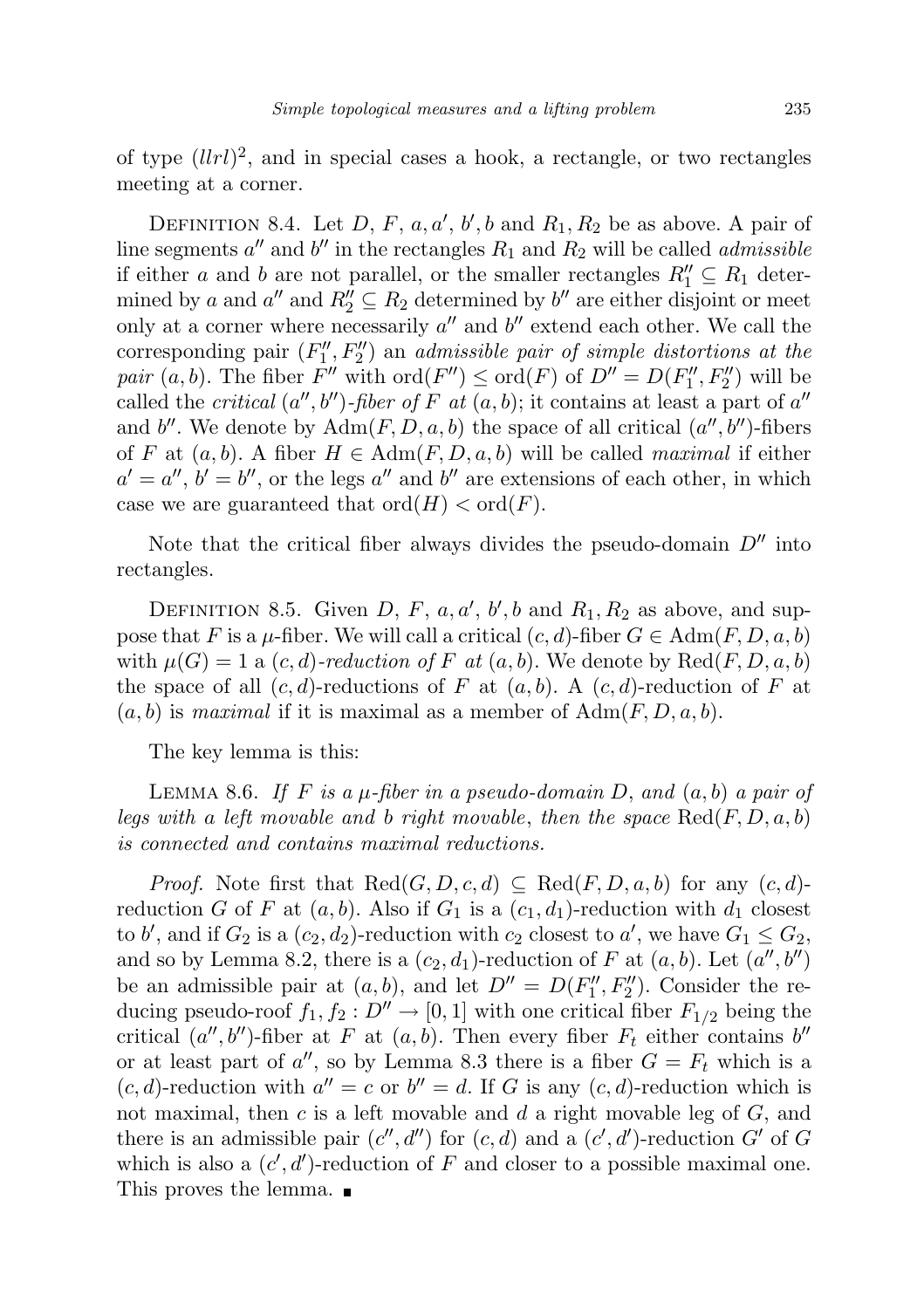of type $(llrl)^2$, and in special cases a hook, a rectangle, or two rectangles meeting at a corner.

Definition 8.4. Let $D$, $F$, $a, a'$, $b', b$ and $R_1, R_2$ be as above. A pair of line segments $a''$ and $b''$ in the rectangles $R_1$ and $R_2$ will be called *admissible* if either $a$ and $b$ are not parallel, or the smaller rectangles $R_1'' \subseteq R_1$ determined by $a$ and $a''$ and $R_2'' \subseteq R_2$ determined by $b''$ are either disjoint or meet only at a corner where necessarily $a''$ and $b''$ extend each other. We call the corresponding pair $(F_1'', F_2'')$ an *admissible pair of simple distortions at the pair* $(a, b)$. The fiber $F''$ with $\operatorname{ord}(F'') \leq \operatorname{ord}(F)$ of $D'' = D(F_1'', F_2'')$ will be called the *critical* $(a'', b'')$*-fiber of* $F$ *at* $(a, b)$; it contains at least a part of $a''$ and $b''$. We denote by $\operatorname{Adm}(F, D, a, b)$ the space of all critical $(a'', b'')$-fibers of $F$ at $(a, b)$. A fiber $H \in \operatorname{Adm}(F, D, a, b)$ will be called *maximal* if either $a' = a''$, $b' = b''$, or the legs $a''$ and $b''$ are extensions of each other, in which case we are guaranteed that $\operatorname{ord}(H) < \operatorname{ord}(F)$.

Note that the critical fiber always divides the pseudo-domain $D''$ into rectangles.

Definition 8.5. Given $D$, $F$, $a, a'$, $b', b$ and $R_1, R_2$ as above, and suppose that $F$ is a $\mu$-fiber. We will call a critical $(c, d)$-fiber $G \in \operatorname{Adm}(F, D, a, b)$ with $\mu(G) = 1$ a $(c, d)$*-reduction of* $F$ *at* $(a, b)$. We denote by $\operatorname{Red}(F, D, a, b)$ the space of all $(c, d)$-reductions of $F$ at $(a, b)$. A $(c, d)$-reduction of $F$ at $(a, b)$ is *maximal* if it is maximal as a member of $\operatorname{Adm}(F, D, a, b)$.

The key lemma is this:

Lemma 8.6. *If $F$ is a $\mu$-fiber in a pseudo-domain $D$, and $(a, b)$ a pair of legs with $a$ left movable and $b$ right movable, then the space $\operatorname{Red}(F, D, a, b)$ is connected and contains maximal reductions.*

*Proof.* Note first that $\operatorname{Red}(G, D, c, d) \subseteq \operatorname{Red}(F, D, a, b)$ for any $(c, d)$-reduction $G$ of $F$ at $(a, b)$. Also if $G_1$ is a $(c_1, d_1)$-reduction with $d_1$ closest to $b'$, and if $G_2$ is a $(c_2, d_2)$-reduction with $c_2$ closest to $a'$, we have $G_1 \leq G_2$, and so by Lemma 8.2, there is a $(c_2, d_1)$-reduction of $F$ at $(a, b)$. Let $(a'', b'')$ be an admissible pair at $(a, b)$, and let $D'' = D(F_1'', F_2'')$. Consider the reducing pseudo-roof $f_1, f_2 : D'' \to [0, 1]$ with one critical fiber $F_{1/2}$ being the critical $(a'', b'')$-fiber at $F$ at $(a, b)$. Then every fiber $F_t$ either contains $b''$ or at least part of $a''$, so by Lemma 8.3 there is a fiber $G = F_t$ which is a $(c, d)$-reduction with $a'' = c$ or $b'' = d$. If $G$ is any $(c, d)$-reduction which is not maximal, then $c$ is a left movable and $d$ a right movable leg of $G$, and there is an admissible pair $(c'', d'')$ for $(c, d)$ and a $(c', d')$-reduction $G'$ of $G$ which is also a $(c', d')$-reduction of $F$ and closer to a possible maximal one. This proves the lemma. ∎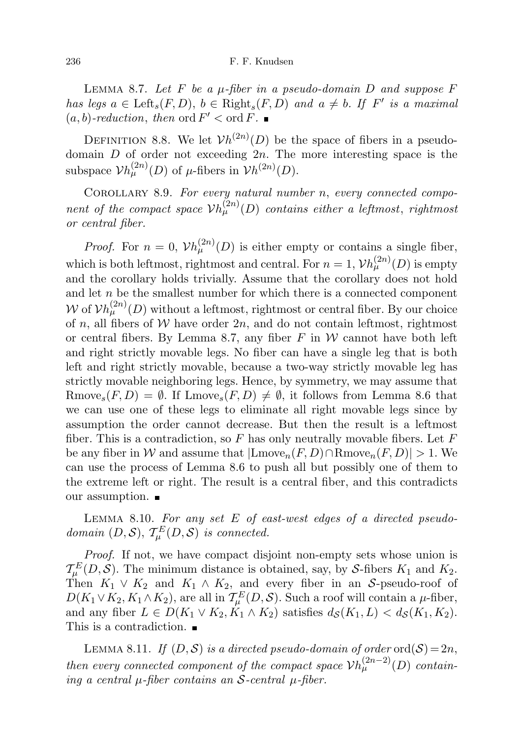LEMMA 8.7. *Let $F$ be a $\mu$-fiber in a pseudo-domain $D$ and suppose $F$ has legs $a \in \mathrm{Left}_s(F, D)$, $b \in \mathrm{Right}_s(F, D)$ and $a \neq b$. If $F'$ is a maximal $(a, b)$-reduction, then $\mathrm{ord}\, F' < \mathrm{ord}\, F$.* ∎

DEFINITION 8.8. We let $\mathcal{V}h^{(2n)}(D)$ be the space of fibers in a pseudo-domain $D$ of order not exceeding $2n$. The more interesting space is the subspace $\mathcal{V}h^{(2n)}_\mu(D)$ of $\mu$-fibers in $\mathcal{V}h^{(2n)}(D)$.

COROLLARY 8.9. *For every natural number $n$, every connected component of the compact space $\mathcal{V}h^{(2n)}_\mu(D)$ contains either a leftmost, rightmost or central fiber.*

*Proof.* For $n = 0$, $\mathcal{V}h^{(2n)}_\mu(D)$ is either empty or contains a single fiber, which is both leftmost, rightmost and central. For $n = 1$, $\mathcal{V}h^{(2n)}_\mu(D)$ is empty and the corollary holds trivially. Assume that the corollary does not hold and let $n$ be the smallest number for which there is a connected component $\mathcal{W}$ of $\mathcal{V}h^{(2n)}_\mu(D)$ without a leftmost, rightmost or central fiber. By our choice of $n$, all fibers of $\mathcal{W}$ have order $2n$, and do not contain leftmost, rightmost or central fibers. By Lemma 8.7, any fiber $F$ in $\mathcal{W}$ cannot have both left and right strictly movable legs. No fiber can have a single leg that is both left and right strictly movable, because a two-way strictly movable leg has strictly movable neighboring legs. Hence, by symmetry, we may assume that $\mathrm{Rmove}_s(F, D) = \emptyset$. If $\mathrm{Lmove}_s(F, D) \neq \emptyset$, it follows from Lemma 8.6 that we can use one of these legs to eliminate all right movable legs since by assumption the order cannot decrease. But then the result is a leftmost fiber. This is a contradiction, so $F$ has only neutrally movable fibers. Let $F$ be any fiber in $\mathcal{W}$ and assume that $|\mathrm{Lmove}_n(F, D) \cap \mathrm{Rmove}_n(F, D)| > 1$. We can use the process of Lemma 8.6 to push all but possibly one of them to the extreme left or right. The result is a central fiber, and this contradicts our assumption. ∎

LEMMA 8.10. *For any set $E$ of east-west edges of a directed pseudo-domain $(D, \mathcal{S})$, $\mathcal{T}^E_\mu(D, \mathcal{S})$ is connected.*

*Proof.* If not, we have compact disjoint non-empty sets whose union is $\mathcal{T}^E_\mu(D, \mathcal{S})$. The minimum distance is obtained, say, by $\mathcal{S}$-fibers $K_1$ and $K_2$. Then $K_1 \vee K_2$ and $K_1 \wedge K_2$, and every fiber in an $\mathcal{S}$-pseudo-roof of $D(K_1 \vee K_2, K_1 \wedge K_2)$, are all in $\mathcal{T}^E_\mu(D, \mathcal{S})$. Such a roof will contain a $\mu$-fiber, and any fiber $L \in D(K_1 \vee K_2, K_1 \wedge K_2)$ satisfies $d_\mathcal{S}(K_1, L) < d_\mathcal{S}(K_1, K_2)$. This is a contradiction. ∎

LEMMA 8.11. *If $(D, \mathcal{S})$ is a directed pseudo-domain of order $\mathrm{ord}(\mathcal{S}) = 2n$, then every connected component of the compact space $\mathcal{V}h^{(2n-2)}_\mu(D)$ containing a central $\mu$-fiber contains an $\mathcal{S}$-central $\mu$-fiber.*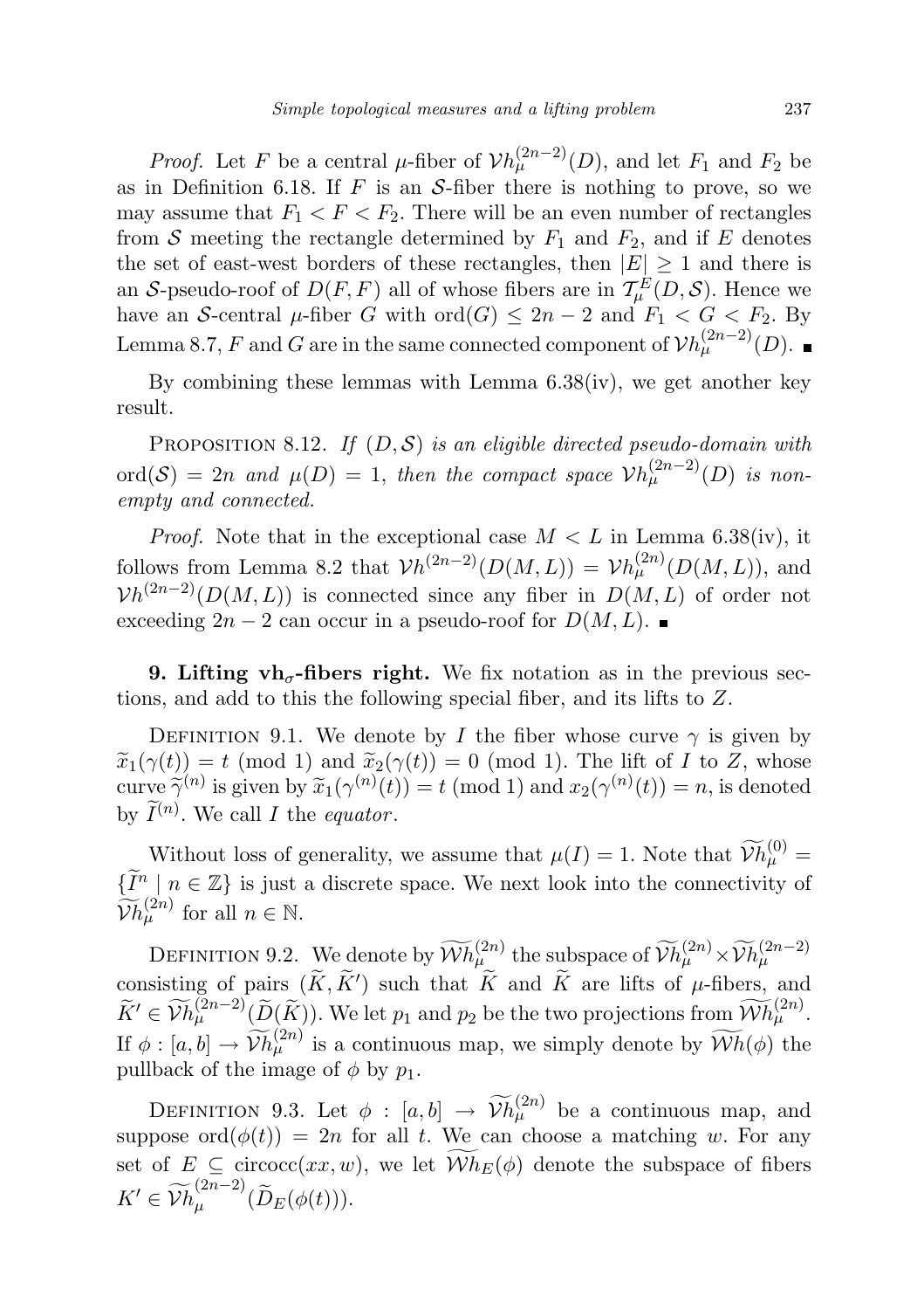*Proof.* Let $F$ be a central $\mu$-fiber of $\mathcal{V}h_\mu^{(2n-2)}(D)$, and let $F_1$ and $F_2$ be as in Definition 6.18. If $F$ is an $\mathcal{S}$-fiber there is nothing to prove, so we may assume that $F_1 < F < F_2$. There will be an even number of rectangles from $\mathcal{S}$ meeting the rectangle determined by $F_1$ and $F_2$, and if $E$ denotes the set of east-west borders of these rectangles, then $|E| \geq 1$ and there is an $\mathcal{S}$-pseudo-roof of $D(F, F)$ all of whose fibers are in $\mathcal{T}_\mu^E(D, \mathcal{S})$. Hence we have an $\mathcal{S}$-central $\mu$-fiber $G$ with $\mathrm{ord}(G) \leq 2n-2$ and $F_1 < G < F_2$. By Lemma 8.7, $F$ and $G$ are in the same connected component of $\mathcal{V}h_\mu^{(2n-2)}(D)$. ∎

By combining these lemmas with Lemma 6.38(iv), we get another key result.

PROPOSITION 8.12. *If $(D, \mathcal{S})$ is an eligible directed pseudo-domain with $\mathrm{ord}(\mathcal{S}) = 2n$ and $\mu(D) = 1$, then the compact space $\mathcal{V}h_\mu^{(2n-2)}(D)$ is nonempty and connected.*

*Proof.* Note that in the exceptional case $M < L$ in Lemma 6.38(iv), it follows from Lemma 8.2 that $\mathcal{V}h^{(2n-2)}(D(M, L)) = \mathcal{V}h_\mu^{(2n)}(D(M, L))$, and $\mathcal{V}h^{(2n-2)}(D(M, L))$ is connected since any fiber in $D(M, L)$ of order not exceeding $2n-2$ can occur in a pseudo-roof for $D(M, L)$. ∎

## 9. Lifting $\mathbf{vh}_\sigma$-fibers right.

We fix notation as in the previous sections, and add to this the following special fiber, and its lifts to $Z$.

DEFINITION 9.1. We denote by $I$ the fiber whose curve $\gamma$ is given by $\widetilde{x}_1(\gamma(t)) = t \pmod 1$ and $\widetilde{x}_2(\gamma(t)) = 0 \pmod 1$. The lift of $I$ to $Z$, whose curve $\widetilde{\gamma}^{(n)}$ is given by $\widetilde{x}_1(\gamma^{(n)}(t)) = t \pmod 1$ and $x_2(\gamma^{(n)}(t)) = n$, is denoted by $\widetilde{I}^{(n)}$. We call $I$ the *equator*.

Without loss of generality, we assume that $\mu(I) = 1$. Note that $\widetilde{\mathcal{V}h}_\mu^{(0)} = \{\widetilde{I}^n \mid n \in \mathbb{Z}\}$ is just a discrete space. We next look into the connectivity of $\widetilde{\mathcal{V}h}_\mu^{(2n)}$ for all $n \in \mathbb{N}$.

DEFINITION 9.2. We denote by $\widetilde{\mathcal{W}h}_\mu^{(2n)}$ the subspace of $\widetilde{\mathcal{V}h}_\mu^{(2n)} \times \widetilde{\mathcal{V}h}_\mu^{(2n-2)}$ consisting of pairs $(\widetilde{K}, \widetilde{K}')$ such that $\widetilde{K}$ and $\widetilde{K}$ are lifts of $\mu$-fibers, and $\widetilde{K}' \in \widetilde{\mathcal{V}h}_\mu^{(2n-2)}(\widetilde{D}(\widetilde{K}))$. We let $p_1$ and $p_2$ be the two projections from $\widetilde{\mathcal{W}h}_\mu^{(2n)}$. If $\phi : [a, b] \to \widetilde{\mathcal{V}h}_\mu^{(2n)}$ is a continuous map, we simply denote by $\widetilde{\mathcal{W}h}(\phi)$ the pullback of the image of $\phi$ by $p_1$.

DEFINITION 9.3. Let $\phi : [a, b] \to \widetilde{\mathcal{V}h}_\mu^{(2n)}$ be a continuous map, and suppose $\mathrm{ord}(\phi(t)) = 2n$ for all $t$. We can choose a matching $w$. For any set of $E \subseteq \mathrm{circocc}(xx, w)$, we let $\widetilde{\mathcal{W}h}_E(\phi)$ denote the subspace of fibers $K' \in \widetilde{\mathcal{V}h}_\mu^{(2n-2)}(\widetilde{D}_E(\phi(t)))$.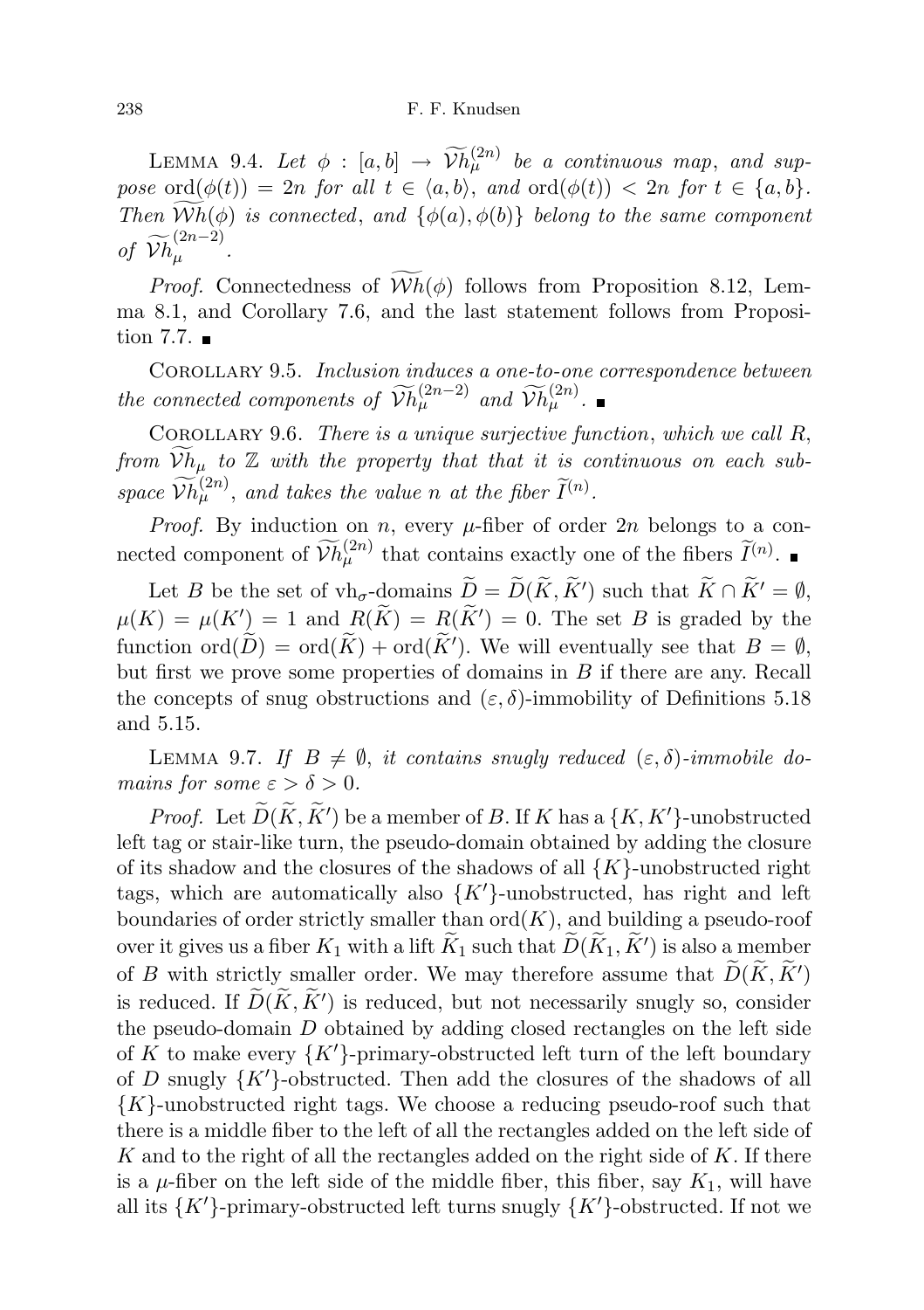LEMMA 9.4. *Let $\phi : [a,b] \to \widetilde{\mathcal{V}h}_\mu^{(2n)}$ be a continuous map, and suppose $\mathrm{ord}(\phi(t)) = 2n$ for all $t \in \langle a,b\rangle$, and $\mathrm{ord}(\phi(t)) < 2n$ for $t \in \{a,b\}$. Then $\widetilde{\mathcal{W}h}(\phi)$ is connected, and $\{\phi(a),\phi(b)\}$ belong to the same component of $\widetilde{\mathcal{V}h}_\mu^{(2n-2)}$.*

*Proof.* Connectedness of $\widetilde{\mathcal{W}h}(\phi)$ follows from Proposition 8.12, Lemma 8.1, and Corollary 7.6, and the last statement follows from Proposition 7.7. ∎

COROLLARY 9.5. *Inclusion induces a one-to-one correspondence between the connected components of $\widetilde{\mathcal{V}h}_\mu^{(2n-2)}$ and $\widetilde{\mathcal{V}h}_\mu^{(2n)}$.* ∎

COROLLARY 9.6. *There is a unique surjective function, which we call $R$, from $\widetilde{\mathcal{V}h}_\mu$ to $\mathbb{Z}$ with the property that that it is continuous on each subspace $\widetilde{\mathcal{V}h}_\mu^{(2n)}$, and takes the value $n$ at the fiber $\widetilde{I}^{(n)}$.*

*Proof.* By induction on $n$, every $\mu$-fiber of order $2n$ belongs to a connected component of $\widetilde{\mathcal{V}h}_\mu^{(2n)}$ that contains exactly one of the fibers $\widetilde{I}^{(n)}$. ∎

Let $B$ be the set of vh$_\sigma$-domains $\widetilde{D} = \widetilde{D}(\widetilde{K},\widetilde{K}')$ such that $\widetilde{K} \cap \widetilde{K}' = \emptyset$, $\mu(K) = \mu(K') = 1$ and $R(\widetilde{K}) = R(\widetilde{K}') = 0$. The set $B$ is graded by the function $\mathrm{ord}(\widetilde{D}) = \mathrm{ord}(\widetilde{K}) + \mathrm{ord}(\widetilde{K}')$. We will eventually see that $B = \emptyset$, but first we prove some properties of domains in $B$ if there are any. Recall the concepts of snug obstructions and $(\varepsilon,\delta)$-immobility of Definitions 5.18 and 5.15.

LEMMA 9.7. *If $B \neq \emptyset$, it contains snugly reduced $(\varepsilon,\delta)$-immobile domains for some $\varepsilon > \delta > 0$.*

*Proof.* Let $\widetilde{D}(\widetilde{K},\widetilde{K}')$ be a member of $B$. If $K$ has a $\{K,K'\}$-unobstructed left tag or stair-like turn, the pseudo-domain obtained by adding the closure of its shadow and the closures of the shadows of all $\{K\}$-unobstructed right tags, which are automatically also $\{K'\}$-unobstructed, has right and left boundaries of order strictly smaller than $\mathrm{ord}(K)$, and building a pseudo-roof over it gives us a fiber $K_1$ with a lift $\widetilde{K}_1$ such that $\widetilde{D}(\widetilde{K}_1,\widetilde{K}')$ is also a member of $B$ with strictly smaller order. We may therefore assume that $\widetilde{D}(\widetilde{K},\widetilde{K}')$ is reduced. If $\widetilde{D}(\widetilde{K},\widetilde{K}')$ is reduced, but not necessarily snugly so, consider the pseudo-domain $D$ obtained by adding closed rectangles on the left side of $K$ to make every $\{K'\}$-primary-obstructed left turn of the left boundary of $D$ snugly $\{K'\}$-obstructed. Then add the closures of the shadows of all $\{K\}$-unobstructed right tags. We choose a reducing pseudo-roof such that there is a middle fiber to the left of all the rectangles added on the left side of $K$ and to the right of all the rectangles added on the right side of $K$. If there is a $\mu$-fiber on the left side of the middle fiber, this fiber, say $K_1$, will have all its $\{K'\}$-primary-obstructed left turns snugly $\{K'\}$-obstructed. If not we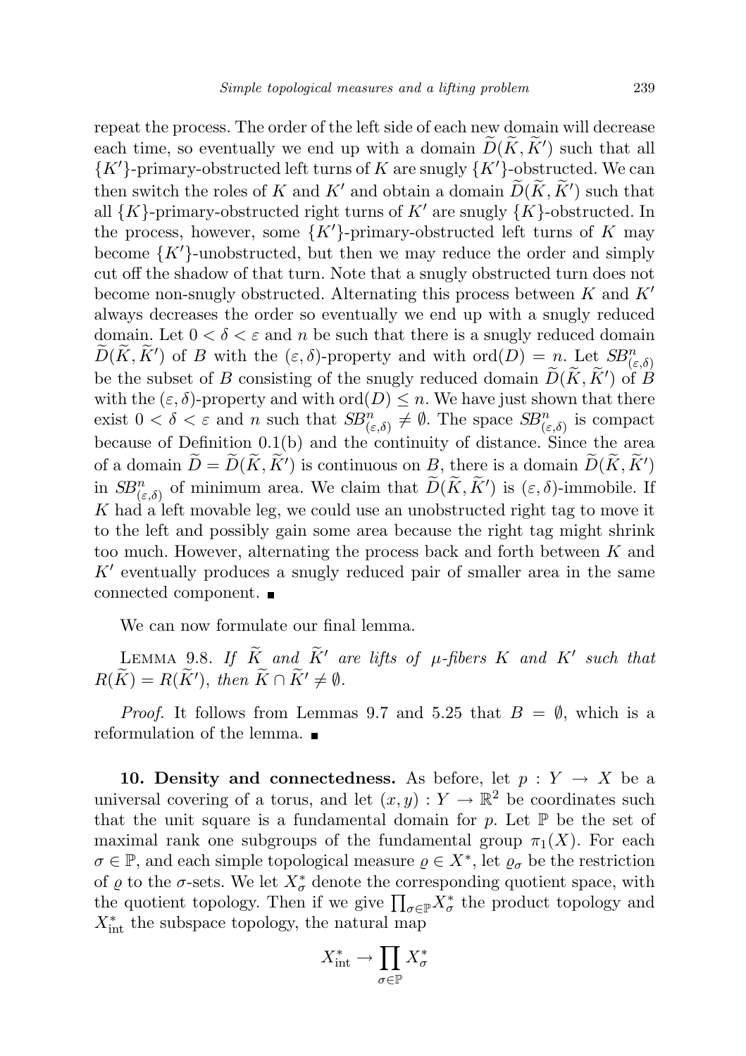repeat the process. The order of the left side of each new domain will decrease each time, so eventually we end up with a domain $\widetilde{D}(\widetilde{K},\widetilde{K}')$ such that all $\{K'\}$-primary-obstructed left turns of $K$ are snugly $\{K'\}$-obstructed. We can then switch the roles of $K$ and $K'$ and obtain a domain $\widetilde{D}(\widetilde{K},\widetilde{K}')$ such that all $\{K\}$-primary-obstructed right turns of $K'$ are snugly $\{K\}$-obstructed. In the process, however, some $\{K'\}$-primary-obstructed left turns of $K$ may become $\{K'\}$-unobstructed, but then we may reduce the order and simply cut off the shadow of that turn. Note that a snugly obstructed turn does not become non-snugly obstructed. Alternating this process between $K$ and $K'$ always decreases the order so eventually we end up with a snugly reduced domain. Let $0<\delta<\varepsilon$ and $n$ be such that there is a snugly reduced domain $\widetilde{D}(\widetilde{K},\widetilde{K}')$ of $B$ with the $(\varepsilon,\delta)$-property and with $\operatorname{ord}(D)=n$. Let $SB^n_{(\varepsilon,\delta)}$ be the subset of $B$ consisting of the snugly reduced domain $\widetilde{D}(\widetilde{K},\widetilde{K}')$ of $B$ with the $(\varepsilon,\delta)$-property and with $\operatorname{ord}(D)\leq n$. We have just shown that there exist $0<\delta<\varepsilon$ and $n$ such that $SB^n_{(\varepsilon,\delta)}\neq\emptyset$. The space $SB^n_{(\varepsilon,\delta)}$ is compact because of Definition 0.1(b) and the continuity of distance. Since the area of a domain $\widetilde{D}=\widetilde{D}(\widetilde{K},\widetilde{K}')$ is continuous on $B$, there is a domain $\widetilde{D}(\widetilde{K},\widetilde{K}')$ in $SB^n_{(\varepsilon,\delta)}$ of minimum area. We claim that $\widetilde{D}(\widetilde{K},\widetilde{K}')$ is $(\varepsilon,\delta)$-immobile. If $K$ had a left movable leg, we could use an unobstructed right tag to move it to the left and possibly gain some area because the right tag might shrink too much. However, alternating the process back and forth between $K$ and $K'$ eventually produces a snugly reduced pair of smaller area in the same connected component. ∎

We can now formulate our final lemma.

Lemma 9.8. *If $\widetilde{K}$ and $\widetilde{K}'$ are lifts of $\mu$-fibers $K$ and $K'$ such that $R(\widetilde{K})=R(\widetilde{K}')$, then $\widetilde{K}\cap\widetilde{K}'\neq\emptyset$.*

*Proof.* It follows from Lemmas 9.7 and 5.25 that $B=\emptyset$, which is a reformulation of the lemma. ∎

**10. Density and connectedness.** As before, let $p:Y\to X$ be a universal covering of a torus, and let $(x,y):Y\to\mathbb{R}^2$ be coordinates such that the unit square is a fundamental domain for $p$. Let $\mathbb{P}$ be the set of maximal rank one subgroups of the fundamental group $\pi_1(X)$. For each $\sigma\in\mathbb{P}$, and each simple topological measure $\varrho\in X^*$, let $\varrho_\sigma$ be the restriction of $\varrho$ to the $\sigma$-sets. We let $X^*_\sigma$ denote the corresponding quotient space, with the quotient topology. Then if we give $\prod_{\sigma\in\mathbb{P}}X^*_\sigma$ the product topology and $X^*_{\mathrm{int}}$ the subspace topology, the natural map

$$X^*_{\mathrm{int}}\to\prod_{\sigma\in\mathbb{P}}X^*_\sigma$$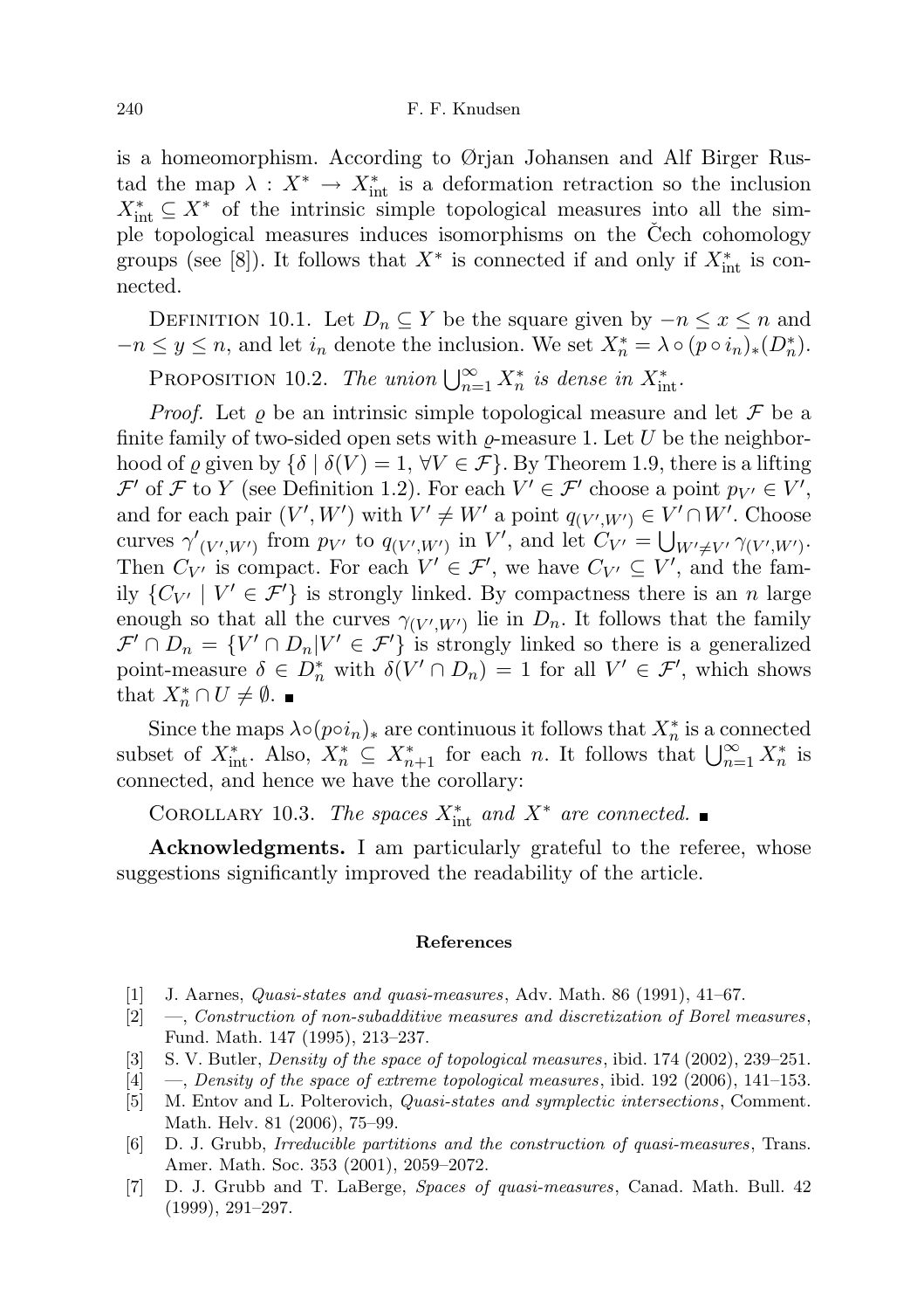is a homeomorphism. According to Ørjan Johansen and Alf Birger Rustad the map $\lambda : X^* \to X^*_{\mathrm{int}}$ is a deformation retraction so the inclusion $X^*_{\mathrm{int}} \subseteq X^*$ of the intrinsic simple topological measures into all the simple topological measures induces isomorphisms on the Čech cohomology groups (see [8]). It follows that $X^*$ is connected if and only if $X^*_{\mathrm{int}}$ is connected.

Definition 10.1. Let $D_n \subseteq Y$ be the square given by $-n \le x \le n$ and $-n \le y \le n$, and let $i_n$ denote the inclusion. We set $X^*_n = \lambda \circ (p \circ i_n)_*(D^*_n)$.

Proposition 10.2. *The union* $\bigcup_{n=1}^\infty X^*_n$ *is dense in* $X^*_{\mathrm{int}}$.

*Proof.* Let $\varrho$ be an intrinsic simple topological measure and let $\mathcal{F}$ be a finite family of two-sided open sets with $\varrho$-measure 1. Let $U$ be the neighborhood of $\varrho$ given by $\{\delta \mid \delta(V) = 1, \forall V \in \mathcal{F}\}$. By Theorem 1.9, there is a lifting $\mathcal{F}'$ of $\mathcal{F}$ to $Y$ (see Definition 1.2). For each $V' \in \mathcal{F}'$ choose a point $p_{V'} \in V'$, and for each pair $(V', W')$ with $V' \ne W'$ a point $q_{(V',W')} \in V' \cap W'$. Choose curves $\gamma'_{(V',W')}$ from $p_{V'}$ to $q_{(V',W')}$ in $V'$, and let $C_{V'} = \bigcup_{W' \ne V'} \gamma_{(V',W')}$. Then $C_{V'}$ is compact. For each $V' \in \mathcal{F}'$, we have $C_{V'} \subseteq V'$, and the family $\{C_{V'} \mid V' \in \mathcal{F}'\}$ is strongly linked. By compactness there is an $n$ large enough so that all the curves $\gamma_{(V',W')}$ lie in $D_n$. It follows that the family $\mathcal{F}' \cap D_n = \{V' \cap D_n | V' \in \mathcal{F}'\}$ is strongly linked so there is a generalized point-measure $\delta \in D^*_n$ with $\delta(V' \cap D_n) = 1$ for all $V' \in \mathcal{F}'$, which shows that $X^*_n \cap U \ne \emptyset$. ∎

Since the maps $\lambda \circ (p \circ i_n)_*$ are continuous it follows that $X^*_n$ is a connected subset of $X^*_{\mathrm{int}}$. Also, $X^*_n \subseteq X^*_{n+1}$ for each $n$. It follows that $\bigcup_{n=1}^\infty X^*_n$ is connected, and hence we have the corollary:

Corollary 10.3. *The spaces* $X^*_{\mathrm{int}}$ *and* $X^*$ *are connected.* ∎

**Acknowledgments.** I am particularly grateful to the referee, whose suggestions significantly improved the readability of the article.

#### References

[1] J. Aarnes, *Quasi-states and quasi-measures*, Adv. Math. 86 (1991), 41–67.

[2] —, *Construction of non-subadditive measures and discretization of Borel measures*, Fund. Math. 147 (1995), 213–237.

[3] S. V. Butler, *Density of the space of topological measures*, ibid. 174 (2002), 239–251.

[4] —, *Density of the space of extreme topological measures*, ibid. 192 (2006), 141–153.

[5] M. Entov and L. Polterovich, *Quasi-states and symplectic intersections*, Comment. Math. Helv. 81 (2006), 75–99.

[6] D. J. Grubb, *Irreducible partitions and the construction of quasi-measures*, Trans. Amer. Math. Soc. 353 (2001), 2059–2072.

[7] D. J. Grubb and T. LaBerge, *Spaces of quasi-measures*, Canad. Math. Bull. 42 (1999), 291–297.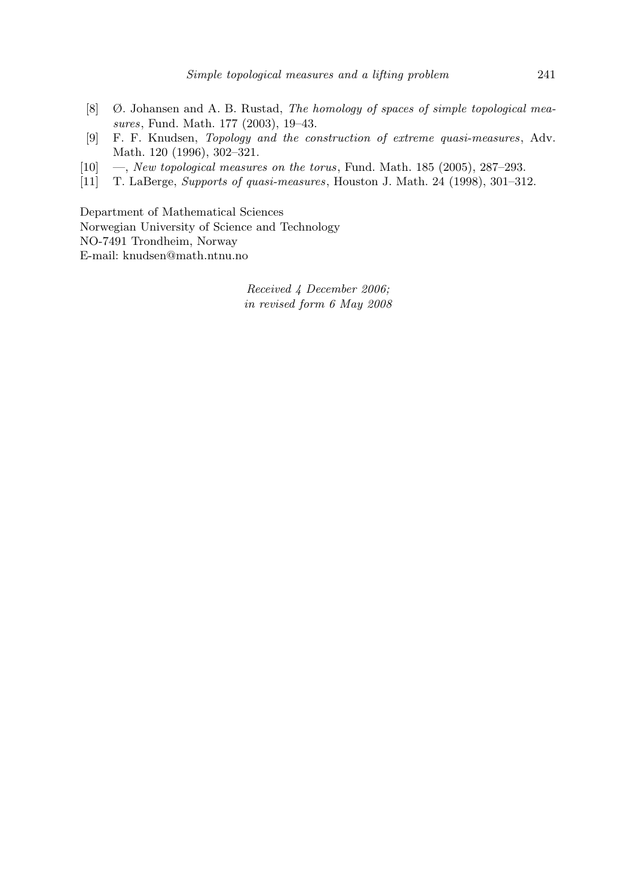[8] Ø. Johansen and A. B. Rustad, *The homology of spaces of simple topological measures*, Fund. Math. 177 (2003), 19–43.

[9] F. F. Knudsen, *Topology and the construction of extreme quasi-measures*, Adv. Math. 120 (1996), 302–321.

[10] —, *New topological measures on the torus*, Fund. Math. 185 (2005), 287–293.

[11] T. LaBerge, *Supports of quasi-measures*, Houston J. Math. 24 (1998), 301–312.

Department of Mathematical Sciences
Norwegian University of Science and Technology
NO-7491 Trondheim, Norway
E-mail: knudsen@math.ntnu.no

*Received 4 December 2006;*
*in revised form 6 May 2008*